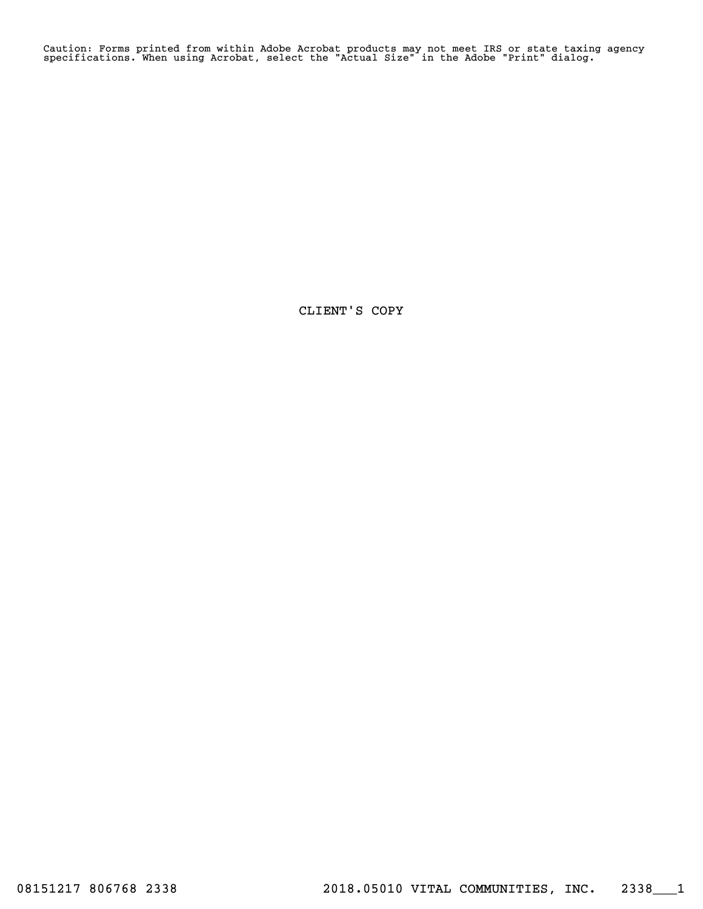Caution: Forms printed from within Adobe Acrobat products may not meet IRS or state taxing agency specifications. When using Acrobat, select the "Actual Size" in the Adobe "Print" dialog.

CLIENT'S COPY

08151217 806768 2338 2018.05010 VITAL COMMUNITIES, INC. 2338___1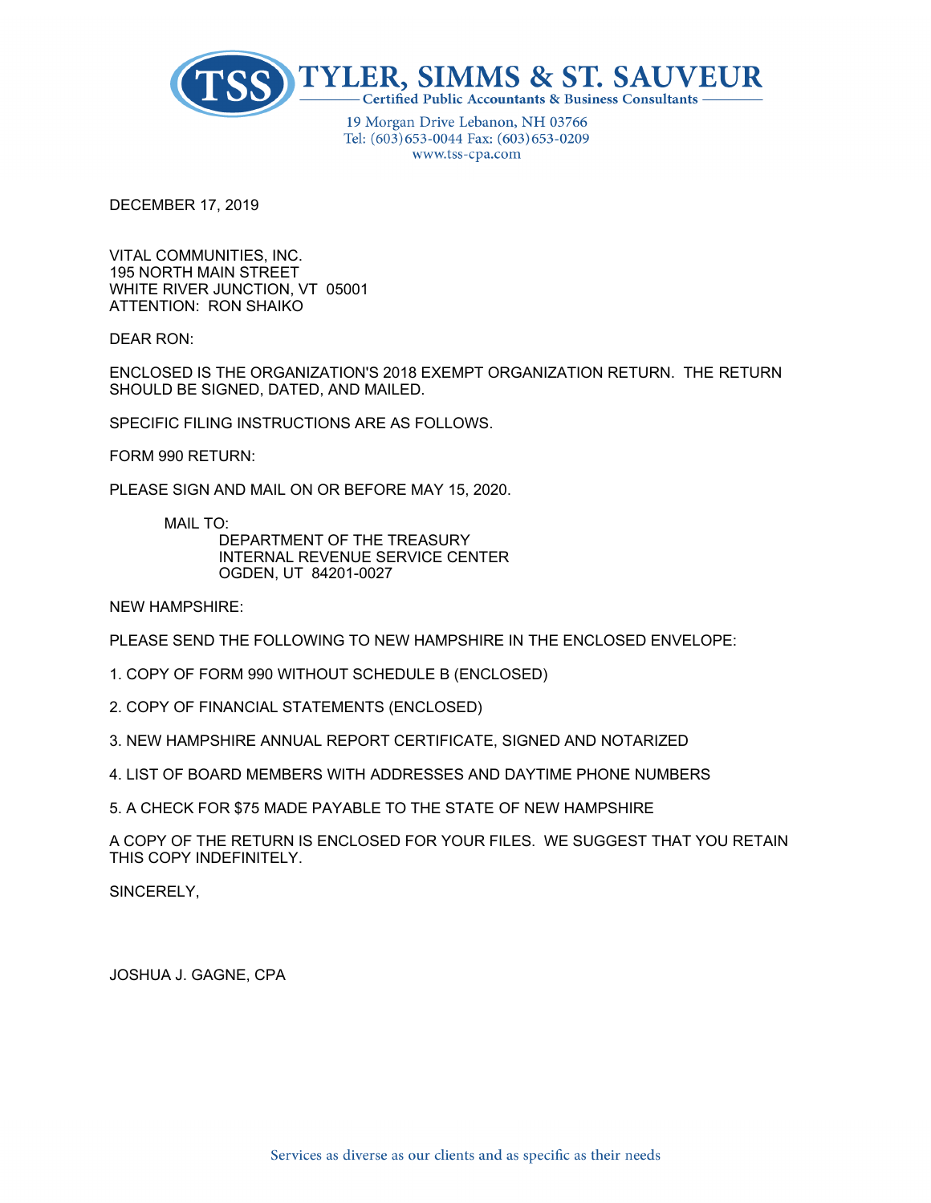# TYLER, SIMMS & ST. SAUVEUR

Certified Public Accountants & Business Consultants

19 Morgan Drive Lebanon, NH 03766
Tel: (603)653-0044 Fax: (603)653-0209
www.tss-cpa.com

DECEMBER 17, 2019

VITAL COMMUNITIES, INC.
195 NORTH MAIN STREET
WHITE RIVER JUNCTION, VT 05001
ATTENTION: RON SHAIKO

DEAR RON:

ENCLOSED IS THE ORGANIZATION'S 2018 EXEMPT ORGANIZATION RETURN. THE RETURN SHOULD BE SIGNED, DATED, AND MAILED.

SPECIFIC FILING INSTRUCTIONS ARE AS FOLLOWS.

FORM 990 RETURN:

PLEASE SIGN AND MAIL ON OR BEFORE MAY 15, 2020.

MAIL TO:
DEPARTMENT OF THE TREASURY
INTERNAL REVENUE SERVICE CENTER
OGDEN, UT 84201-0027

NEW HAMPSHIRE:

PLEASE SEND THE FOLLOWING TO NEW HAMPSHIRE IN THE ENCLOSED ENVELOPE:

1. COPY OF FORM 990 WITHOUT SCHEDULE B (ENCLOSED)

2. COPY OF FINANCIAL STATEMENTS (ENCLOSED)

3. NEW HAMPSHIRE ANNUAL REPORT CERTIFICATE, SIGNED AND NOTARIZED

4. LIST OF BOARD MEMBERS WITH ADDRESSES AND DAYTIME PHONE NUMBERS

5. A CHECK FOR $75 MADE PAYABLE TO THE STATE OF NEW HAMPSHIRE

A COPY OF THE RETURN IS ENCLOSED FOR YOUR FILES. WE SUGGEST THAT YOU RETAIN THIS COPY INDEFINITELY.

SINCERELY,

JOSHUA J. GAGNE, CPA

Services as diverse as our clients and as specific as their needs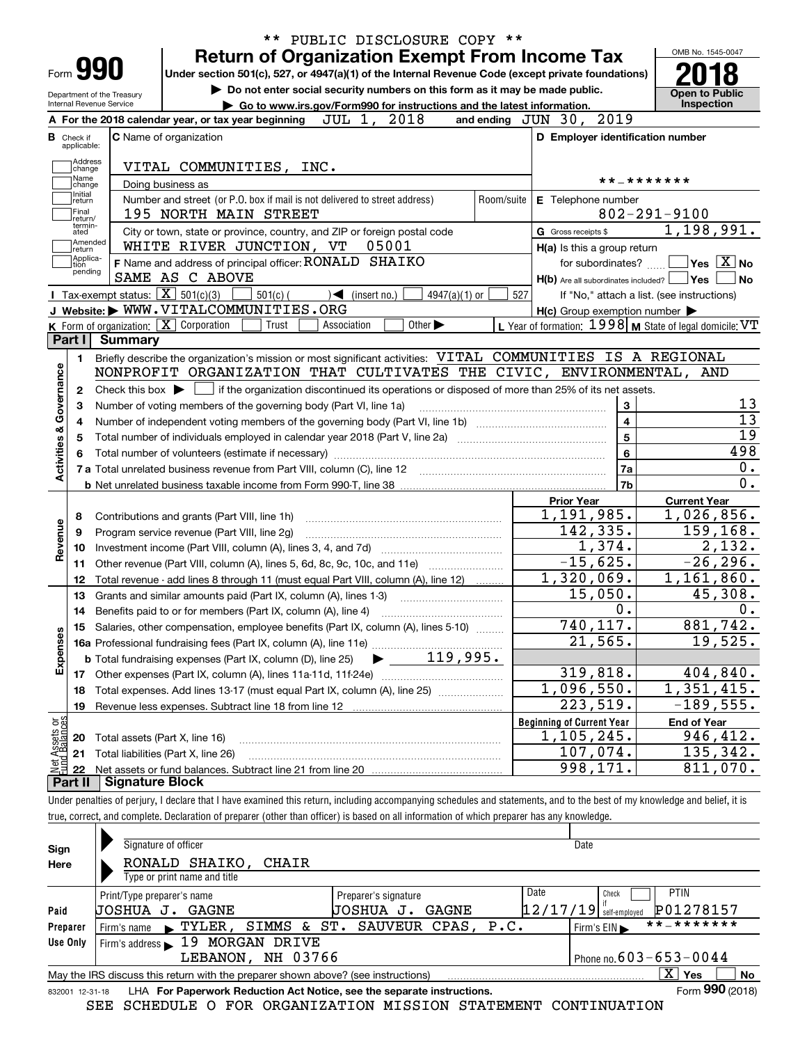** PUBLIC DISCLOSURE COPY **

Form **990**

Department of the Treasury
Internal Revenue Service

# Return of Organization Exempt From Income Tax

**Under section 501(c), 527, or 4947(a)(1) of the Internal Revenue Code (except private foundations)**

▶ **Do not enter social security numbers on this form as it may be made public.**

▶ **Go to www.irs.gov/Form990 for instructions and the latest information.**

OMB No. 1545-0047

**2018**

**Open to Public Inspection**

**A** For the 2018 calendar year, or tax year beginning JUL 1, 2018 and ending JUN 30, 2019

**B** Check if applicable: Address change, Name change, Initial return, Final return/terminated, Amended return, Application pending

**C** Name of organization: VITAL COMMUNITIES, INC.

Doing business as

Number and street (or P.O. box if mail is not delivered to street address): 195 NORTH MAIN STREET | Room/suite

City or town, state or province, country, and ZIP or foreign postal code: WHITE RIVER JUNCTION, VT 05001

**F** Name and address of principal officer: RONALD SHAIKO
SAME AS C ABOVE

**D Employer identification number:** **-*******

**E** Telephone number: 802-291-9100

**G** Gross receipts $ 1,198,991.

**H(a)** Is this a group return for subordinates? ☐ Yes ☒ No

**H(b)** Are all subordinates included? ☐ Yes ☐ No
If "No," attach a list. (see instructions)

**H(c)** Group exemption number ▶

**I** Tax-exempt status: ☒ 501(c)(3) ☐ 501(c) ( ) ◀ (insert no.) ☐ 4947(a)(1) or ☐ 527

**J** Website: ▶ WWW.VITALCOMMUNITIES.ORG

**K** Form of organization: ☒ Corporation ☐ Trust ☐ Association ☐ Other ▶

**L** Year of formation: 1998 **M** State of legal domicile: VT

## Part I Summary

**Activities & Governance**

1. Briefly describe the organization's mission or most significant activities: VITAL COMMUNITIES IS A REGIONAL NONPROFIT ORGANIZATION THAT CULTIVATES THE CIVIC, ENVIRONMENTAL, AND
2. Check this box ▶ ☐ if the organization discontinued its operations or disposed of more than 25% of its net assets.

| | | | |
|---|---|---|---|
| 3 | Number of voting members of the governing body (Part VI, line 1a) | 3 | 13 |
| 4 | Number of independent voting members of the governing body (Part VI, line 1b) | 4 | 13 |
| 5 | Total number of individuals employed in calendar year 2018 (Part V, line 2a) | 5 | 19 |
| 6 | Total number of volunteers (estimate if necessary) | 6 | 498 |
| 7a | Total unrelated business revenue from Part VIII, column (C), line 12 | 7a | 0. |
| b | Net unrelated business taxable income from Form 990-T, line 38 | 7b | 0. |

| | | Prior Year | Current Year |
|---|---|---|---|
| **Revenue** | | | |
| 8 | Contributions and grants (Part VIII, line 1h) | 1,191,985. | 1,026,856. |
| 9 | Program service revenue (Part VIII, line 2g) | 142,335. | 159,168. |
| 10 | Investment income (Part VIII, column (A), lines 3, 4, and 7d) | 1,374. | 2,132. |
| 11 | Other revenue (Part VIII, column (A), lines 5, 6d, 8c, 9c, 10c, and 11e) | -15,625. | -26,296. |
| 12 | Total revenue - add lines 8 through 11 (must equal Part VIII, column (A), line 12) | 1,320,069. | 1,161,860. |
| **Expenses** | | | |
| 13 | Grants and similar amounts paid (Part IX, column (A), lines 1-3) | 15,050. | 45,308. |
| 14 | Benefits paid to or for members (Part IX, column (A), line 4) | 0. | 0. |
| 15 | Salaries, other compensation, employee benefits (Part IX, column (A), lines 5-10) | 740,117. | 881,742. |
| 16a | Professional fundraising fees (Part IX, column (A), line 11e) | 21,565. | 19,525. |
| b | Total fundraising expenses (Part IX, column (D), line 25) ▶ 119,995. | | |
| 17 | Other expenses (Part IX, column (A), lines 11a-11d, 11f-24e) | 319,818. | 404,840. |
| 18 | Total expenses. Add lines 13-17 (must equal Part IX, column (A), line 25) | 1,096,550. | 1,351,415. |
| 19 | Revenue less expenses. Subtract line 18 from line 12 | 223,519. | -189,555. |

| **Net Assets or Fund Balances** | | Beginning of Current Year | End of Year |
|---|---|---|---|
| 20 | Total assets (Part X, line 16) | 1,105,245. | 946,412. |
| 21 | Total liabilities (Part X, line 26) | 107,074. | 135,342. |
| 22 | Net assets or fund balances. Subtract line 21 from line 20 | 998,171. | 811,070. |

## Part II Signature Block

Under penalties of perjury, I declare that I have examined this return, including accompanying schedules and statements, and to the best of my knowledge and belief, it is true, correct, and complete. Declaration of preparer (other than officer) is based on all information of which preparer has any knowledge.

**Sign Here**

Signature of officer | Date

RONALD SHAIKO, CHAIR
Type or print name and title

**Paid Preparer Use Only**

| Print/Type preparer's name | Preparer's signature | Date | Check ☐ if self-employed | PTIN |
|---|---|---|---|---|
| JOSHUA J. GAGNE | JOSHUA J. GAGNE | 12/17/19 | | P01278157 |

Firm's name ▶ TYLER, SIMMS & ST. SAUVEUR CPAS, P.C. | Firm's EIN ▶ **-*******

Firm's address ▶ 19 MORGAN DRIVE
LEBANON, NH 03766 | Phone no. 603-653-0044

May the IRS discuss this return with the preparer shown above? (see instructions) ☒ Yes ☐ No

832001 12-31-18 LHA **For Paperwork Reduction Act Notice, see the separate instructions.** Form **990** (2018)

SEE SCHEDULE O FOR ORGANIZATION MISSION STATEMENT CONTINUATION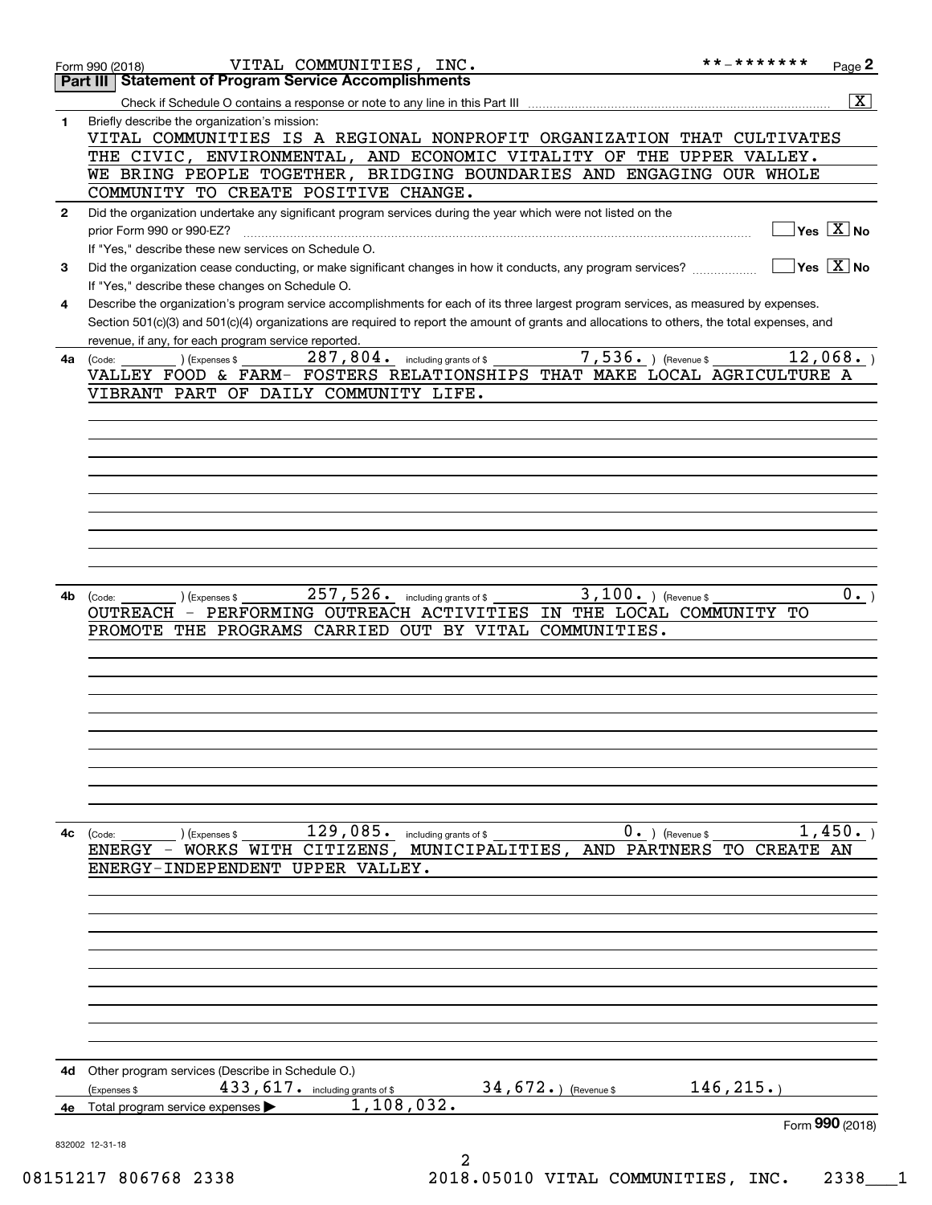Form 990 (2018) VITAL COMMUNITIES, INC. **-******* Page 2

## Part III Statement of Program Service Accomplishments

Check if Schedule O contains a response or note to any line in this Part III [X]

**1** Briefly describe the organization's mission:

VITAL COMMUNITIES IS A REGIONAL NONPROFIT ORGANIZATION THAT CULTIVATES THE CIVIC, ENVIRONMENTAL, AND ECONOMIC VITALITY OF THE UPPER VALLEY. WE BRING PEOPLE TOGETHER, BRIDGING BOUNDARIES AND ENGAGING OUR WHOLE COMMUNITY TO CREATE POSITIVE CHANGE.

**2** Did the organization undertake any significant program services during the year which were not listed on the prior Form 990 or 990-EZ? [ ] Yes [X] No

If "Yes," describe these new services on Schedule O.

**3** Did the organization cease conducting, or make significant changes in how it conducts, any program services? [ ] Yes [X] No

If "Yes," describe these changes on Schedule O.

**4** Describe the organization's program service accomplishments for each of its three largest program services, as measured by expenses. Section 501(c)(3) and 501(c)(4) organizations are required to report the amount of grants and allocations to others, the total expenses, and revenue, if any, for each program service reported.

**4a** (Code: ) (Expenses $ 287,804. including grants of $ 7,536. ) (Revenue $ 12,068. )

VALLEY FOOD & FARM- FOSTERS RELATIONSHIPS THAT MAKE LOCAL AGRICULTURE A VIBRANT PART OF DAILY COMMUNITY LIFE.

**4b** (Code: ) (Expenses $ 257,526. including grants of $ 3,100. ) (Revenue $ 0. )

OUTREACH - PERFORMING OUTREACH ACTIVITIES IN THE LOCAL COMMUNITY TO PROMOTE THE PROGRAMS CARRIED OUT BY VITAL COMMUNITIES.

**4c** (Code: ) (Expenses $ 129,085. including grants of $ 0. ) (Revenue $ 1,450. )

ENERGY - WORKS WITH CITIZENS, MUNICIPALITIES, AND PARTNERS TO CREATE AN ENERGY-INDEPENDENT UPPER VALLEY.

**4d** Other program services (Describe in Schedule O.)

(Expenses $ 433,617. including grants of $ 34,672. ) (Revenue $ 146,215. )

**4e** Total program service expenses ▶ 1,108,032.

Form 990 (2018)

832002 12-31-18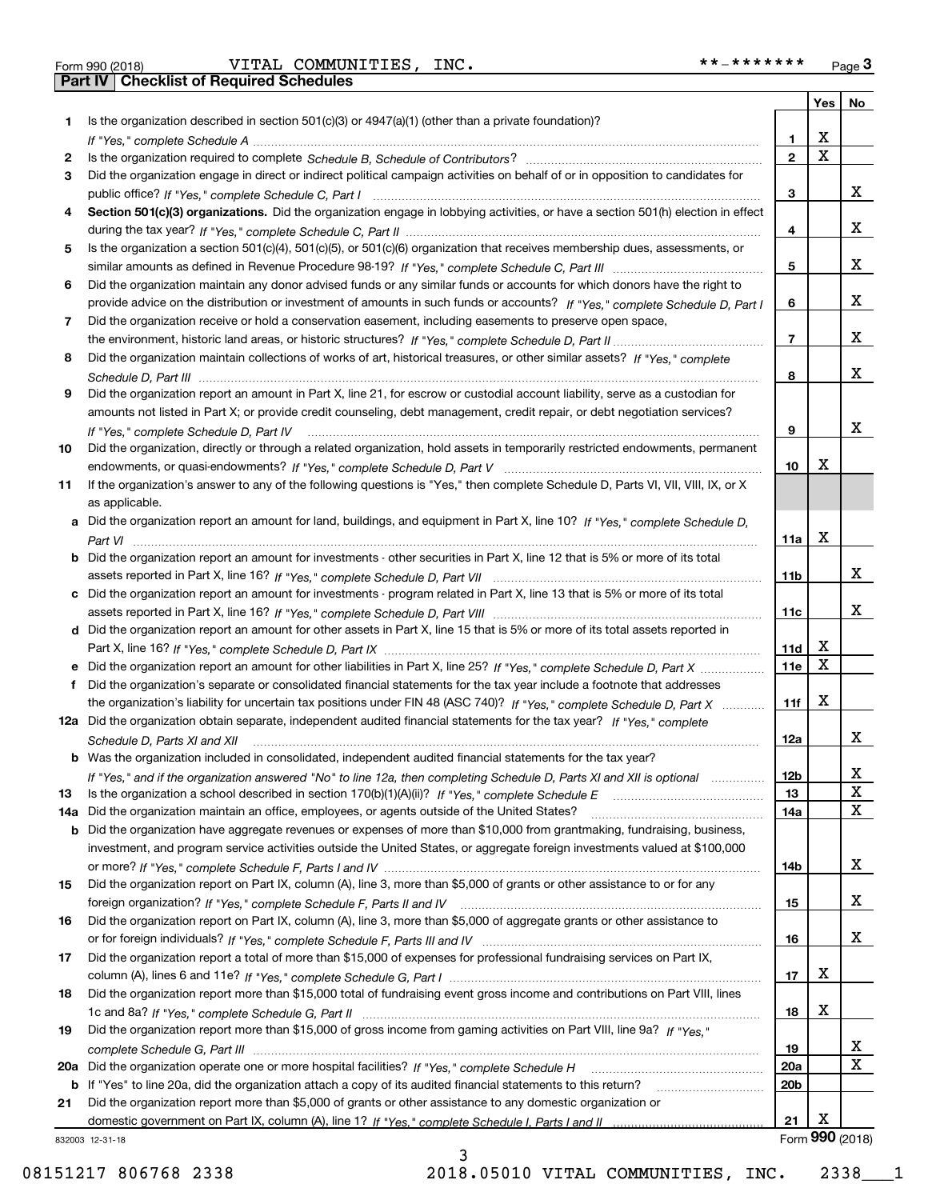Form 990 (2018) VITAL COMMUNITIES, INC. **-******* Page 3

## Part IV Checklist of Required Schedules

| | | | Yes | No |
|---|---|---|---|---|
| 1 | Is the organization described in section 501(c)(3) or 4947(a)(1) (other than a private foundation)? *If "Yes," complete Schedule A* | 1 | X | |
| 2 | Is the organization required to complete *Schedule B, Schedule of Contributors*? | 2 | X | |
| 3 | Did the organization engage in direct or indirect political campaign activities on behalf of or in opposition to candidates for public office? *If "Yes," complete Schedule C, Part I* | 3 | | X |
| 4 | **Section 501(c)(3) organizations.** Did the organization engage in lobbying activities, or have a section 501(h) election in effect during the tax year? *If "Yes," complete Schedule C, Part II* | 4 | | X |
| 5 | Is the organization a section 501(c)(4), 501(c)(5), or 501(c)(6) organization that receives membership dues, assessments, or similar amounts as defined in Revenue Procedure 98-19? *If "Yes," complete Schedule C, Part III* | 5 | | X |
| 6 | Did the organization maintain any donor advised funds or any similar funds or accounts for which donors have the right to provide advice on the distribution or investment of amounts in such funds or accounts? *If "Yes," complete Schedule D, Part I* | 6 | | X |
| 7 | Did the organization receive or hold a conservation easement, including easements to preserve open space, the environment, historic land areas, or historic structures? *If "Yes," complete Schedule D, Part II* | 7 | | X |
| 8 | Did the organization maintain collections of works of art, historical treasures, or other similar assets? *If "Yes," complete Schedule D, Part III* | 8 | | X |
| 9 | Did the organization report an amount in Part X, line 21, for escrow or custodial account liability, serve as a custodian for amounts not listed in Part X; or provide credit counseling, debt management, credit repair, or debt negotiation services? *If "Yes," complete Schedule D, Part IV* | 9 | | X |
| 10 | Did the organization, directly or through a related organization, hold assets in temporarily restricted endowments, permanent endowments, or quasi-endowments? *If "Yes," complete Schedule D, Part V* | 10 | X | |
| 11 | If the organization's answer to any of the following questions is "Yes," then complete Schedule D, Parts VI, VII, VIII, IX, or X as applicable. | | | |
| a | Did the organization report an amount for land, buildings, and equipment in Part X, line 10? *If "Yes," complete Schedule D, Part VI* | 11a | X | |
| b | Did the organization report an amount for investments - other securities in Part X, line 12 that is 5% or more of its total assets reported in Part X, line 16? *If "Yes," complete Schedule D, Part VII* | 11b | | X |
| c | Did the organization report an amount for investments - program related in Part X, line 13 that is 5% or more of its total assets reported in Part X, line 16? *If "Yes," complete Schedule D, Part VIII* | 11c | | X |
| d | Did the organization report an amount for other assets in Part X, line 15 that is 5% or more of its total assets reported in Part X, line 16? *If "Yes," complete Schedule D, Part IX* | 11d | X | |
| e | Did the organization report an amount for other liabilities in Part X, line 25? *If "Yes," complete Schedule D, Part X* | 11e | X | |
| f | Did the organization's separate or consolidated financial statements for the tax year include a footnote that addresses the organization's liability for uncertain tax positions under FIN 48 (ASC 740)? *If "Yes," complete Schedule D, Part X* | 11f | X | |
| 12a | Did the organization obtain separate, independent audited financial statements for the tax year? *If "Yes," complete Schedule D, Parts XI and XII* | 12a | | X |
| b | Was the organization included in consolidated, independent audited financial statements for the tax year? *If "Yes," and if the organization answered "No" to line 12a, then completing Schedule D, Parts XI and XII is optional* | 12b | | X |
| 13 | Is the organization a school described in section 170(b)(1)(A)(ii)? *If "Yes," complete Schedule E* | 13 | | X |
| 14a | Did the organization maintain an office, employees, or agents outside of the United States? | 14a | | X |
| b | Did the organization have aggregate revenues or expenses of more than $10,000 from grantmaking, fundraising, business, investment, and program service activities outside the United States, or aggregate foreign investments valued at $100,000 or more? *If "Yes," complete Schedule F, Parts I and IV* | 14b | | X |
| 15 | Did the organization report on Part IX, column (A), line 3, more than $5,000 of grants or other assistance to or for any foreign organization? *If "Yes," complete Schedule F, Parts II and IV* | 15 | | X |
| 16 | Did the organization report on Part IX, column (A), line 3, more than $5,000 of aggregate grants or other assistance to or for foreign individuals? *If "Yes," complete Schedule F, Parts III and IV* | 16 | | X |
| 17 | Did the organization report a total of more than $15,000 of expenses for professional fundraising services on Part IX, column (A), lines 6 and 11e? *If "Yes," complete Schedule G, Part I* | 17 | X | |
| 18 | Did the organization report more than $15,000 total of fundraising event gross income and contributions on Part VIII, lines 1c and 8a? *If "Yes," complete Schedule G, Part II* | 18 | X | |
| 19 | Did the organization report more than $15,000 of gross income from gaming activities on Part VIII, line 9a? *If "Yes," complete Schedule G, Part III* | 19 | | X |
| 20a | Did the organization operate one or more hospital facilities? *If "Yes," complete Schedule H* | 20a | | X |
| b | If "Yes" to line 20a, did the organization attach a copy of its audited financial statements to this return? | 20b | | |
| 21 | Did the organization report more than $5,000 of grants or other assistance to any domestic organization or domestic government on Part IX, column (A), line 1? *If "Yes," complete Schedule I, Parts I and II* | 21 | X | |

832003 12-31-18 Form **990** (2018)

08151217 806768 2338 2018.05010 VITAL COMMUNITIES, INC. 2338___1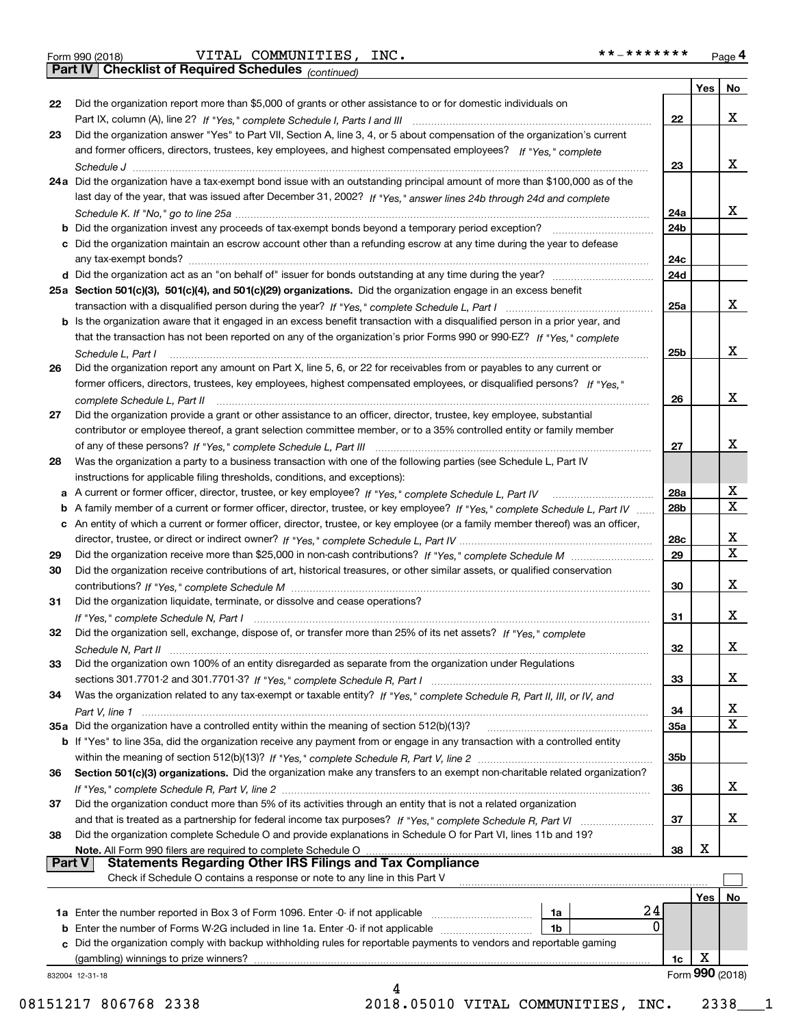Form 990 (2018) VITAL COMMUNITIES, INC. **-******* Page 4

**Part IV | Checklist of Required Schedules** *(continued)*

| | | | Yes | No |
|---|---|---|---|---|
| 22 | Did the organization report more than $5,000 of grants or other assistance to or for domestic individuals on Part IX, column (A), line 2? *If "Yes," complete Schedule I, Parts I and III* | 22 | | X |
| 23 | Did the organization answer "Yes" to Part VII, Section A, line 3, 4, or 5 about compensation of the organization's current and former officers, directors, trustees, key employees, and highest compensated employees? *If "Yes," complete Schedule J* | 23 | | X |
| 24a | Did the organization have a tax-exempt bond issue with an outstanding principal amount of more than $100,000 as of the last day of the year, that was issued after December 31, 2002? *If "Yes," answer lines 24b through 24d and complete Schedule K. If "No," go to line 25a* | 24a | | X |
| b | Did the organization invest any proceeds of tax-exempt bonds beyond a temporary period exception? | 24b | | |
| c | Did the organization maintain an escrow account other than a refunding escrow at any time during the year to defease any tax-exempt bonds? | 24c | | |
| d | Did the organization act as an "on behalf of" issuer for bonds outstanding at any time during the year? | 24d | | |
| 25a | **Section 501(c)(3), 501(c)(4), and 501(c)(29) organizations.** Did the organization engage in an excess benefit transaction with a disqualified person during the year? *If "Yes," complete Schedule L, Part I* | 25a | | X |
| b | Is the organization aware that it engaged in an excess benefit transaction with a disqualified person in a prior year, and that the transaction has not been reported on any of the organization's prior Forms 990 or 990-EZ? *If "Yes," complete Schedule L, Part I* | 25b | | X |
| 26 | Did the organization report any amount on Part X, line 5, 6, or 22 for receivables from or payables to any current or former officers, directors, trustees, key employees, highest compensated employees, or disqualified persons? *If "Yes," complete Schedule L, Part II* | 26 | | X |
| 27 | Did the organization provide a grant or other assistance to an officer, director, trustee, key employee, substantial contributor or employee thereof, a grant selection committee member, or to a 35% controlled entity or family member of any of these persons? *If "Yes," complete Schedule L, Part III* | 27 | | X |
| 28 | Was the organization a party to a business transaction with one of the following parties (see Schedule L, Part IV instructions for applicable filing thresholds, conditions, and exceptions): | | | |
| a | A current or former officer, director, trustee, or key employee? *If "Yes," complete Schedule L, Part IV* | 28a | | X |
| b | A family member of a current or former officer, director, trustee, or key employee? *If "Yes," complete Schedule L, Part IV* | 28b | | X |
| c | An entity of which a current or former officer, director, trustee, or key employee (or a family member thereof) was an officer, director, trustee, or direct or indirect owner? *If "Yes," complete Schedule L, Part IV* | 28c | | X |
| 29 | Did the organization receive more than $25,000 in non-cash contributions? *If "Yes," complete Schedule M* | 29 | | X |
| 30 | Did the organization receive contributions of art, historical treasures, or other similar assets, or qualified conservation contributions? *If "Yes," complete Schedule M* | 30 | | X |
| 31 | Did the organization liquidate, terminate, or dissolve and cease operations? *If "Yes," complete Schedule N, Part I* | 31 | | X |
| 32 | Did the organization sell, exchange, dispose of, or transfer more than 25% of its net assets? *If "Yes," complete Schedule N, Part II* | 32 | | X |
| 33 | Did the organization own 100% of an entity disregarded as separate from the organization under Regulations sections 301.7701-2 and 301.7701-3? *If "Yes," complete Schedule R, Part I* | 33 | | X |
| 34 | Was the organization related to any tax-exempt or taxable entity? *If "Yes," complete Schedule R, Part II, III, or IV, and Part V, line 1* | 34 | | X |
| 35a | Did the organization have a controlled entity within the meaning of section 512(b)(13)? | 35a | | X |
| b | If "Yes" to line 35a, did the organization receive any payment from or engage in any transaction with a controlled entity within the meaning of section 512(b)(13)? *If "Yes," complete Schedule R, Part V, line 2* | 35b | | |
| 36 | **Section 501(c)(3) organizations.** Did the organization make any transfers to an exempt non-charitable related organization? *If "Yes," complete Schedule R, Part V, line 2* | 36 | | X |
| 37 | Did the organization conduct more than 5% of its activities through an entity that is not a related organization and that is treated as a partnership for federal income tax purposes? *If "Yes," complete Schedule R, Part VI* | 37 | | X |
| 38 | Did the organization complete Schedule O and provide explanations in Schedule O for Part VI, lines 11b and 19? **Note.** All Form 990 filers are required to complete Schedule O | 38 | X | |

**Part V | Statements Regarding Other IRS Filings and Tax Compliance**

Check if Schedule O contains a response or note to any line in this Part V ☐

| | | | | | Yes | No |
|---|---|---|---|---|---|---|
| 1a | Enter the number reported in Box 3 of Form 1096. Enter -0- if not applicable | 1a | 24 | | | |
| b | Enter the number of Forms W-2G included in line 1a. Enter -0- if not applicable | 1b | 0 | | | |
| c | Did the organization comply with backup withholding rules for reportable payments to vendors and reportable gaming (gambling) winnings to prize winners? | | | 1c | X | |

832004 12-31-18 Form **990** (2018)

08151217 806768 2338 2018.05010 VITAL COMMUNITIES, INC. 2338___1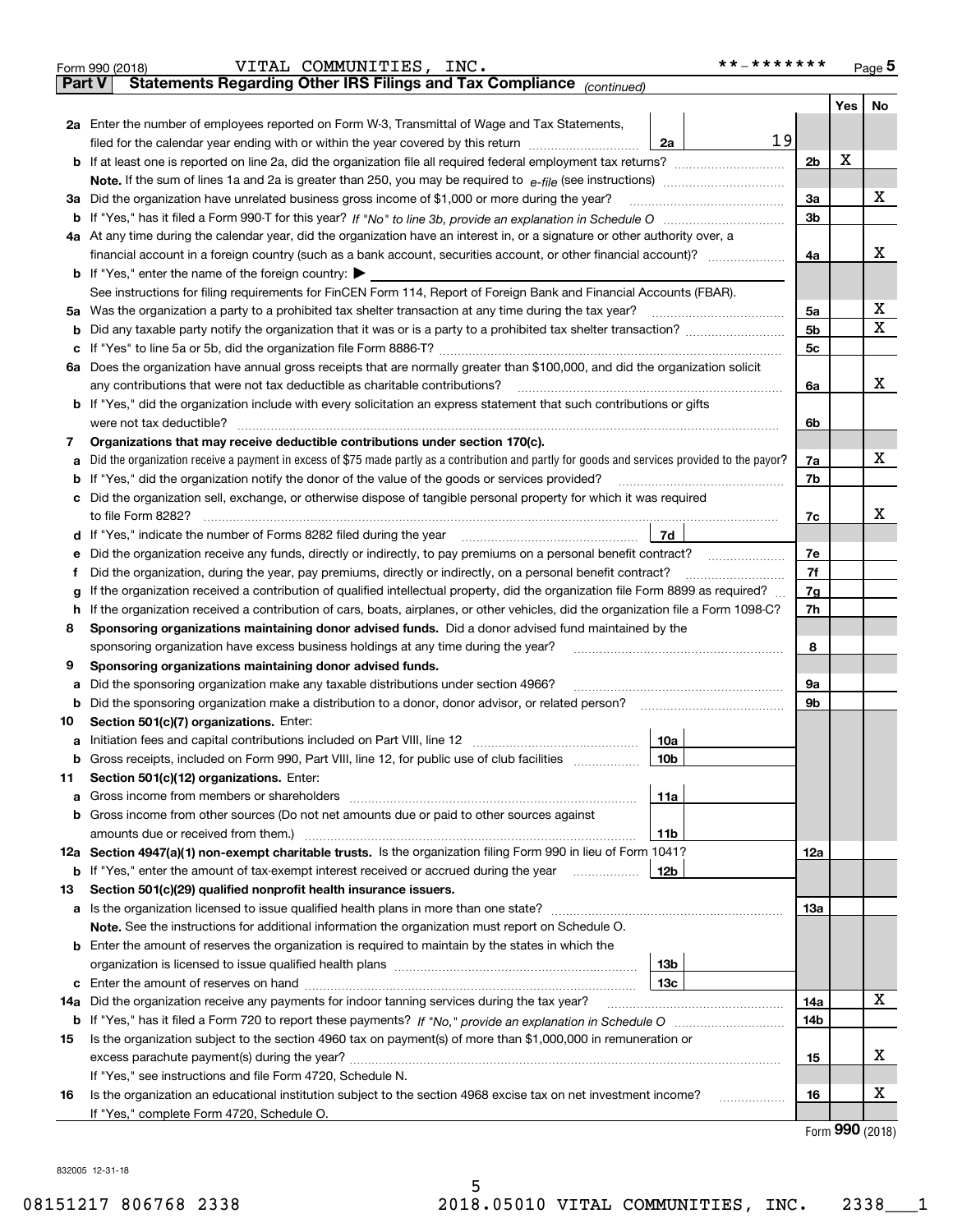Form 990 (2018) VITAL COMMUNITIES, INC. **-******* Page 5

**Part V Statements Regarding Other IRS Filings and Tax Compliance** *(continued)*

| | | | | Yes | No |
|---|---|---|---|---|---|
| **2a** | Enter the number of employees reported on Form W-3, Transmittal of Wage and Tax Statements, filed for the calendar year ending with or within the year covered by this return | 2a | 19 | | |
| **b** | If at least one is reported on line 2a, did the organization file all required federal employment tax returns? | | 2b | X | |
| | **Note.** If the sum of lines 1a and 2a is greater than 250, you may be required to *e-file* (see instructions) | | | | |
| **3a** | Did the organization have unrelated business gross income of $1,000 or more during the year? | | 3a | | X |
| **b** | If "Yes," has it filed a Form 990-T for this year? *If "No" to line 3b, provide an explanation in Schedule O* | | 3b | | |
| **4a** | At any time during the calendar year, did the organization have an interest in, or a signature or other authority over, a financial account in a foreign country (such as a bank account, securities account, or other financial account)? | | 4a | | X |
| **b** | If "Yes," enter the name of the foreign country: ▶ | | | | |
| | See instructions for filing requirements for FinCEN Form 114, Report of Foreign Bank and Financial Accounts (FBAR). | | | | |
| **5a** | Was the organization a party to a prohibited tax shelter transaction at any time during the tax year? | | 5a | | X |
| **b** | Did any taxable party notify the organization that it was or is a party to a prohibited tax shelter transaction? | | 5b | | X |
| **c** | If "Yes" to line 5a or 5b, did the organization file Form 8886-T? | | 5c | | |
| **6a** | Does the organization have annual gross receipts that are normally greater than $100,000, and did the organization solicit any contributions that were not tax deductible as charitable contributions? | | 6a | | X |
| **b** | If "Yes," did the organization include with every solicitation an express statement that such contributions or gifts were not tax deductible? | | 6b | | |
| **7** | **Organizations that may receive deductible contributions under section 170(c).** | | | | |
| **a** | Did the organization receive a payment in excess of $75 made partly as a contribution and partly for goods and services provided to the payor? | | 7a | | X |
| **b** | If "Yes," did the organization notify the donor of the value of the goods or services provided? | | 7b | | |
| **c** | Did the organization sell, exchange, or otherwise dispose of tangible personal property for which it was required to file Form 8282? | | 7c | | X |
| **d** | If "Yes," indicate the number of Forms 8282 filed during the year | 7d | | | |
| **e** | Did the organization receive any funds, directly or indirectly, to pay premiums on a personal benefit contract? | | 7e | | |
| **f** | Did the organization, during the year, pay premiums, directly or indirectly, on a personal benefit contract? | | 7f | | |
| **g** | If the organization received a contribution of qualified intellectual property, did the organization file Form 8899 as required? | | 7g | | |
| **h** | If the organization received a contribution of cars, boats, airplanes, or other vehicles, did the organization file a Form 1098-C? | | 7h | | |
| **8** | **Sponsoring organizations maintaining donor advised funds.** Did a donor advised fund maintained by the sponsoring organization have excess business holdings at any time during the year? | | 8 | | |
| **9** | **Sponsoring organizations maintaining donor advised funds.** | | | | |
| **a** | Did the sponsoring organization make any taxable distributions under section 4966? | | 9a | | |
| **b** | Did the sponsoring organization make a distribution to a donor, donor advisor, or related person? | | 9b | | |
| **10** | **Section 501(c)(7) organizations.** Enter: | | | | |
| **a** | Initiation fees and capital contributions included on Part VIII, line 12 | 10a | | | |
| **b** | Gross receipts, included on Form 990, Part VIII, line 12, for public use of club facilities | 10b | | | |
| **11** | **Section 501(c)(12) organizations.** Enter: | | | | |
| **a** | Gross income from members or shareholders | 11a | | | |
| **b** | Gross income from other sources (Do not net amounts due or paid to other sources against amounts due or received from them.) | 11b | | | |
| **12a** | **Section 4947(a)(1) non-exempt charitable trusts.** Is the organization filing Form 990 in lieu of Form 1041? | | 12a | | |
| **b** | If "Yes," enter the amount of tax-exempt interest received or accrued during the year | 12b | | | |
| **13** | **Section 501(c)(29) qualified nonprofit health insurance issuers.** | | | | |
| **a** | Is the organization licensed to issue qualified health plans in more than one state? | | 13a | | |
| | **Note.** See the instructions for additional information the organization must report on Schedule O. | | | | |
| **b** | Enter the amount of reserves the organization is required to maintain by the states in which the organization is licensed to issue qualified health plans | 13b | | | |
| **c** | Enter the amount of reserves on hand | 13c | | | |
| **14a** | Did the organization receive any payments for indoor tanning services during the tax year? | | 14a | | X |
| **b** | If "Yes," has it filed a Form 720 to report these payments? *If "No," provide an explanation in Schedule O* | | 14b | | |
| **15** | Is the organization subject to the section 4960 tax on payment(s) of more than $1,000,000 in remuneration or excess parachute payment(s) during the year? | | 15 | | X |
| | If "Yes," see instructions and file Form 4720, Schedule N. | | | | |
| **16** | Is the organization an educational institution subject to the section 4968 excise tax on net investment income? | | 16 | | X |
| | If "Yes," complete Form 4720, Schedule O. | | | | |

Form **990** (2018)

832005 12-31-18

08151217 806768 2338 2018.05010 VITAL COMMUNITIES, INC. 2338___1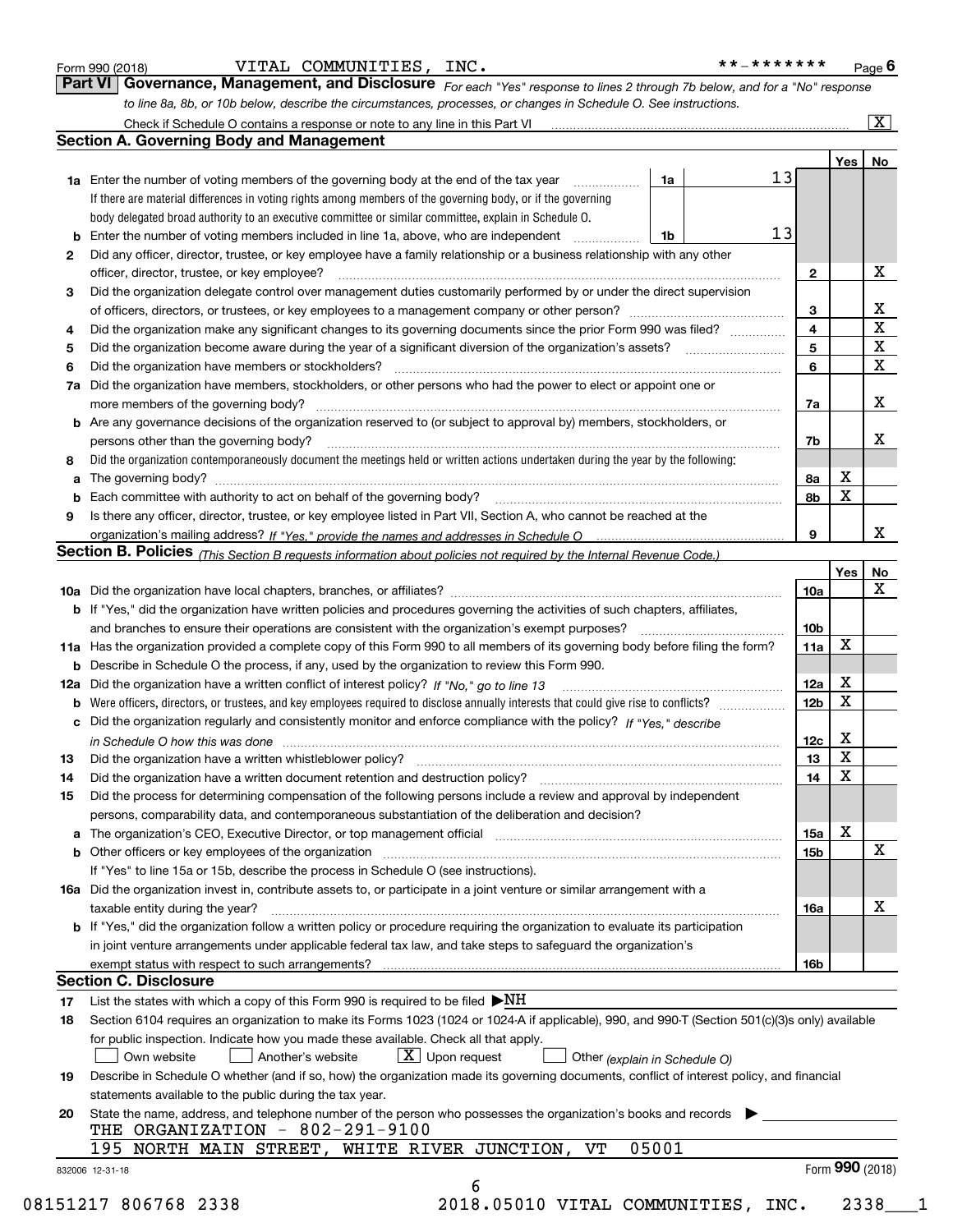Form 990 (2018) VITAL COMMUNITIES, INC. **-******* Page 6

## Part VI Governance, Management, and Disclosure

*For each "Yes" response to lines 2 through 7b below, and for a "No" response to line 8a, 8b, or 10b below, describe the circumstances, processes, or changes in Schedule O. See instructions.*

Check if Schedule O contains a response or note to any line in this Part VI [X]

### Section A. Governing Body and Management

| | | | | | Yes | No |
|---|---|---|---|---|---|---|
| 1a | Enter the number of voting members of the governing body at the end of the tax year | 1a | 13 | | | |
| | If there are material differences in voting rights among members of the governing body, or if the governing body delegated broad authority to an executive committee or similar committee, explain in Schedule O. | | | | | |
| b | Enter the number of voting members included in line 1a, above, who are independent | 1b | 13 | | | |
| 2 | Did any officer, director, trustee, or key employee have a family relationship or a business relationship with any other officer, director, trustee, or key employee? | | | 2 | | X |
| 3 | Did the organization delegate control over management duties customarily performed by or under the direct supervision of officers, directors, or trustees, or key employees to a management company or other person? | | | 3 | | X |
| 4 | Did the organization make any significant changes to its governing documents since the prior Form 990 was filed? | | | 4 | | X |
| 5 | Did the organization become aware during the year of a significant diversion of the organization's assets? | | | 5 | | X |
| 6 | Did the organization have members or stockholders? | | | 6 | | X |
| 7a | Did the organization have members, stockholders, or other persons who had the power to elect or appoint one or more members of the governing body? | | | 7a | | X |
| b | Are any governance decisions of the organization reserved to (or subject to approval by) members, stockholders, or persons other than the governing body? | | | 7b | | X |
| 8 | Did the organization contemporaneously document the meetings held or written actions undertaken during the year by the following: | | | | | |
| a | The governing body? | | | 8a | X | |
| b | Each committee with authority to act on behalf of the governing body? | | | 8b | X | |
| 9 | Is there any officer, director, trustee, or key employee listed in Part VII, Section A, who cannot be reached at the organization's mailing address? *If "Yes," provide the names and addresses in Schedule O* | | | 9 | | X |

### Section B. Policies *(This Section B requests information about policies not required by the Internal Revenue Code.)*

| | | | Yes | No |
|---|---|---|---|---|
| 10a | Did the organization have local chapters, branches, or affiliates? | 10a | | X |
| b | If "Yes," did the organization have written policies and procedures governing the activities of such chapters, affiliates, and branches to ensure their operations are consistent with the organization's exempt purposes? | 10b | | |
| 11a | Has the organization provided a complete copy of this Form 990 to all members of its governing body before filing the form? | 11a | X | |
| b | Describe in Schedule O the process, if any, used by the organization to review this Form 990. | | | |
| 12a | Did the organization have a written conflict of interest policy? *If "No," go to line 13* | 12a | X | |
| b | Were officers, directors, or trustees, and key employees required to disclose annually interests that could give rise to conflicts? | 12b | X | |
| c | Did the organization regularly and consistently monitor and enforce compliance with the policy? *If "Yes," describe in Schedule O how this was done* | 12c | X | |
| 13 | Did the organization have a written whistleblower policy? | 13 | X | |
| 14 | Did the organization have a written document retention and destruction policy? | 14 | X | |
| 15 | Did the process for determining compensation of the following persons include a review and approval by independent persons, comparability data, and contemporaneous substantiation of the deliberation and decision? | | | |
| a | The organization's CEO, Executive Director, or top management official | 15a | X | |
| b | Other officers or key employees of the organization | 15b | | X |
| | If "Yes" to line 15a or 15b, describe the process in Schedule O (see instructions). | | | |
| 16a | Did the organization invest in, contribute assets to, or participate in a joint venture or similar arrangement with a taxable entity during the year? | 16a | | X |
| b | If "Yes," did the organization follow a written policy or procedure requiring the organization to evaluate its participation in joint venture arrangements under applicable federal tax law, and take steps to safeguard the organization's exempt status with respect to such arrangements? | 16b | | |

### Section C. Disclosure

17 List the states with which a copy of this Form 990 is required to be filed ▶NH

18 Section 6104 requires an organization to make its Forms 1023 (1024 or 1024-A if applicable), 990, and 990-T (Section 501(c)(3)s only) available for public inspection. Indicate how you made these available. Check all that apply.

[ ] Own website [ ] Another's website [X] Upon request [ ] Other *(explain in Schedule O)*

19 Describe in Schedule O whether (and if so, how) the organization made its governing documents, conflict of interest policy, and financial statements available to the public during the tax year.

20 State the name, address, and telephone number of the person who possesses the organization's books and records ▶

THE ORGANIZATION - 802-291-9100
195 NORTH MAIN STREET, WHITE RIVER JUNCTION, VT 05001

832006 12-31-18 Form **990** (2018)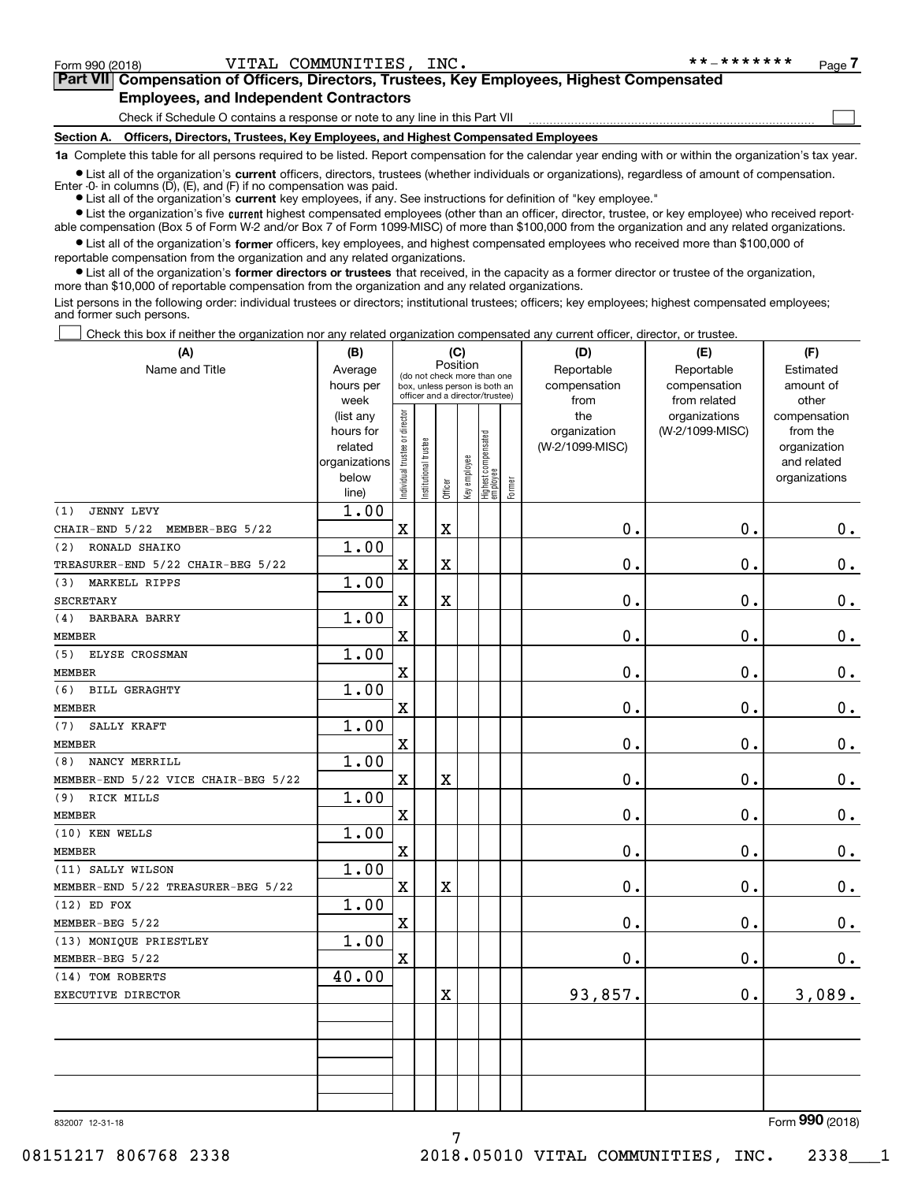Form 990 (2018) VITAL COMMUNITIES, INC. **-******* Page 7

## Part VII Compensation of Officers, Directors, Trustees, Key Employees, Highest Compensated Employees, and Independent Contractors

Check if Schedule O contains a response or note to any line in this Part VII ☐

**Section A. Officers, Directors, Trustees, Key Employees, and Highest Compensated Employees**

**1a** Complete this table for all persons required to be listed. Report compensation for the calendar year ending with or within the organization's tax year.

- List all of the organization's **current** officers, directors, trustees (whether individuals or organizations), regardless of amount of compensation. Enter -0- in columns (D), (E), and (F) if no compensation was paid.
- List all of the organization's **current** key employees, if any. See instructions for definition of "key employee."
- List the organization's five **current** highest compensated employees (other than an officer, director, trustee, or key employee) who received reportable compensation (Box 5 of Form W-2 and/or Box 7 of Form 1099-MISC) of more than $100,000 from the organization and any related organizations.
- List all of the organization's **former** officers, key employees, and highest compensated employees who received more than $100,000 of reportable compensation from the organization and any related organizations.
- List all of the organization's **former directors or trustees** that received, in the capacity as a former director or trustee of the organization, more than $10,000 of reportable compensation from the organization and any related organizations.

List persons in the following order: individual trustees or directors; institutional trustees; officers; key employees; highest compensated employees; and former such persons.

☐ Check this box if neither the organization nor any related organization compensated any current officer, director, or trustee.

| (A) Name and Title | (B) Average hours per week (list any hours for related organizations below line) | (C) Position: Individual trustee or director | Institutional trustee | Officer | Key employee | Highest compensated employee | Former | (D) Reportable compensation from the organization (W-2/1099-MISC) | (E) Reportable compensation from related organizations (W-2/1099-MISC) | (F) Estimated amount of other compensation from the organization and related organizations |
|---|---|---|---|---|---|---|---|---|---|---|
| (1) JENNY LEVY<br>CHAIR-END 5/22 MEMBER-BEG 5/22 | 1.00 | X | | X | | | | 0. | 0. | 0. |
| (2) RONALD SHAIKO<br>TREASURER-END 5/22 CHAIR-BEG 5/22 | 1.00 | X | | X | | | | 0. | 0. | 0. |
| (3) MARKELL RIPPS<br>SECRETARY | 1.00 | X | | X | | | | 0. | 0. | 0. |
| (4) BARBARA BARRY<br>MEMBER | 1.00 | X | | | | | | 0. | 0. | 0. |
| (5) ELYSE CROSSMAN<br>MEMBER | 1.00 | X | | | | | | 0. | 0. | 0. |
| (6) BILL GERAGHTY<br>MEMBER | 1.00 | X | | | | | | 0. | 0. | 0. |
| (7) SALLY KRAFT<br>MEMBER | 1.00 | X | | | | | | 0. | 0. | 0. |
| (8) NANCY MERRILL<br>MEMBER-END 5/22 VICE CHAIR-BEG 5/22 | 1.00 | X | | X | | | | 0. | 0. | 0. |
| (9) RICK MILLS<br>MEMBER | 1.00 | X | | | | | | 0. | 0. | 0. |
| (10) KEN WELLS<br>MEMBER | 1.00 | X | | | | | | 0. | 0. | 0. |
| (11) SALLY WILSON<br>MEMBER-END 5/22 TREASURER-BEG 5/22 | 1.00 | X | | X | | | | 0. | 0. | 0. |
| (12) ED FOX<br>MEMBER-BEG 5/22 | 1.00 | X | | | | | | 0. | 0. | 0. |
| (13) MONIQUE PRIESTLEY<br>MEMBER-BEG 5/22 | 1.00 | X | | | | | | 0. | 0. | 0. |
| (14) TOM ROBERTS<br>EXECUTIVE DIRECTOR | 40.00 | | | X | | | | 93,857. | 0. | 3,089. |
| | | | | | | | | | | |
| | | | | | | | | | | |
| | | | | | | | | | | |

832007 12-31-18 Form **990** (2018)

08151217 806768 2338 2018.05010 VITAL COMMUNITIES, INC. 2338___1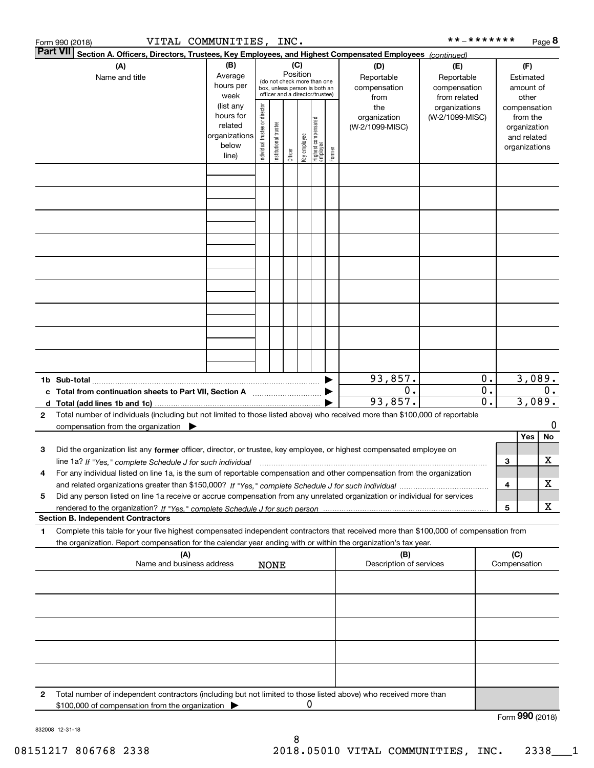Form 990 (2018) VITAL COMMUNITIES, INC. **-******* Page 8

**Part VII Section A. Officers, Directors, Trustees, Key Employees, and Highest Compensated Employees** *(continued)*

| (A) Name and title | (B) Average hours per week (list any hours for related organizations below line) | (C) Position (do not check more than one box, unless person is both an officer and a director/trustee): Individual trustee or director | Institutional trustee | Officer | Key employee | Highest compensated employee | Former | (D) Reportable compensation from the organization (W-2/1099-MISC) | (E) Reportable compensation from related organizations (W-2/1099-MISC) | (F) Estimated amount of other compensation from the organization and related organizations |
|---|---|---|---|---|---|---|---|---|---|---|
| | | | | | | | | | | |
| | | | | | | | | | | |
| | | | | | | | | | | |
| | | | | | | | | | | |
| | | | | | | | | | | |
| | | | | | | | | | | |
| | | | | | | | | | | |
| | | | | | | | | | | |
| | | | | | | | | | | |
| **1b Sub-total** | | | | | | | ▶ | 93,857. | 0. | 3,089. |
| **c Total from continuation sheets to Part VII, Section A** | | | | | | | ▶ | 0. | 0. | 0. |
| **d Total (add lines 1b and 1c)** | | | | | | | ▶ | 93,857. | 0. | 3,089. |

**2** Total number of individuals (including but not limited to those listed above) who received more than $100,000 of reportable compensation from the organization ▶ 0

| | | Yes | No |
|---|---|---|---|
| **3** Did the organization list any **former** officer, director, or trustee, key employee, or highest compensated employee on line 1a? *If "Yes," complete Schedule J for such individual* | 3 | | X |
| **4** For any individual listed on line 1a, is the sum of reportable compensation and other compensation from the organization and related organizations greater than $150,000? *If "Yes," complete Schedule J for such individual* | 4 | | X |
| **5** Did any person listed on line 1a receive or accrue compensation from any unrelated organization or individual for services rendered to the organization? *If "Yes," complete Schedule J for such person* | 5 | | X |

**Section B. Independent Contractors**

**1** Complete this table for your five highest compensated independent contractors that received more than $100,000 of compensation from the organization. Report compensation for the calendar year ending with or within the organization's tax year.

| (A) Name and business address NONE | (B) Description of services | (C) Compensation |
|---|---|---|
| | | |
| | | |
| | | |
| | | |
| | | |

**2** Total number of independent contractors (including but not limited to those listed above) who received more than $100,000 of compensation from the organization ▶ 0

Form **990** (2018)

832008 12-31-18

08151217 806768 2338 2018.05010 VITAL COMMUNITIES, INC. 2338___1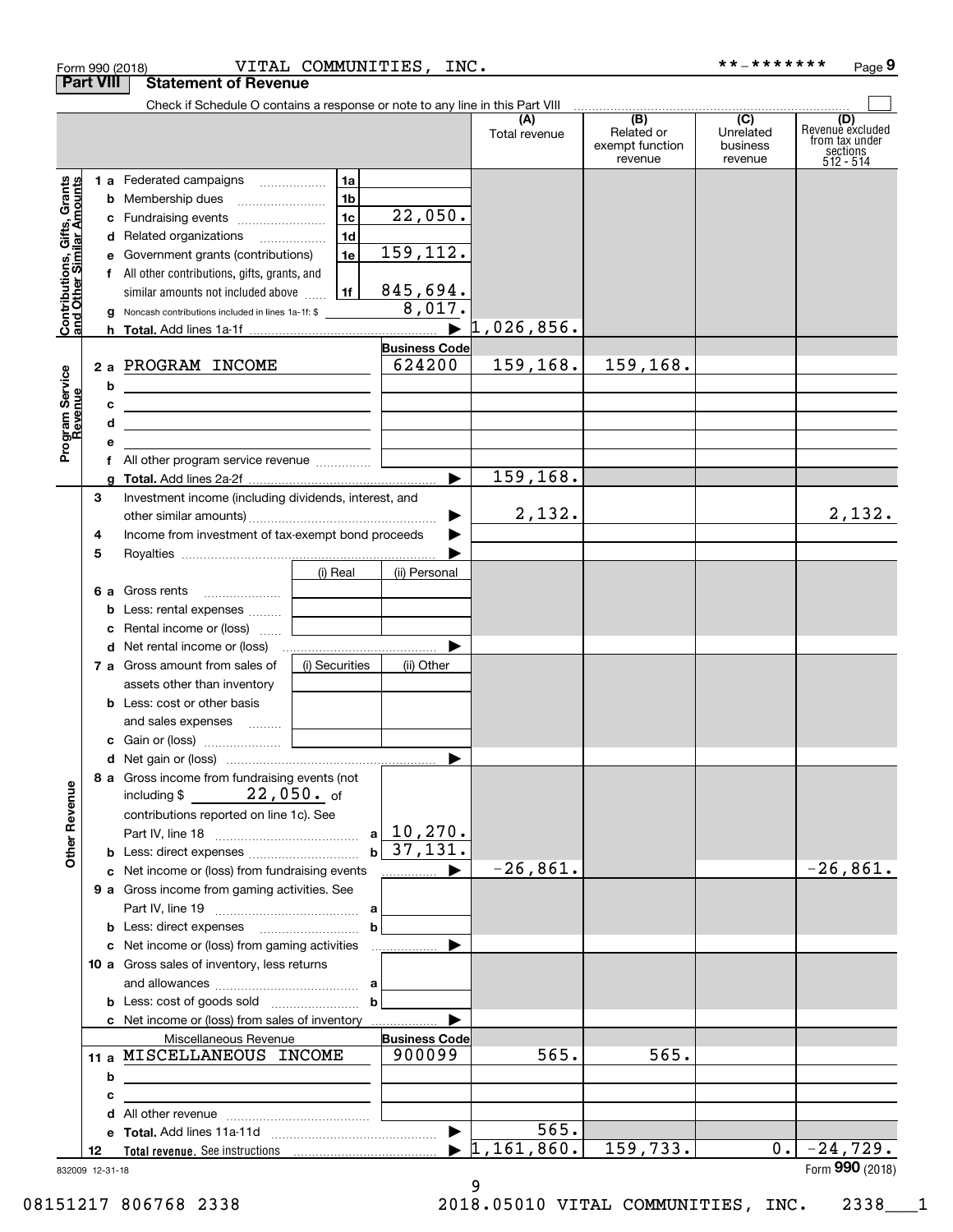Form 990 (2018) VITAL COMMUNITIES, INC. **-******* Page 9

## Part VIII Statement of Revenue

Check if Schedule O contains a response or note to any line in this Part VIII

| | | | (A) Total revenue | (B) Related or exempt function revenue | (C) Unrelated business revenue | (D) Revenue excluded from tax under sections 512 - 514 |
|---|---|---|---|---|---|---|
| **Contributions, Gifts, Grants and Other Similar Amounts** | | | | | | |
| 1 a | Federated campaigns (1a) | | | | | |
| b | Membership dues (1b) | | | | | |
| c | Fundraising events (1c) | 22,050. | | | | |
| d | Related organizations (1d) | | | | | |
| e | Government grants (contributions) (1e) | 159,112. | | | | |
| f | All other contributions, gifts, grants, and similar amounts not included above (1f) | 845,694. | | | | |
| g | Noncash contributions included in lines 1a-1f: $ | 8,017. | | | | |
| h | **Total.** Add lines 1a-1f | | 1,026,856. | | | |
| **Program Service Revenue** | | **Business Code** | | | | |
| 2 a | PROGRAM INCOME | 624200 | 159,168. | 159,168. | | |
| b | | | | | | |
| c | | | | | | |
| d | | | | | | |
| e | | | | | | |
| f | All other program service revenue | | | | | |
| g | **Total.** Add lines 2a-2f | | 159,168. | | | |
| **Other Revenue** | | | | | | |
| 3 | Investment income (including dividends, interest, and other similar amounts) | | 2,132. | | | 2,132. |
| 4 | Income from investment of tax-exempt bond proceeds | | | | | |
| 5 | Royalties | | | | | |
| 6 a | Gross rents — (i) Real / (ii) Personal | | | | | |
| b | Less: rental expenses | | | | | |
| c | Rental income or (loss) | | | | | |
| d | Net rental income or (loss) | | | | | |
| 7 a | Gross amount from sales of assets other than inventory — (i) Securities / (ii) Other | | | | | |
| b | Less: cost or other basis and sales expenses | | | | | |
| c | Gain or (loss) | | | | | |
| d | Net gain or (loss) | | | | | |
| 8 a | Gross income from fundraising events (not including $ 22,050. of contributions reported on line 1c). See Part IV, line 18 (a) | 10,270. | | | | |
| b | Less: direct expenses (b) | 37,131. | | | | |
| c | Net income or (loss) from fundraising events | | -26,861. | | | -26,861. |
| 9 a | Gross income from gaming activities. See Part IV, line 19 (a) | | | | | |
| b | Less: direct expenses (b) | | | | | |
| c | Net income or (loss) from gaming activities | | | | | |
| 10 a | Gross sales of inventory, less returns and allowances (a) | | | | | |
| b | Less: cost of goods sold (b) | | | | | |
| c | Net income or (loss) from sales of inventory | | | | | |
| | Miscellaneous Revenue | **Business Code** | | | | |
| 11 a | MISCELLANEOUS INCOME | 900099 | 565. | 565. | | |
| b | | | | | | |
| c | | | | | | |
| d | All other revenue | | | | | |
| e | **Total.** Add lines 11a-11d | | 565. | | | |
| 12 | **Total revenue.** See instructions | | 1,161,860. | 159,733. | 0. | -24,729. |

832009 12-31-18

Form **990** (2018)

08151217 806768 2338 2018.05010 VITAL COMMUNITIES, INC. 2338___1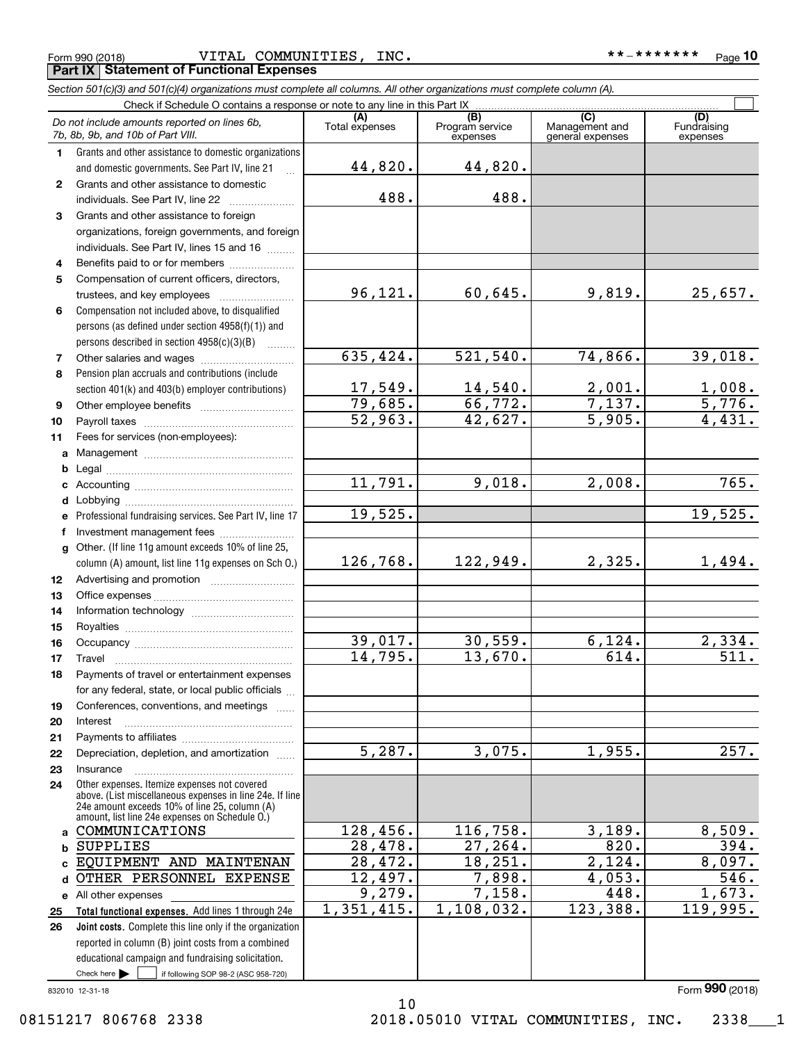Form 990 (2018) VITAL COMMUNITIES, INC. **-******* Page 10

**Part IX Statement of Functional Expenses**

*Section 501(c)(3) and 501(c)(4) organizations must complete all columns. All other organizations must complete column (A).*

Check if Schedule O contains a response or note to any line in this Part IX

| *Do not include amounts reported on lines 6b, 7b, 8b, 9b, and 10b of Part VIII.* | (A) Total expenses | (B) Program service expenses | (C) Management and general expenses | (D) Fundraising expenses |
|---|---|---|---|---|
| **1** Grants and other assistance to domestic organizations and domestic governments. See Part IV, line 21 | 44,820. | 44,820. | | |
| **2** Grants and other assistance to domestic individuals. See Part IV, line 22 | 488. | 488. | | |
| **3** Grants and other assistance to foreign organizations, foreign governments, and foreign individuals. See Part IV, lines 15 and 16 | | | | |
| **4** Benefits paid to or for members | | | | |
| **5** Compensation of current officers, directors, trustees, and key employees | 96,121. | 60,645. | 9,819. | 25,657. |
| **6** Compensation not included above, to disqualified persons (as defined under section 4958(f)(1)) and persons described in section 4958(c)(3)(B) | | | | |
| **7** Other salaries and wages | 635,424. | 521,540. | 74,866. | 39,018. |
| **8** Pension plan accruals and contributions (include section 401(k) and 403(b) employer contributions) | 17,549. | 14,540. | 2,001. | 1,008. |
| **9** Other employee benefits | 79,685. | 66,772. | 7,137. | 5,776. |
| **10** Payroll taxes | 52,963. | 42,627. | 5,905. | 4,431. |
| **11** Fees for services (non-employees): | | | | |
| **a** Management | | | | |
| **b** Legal | | | | |
| **c** Accounting | 11,791. | 9,018. | 2,008. | 765. |
| **d** Lobbying | | | | |
| **e** Professional fundraising services. See Part IV, line 17 | 19,525. | | | 19,525. |
| **f** Investment management fees | | | | |
| **g** Other. (If line 11g amount exceeds 10% of line 25, column (A) amount, list line 11g expenses on Sch O.) | 126,768. | 122,949. | 2,325. | 1,494. |
| **12** Advertising and promotion | | | | |
| **13** Office expenses | | | | |
| **14** Information technology | | | | |
| **15** Royalties | | | | |
| **16** Occupancy | 39,017. | 30,559. | 6,124. | 2,334. |
| **17** Travel | 14,795. | 13,670. | 614. | 511. |
| **18** Payments of travel or entertainment expenses for any federal, state, or local public officials | | | | |
| **19** Conferences, conventions, and meetings | | | | |
| **20** Interest | | | | |
| **21** Payments to affiliates | | | | |
| **22** Depreciation, depletion, and amortization | 5,287. | 3,075. | 1,955. | 257. |
| **23** Insurance | | | | |
| **24** Other expenses. Itemize expenses not covered above. (List miscellaneous expenses in line 24e. If line 24e amount exceeds 10% of line 25, column (A) amount, list line 24e expenses on Schedule O.) | | | | |
| **a** COMMUNICATIONS | 128,456. | 116,758. | 3,189. | 8,509. |
| **b** SUPPLIES | 28,478. | 27,264. | 820. | 394. |
| **c** EQUIPMENT AND MAINTENAN | 28,472. | 18,251. | 2,124. | 8,097. |
| **d** OTHER PERSONNEL EXPENSE | 12,497. | 7,898. | 4,053. | 546. |
| **e** All other expenses | 9,279. | 7,158. | 448. | 1,673. |
| **25 Total functional expenses.** Add lines 1 through 24e | 1,351,415. | 1,108,032. | 123,388. | 119,995. |
| **26 Joint costs.** Complete this line only if the organization reported in column (B) joint costs from a combined educational campaign and fundraising solicitation. Check here ☐ if following SOP 98-2 (ASC 958-720) | | | | |

832010 12-31-18 Form **990** (2018)

08151217 806768 2338 2018.05010 VITAL COMMUNITIES, INC. 2338___1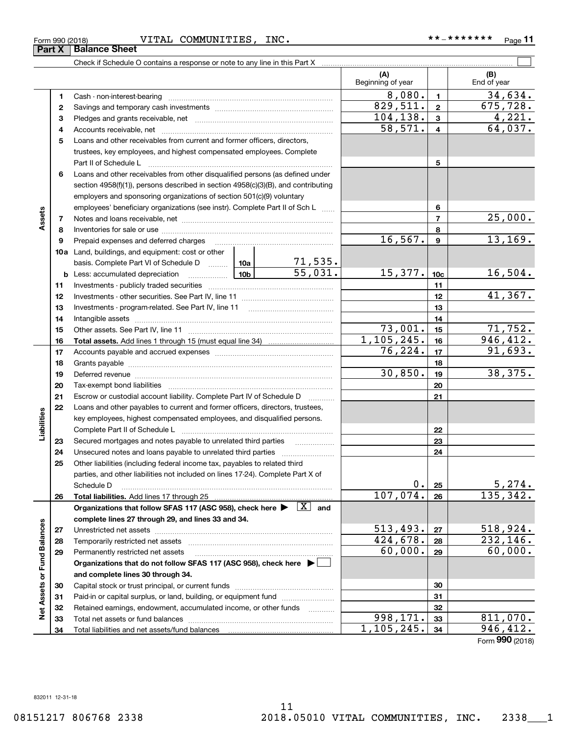Form 990 (2018) VITAL COMMUNITIES, INC. **-******* Page 11

## Part X Balance Sheet

Check if Schedule O contains a response or note to any line in this Part X

| | | | (A) Beginning of year | | (B) End of year |
|---|---|---|---|---|---|
| Assets | 1 | Cash - non-interest-bearing | 8,080. | 1 | 34,634. |
| | 2 | Savings and temporary cash investments | 829,511. | 2 | 675,728. |
| | 3 | Pledges and grants receivable, net | 104,138. | 3 | 4,221. |
| | 4 | Accounts receivable, net | 58,571. | 4 | 64,037. |
| | 5 | Loans and other receivables from current and former officers, directors, trustees, key employees, and highest compensated employees. Complete Part II of Schedule L | | 5 | |
| | 6 | Loans and other receivables from other disqualified persons (as defined under section 4958(f)(1)), persons described in section 4958(c)(3)(B), and contributing employers and sponsoring organizations of section 501(c)(9) voluntary employees' beneficiary organizations (see instr). Complete Part II of Sch L | | 6 | |
| | 7 | Notes and loans receivable, net | | 7 | 25,000. |
| | 8 | Inventories for sale or use | | 8 | |
| | 9 | Prepaid expenses and deferred charges | 16,567. | 9 | 13,169. |
| | 10a | Land, buildings, and equipment: cost or other basis. Complete Part VI of Schedule D — 10a: 71,535. | | | |
| | b | Less: accumulated depreciation — 10b: 55,031. | 15,377. | 10c | 16,504. |
| | 11 | Investments - publicly traded securities | | 11 | |
| | 12 | Investments - other securities. See Part IV, line 11 | | 12 | 41,367. |
| | 13 | Investments - program-related. See Part IV, line 11 | | 13 | |
| | 14 | Intangible assets | | 14 | |
| | 15 | Other assets. See Part IV, line 11 | 73,001. | 15 | 71,752. |
| | 16 | **Total assets.** Add lines 1 through 15 (must equal line 34) | 1,105,245. | 16 | 946,412. |
| Liabilities | 17 | Accounts payable and accrued expenses | 76,224. | 17 | 91,693. |
| | 18 | Grants payable | | 18 | |
| | 19 | Deferred revenue | 30,850. | 19 | 38,375. |
| | 20 | Tax-exempt bond liabilities | | 20 | |
| | 21 | Escrow or custodial account liability. Complete Part IV of Schedule D | | 21 | |
| | 22 | Loans and other payables to current and former officers, directors, trustees, key employees, highest compensated employees, and disqualified persons. Complete Part II of Schedule L | | 22 | |
| | 23 | Secured mortgages and notes payable to unrelated third parties | | 23 | |
| | 24 | Unsecured notes and loans payable to unrelated third parties | | 24 | |
| | 25 | Other liabilities (including federal income tax, payables to related third parties, and other liabilities not included on lines 17-24). Complete Part X of Schedule D | 0. | 25 | 5,274. |
| | 26 | **Total liabilities.** Add lines 17 through 25 | 107,074. | 26 | 135,342. |
| Net Assets or Fund Balances | | **Organizations that follow SFAS 117 (ASC 958), check here ▶ [X] and complete lines 27 through 29, and lines 33 and 34.** | | | |
| | 27 | Unrestricted net assets | 513,493. | 27 | 518,924. |
| | 28 | Temporarily restricted net assets | 424,678. | 28 | 232,146. |
| | 29 | Permanently restricted net assets | 60,000. | 29 | 60,000. |
| | | **Organizations that do not follow SFAS 117 (ASC 958), check here ▶ [ ] and complete lines 30 through 34.** | | | |
| | 30 | Capital stock or trust principal, or current funds | | 30 | |
| | 31 | Paid-in or capital surplus, or land, building, or equipment fund | | 31 | |
| | 32 | Retained earnings, endowment, accumulated income, or other funds | | 32 | |
| | 33 | Total net assets or fund balances | 998,171. | 33 | 811,070. |
| | 34 | Total liabilities and net assets/fund balances | 1,105,245. | 34 | 946,412. |

Form **990** (2018)

832011 12-31-18

08151217 806768 2338 2018.05010 VITAL COMMUNITIES, INC. 2338___1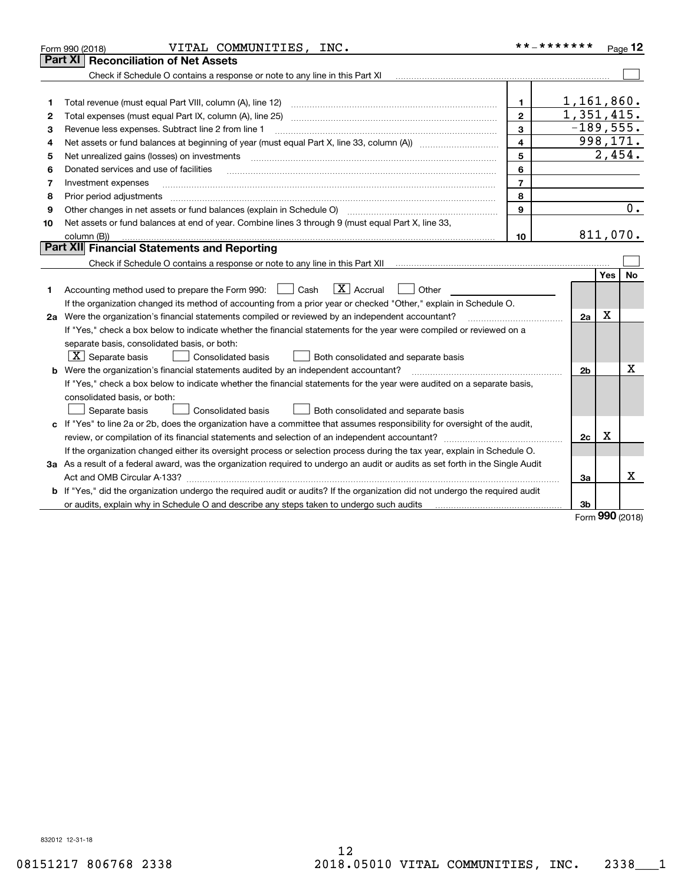Form 990 (2018) VITAL COMMUNITIES, INC. **-******* Page 12

## Part XI Reconciliation of Net Assets

Check if Schedule O contains a response or note to any line in this Part XI ☐

| | | | |
|---|---|---|---|
| 1 | Total revenue (must equal Part VIII, column (A), line 12) | 1 | 1,161,860. |
| 2 | Total expenses (must equal Part IX, column (A), line 25) | 2 | 1,351,415. |
| 3 | Revenue less expenses. Subtract line 2 from line 1 | 3 | -189,555. |
| 4 | Net assets or fund balances at beginning of year (must equal Part X, line 33, column (A)) | 4 | 998,171. |
| 5 | Net unrealized gains (losses) on investments | 5 | 2,454. |
| 6 | Donated services and use of facilities | 6 | |
| 7 | Investment expenses | 7 | |
| 8 | Prior period adjustments | 8 | |
| 9 | Other changes in net assets or fund balances (explain in Schedule O) | 9 | 0. |
| 10 | Net assets or fund balances at end of year. Combine lines 3 through 9 (must equal Part X, line 33, column (B)) | 10 | 811,070. |

## Part XII Financial Statements and Reporting

Check if Schedule O contains a response or note to any line in this Part XII ☐

| | | | Yes | No |
|---|---|---|---|---|
| 1 | Accounting method used to prepare the Form 990: ☐ Cash ☒ Accrual ☐ Other<br>If the organization changed its method of accounting from a prior year or checked "Other," explain in Schedule O. | | | |
| 2a | Were the organization's financial statements compiled or reviewed by an independent accountant?<br>If "Yes," check a box below to indicate whether the financial statements for the year were compiled or reviewed on a separate basis, consolidated basis, or both:<br>☒ Separate basis ☐ Consolidated basis ☐ Both consolidated and separate basis | 2a | X | |
| b | Were the organization's financial statements audited by an independent accountant?<br>If "Yes," check a box below to indicate whether the financial statements for the year were audited on a separate basis, consolidated basis, or both:<br>☐ Separate basis ☐ Consolidated basis ☐ Both consolidated and separate basis | 2b | | X |
| c | If "Yes" to line 2a or 2b, does the organization have a committee that assumes responsibility for oversight of the audit, review, or compilation of its financial statements and selection of an independent accountant?<br>If the organization changed either its oversight process or selection process during the tax year, explain in Schedule O. | 2c | X | |
| 3a | As a result of a federal award, was the organization required to undergo an audit or audits as set forth in the Single Audit Act and OMB Circular A-133? | 3a | | X |
| b | If "Yes," did the organization undergo the required audit or audits? If the organization did not undergo the required audit or audits, explain why in Schedule O and describe any steps taken to undergo such audits | 3b | | |

Form 990 (2018)

832012 12-31-18

08151217 806768 2338 2018.05010 VITAL COMMUNITIES, INC. 2338___1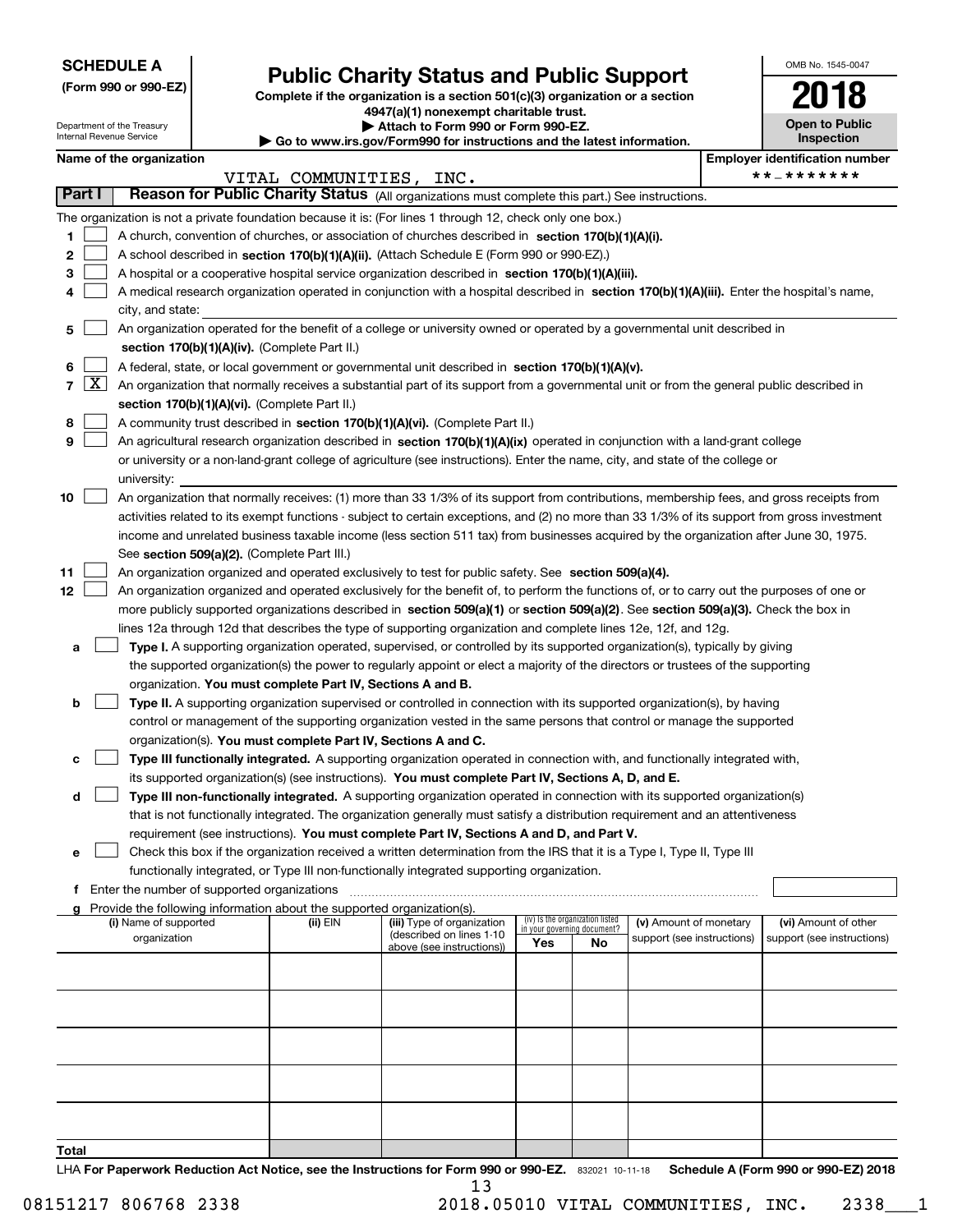**SCHEDULE A**
**(Form 990 or 990-EZ)**

Department of the Treasury
Internal Revenue Service

# Public Charity Status and Public Support

**Complete if the organization is a section 501(c)(3) organization or a section 4947(a)(1) nonexempt charitable trust.**
**▶ Attach to Form 990 or Form 990-EZ.**
**▶ Go to www.irs.gov/Form990 for instructions and the latest information.**

OMB No. 1545-0047
**2018**
**Open to Public Inspection**

**Name of the organization:** VITAL COMMUNITIES, INC.
**Employer identification number:** **-*******

## Part I Reason for Public Charity Status (All organizations must complete this part.) See instructions.

The organization is not a private foundation because it is: (For lines 1 through 12, check only one box.)

1 [ ] A church, convention of churches, or association of churches described in **section 170(b)(1)(A)(i).**
2 [ ] A school described in **section 170(b)(1)(A)(ii).** (Attach Schedule E (Form 990 or 990-EZ).)
3 [ ] A hospital or a cooperative hospital service organization described in **section 170(b)(1)(A)(iii).**
4 [ ] A medical research organization operated in conjunction with a hospital described in **section 170(b)(1)(A)(iii).** Enter the hospital's name, city, and state:
5 [ ] An organization operated for the benefit of a college or university owned or operated by a governmental unit described in **section 170(b)(1)(A)(iv).** (Complete Part II.)
6 [ ] A federal, state, or local government or governmental unit described in **section 170(b)(1)(A)(v).**
7 [X] An organization that normally receives a substantial part of its support from a governmental unit or from the general public described in **section 170(b)(1)(A)(vi).** (Complete Part II.)
8 [ ] A community trust described in **section 170(b)(1)(A)(vi).** (Complete Part II.)
9 [ ] An agricultural research organization described in **section 170(b)(1)(A)(ix)** operated in conjunction with a land-grant college or university or a non-land-grant college of agriculture (see instructions). Enter the name, city, and state of the college or university:
10 [ ] An organization that normally receives: (1) more than 33 1/3% of its support from contributions, membership fees, and gross receipts from activities related to its exempt functions - subject to certain exceptions, and (2) no more than 33 1/3% of its support from gross investment income and unrelated business taxable income (less section 511 tax) from businesses acquired by the organization after June 30, 1975. See **section 509(a)(2).** (Complete Part III.)
11 [ ] An organization organized and operated exclusively to test for public safety. See **section 509(a)(4).**
12 [ ] An organization organized and operated exclusively for the benefit of, to perform the functions of, or to carry out the purposes of one or more publicly supported organizations described in **section 509(a)(1)** or **section 509(a)(2).** See **section 509(a)(3).** Check the box in lines 12a through 12d that describes the type of supporting organization and complete lines 12e, 12f, and 12g.

a [ ] **Type I.** A supporting organization operated, supervised, or controlled by its supported organization(s), typically by giving the supported organization(s) the power to regularly appoint or elect a majority of the directors or trustees of the supporting organization. **You must complete Part IV, Sections A and B.**
b [ ] **Type II.** A supporting organization supervised or controlled in connection with its supported organization(s), by having control or management of the supporting organization vested in the same persons that control or manage the supported organization(s). **You must complete Part IV, Sections A and C.**
c [ ] **Type III functionally integrated.** A supporting organization operated in connection with, and functionally integrated with, its supported organization(s) (see instructions). **You must complete Part IV, Sections A, D, and E.**
d [ ] **Type III non-functionally integrated.** A supporting organization operated in connection with its supported organization(s) that is not functionally integrated. The organization generally must satisfy a distribution requirement and an attentiveness requirement (see instructions). **You must complete Part IV, Sections A and D, and Part V.**
e [ ] Check this box if the organization received a written determination from the IRS that it is a Type I, Type II, Type III functionally integrated, or Type III non-functionally integrated supporting organization.
f Enter the number of supported organizations
g Provide the following information about the supported organization(s).

| (i) Name of supported organization | (ii) EIN | (iii) Type of organization (described on lines 1-10 above (see instructions)) | (iv) Is the organization listed in your governing document? Yes | No | (v) Amount of monetary support (see instructions) | (vi) Amount of other support (see instructions) |
|---|---|---|---|---|---|---|
| | | | | | | |
| | | | | | | |
| | | | | | | |
| | | | | | | |
| | | | | | | |
| **Total** | | | | | | |

LHA **For Paperwork Reduction Act Notice, see the Instructions for Form 990 or 990-EZ.** 832021 10-11-18 **Schedule A (Form 990 or 990-EZ) 2018**

08151217 806768 2338 2018.05010 VITAL COMMUNITIES, INC. 2338___1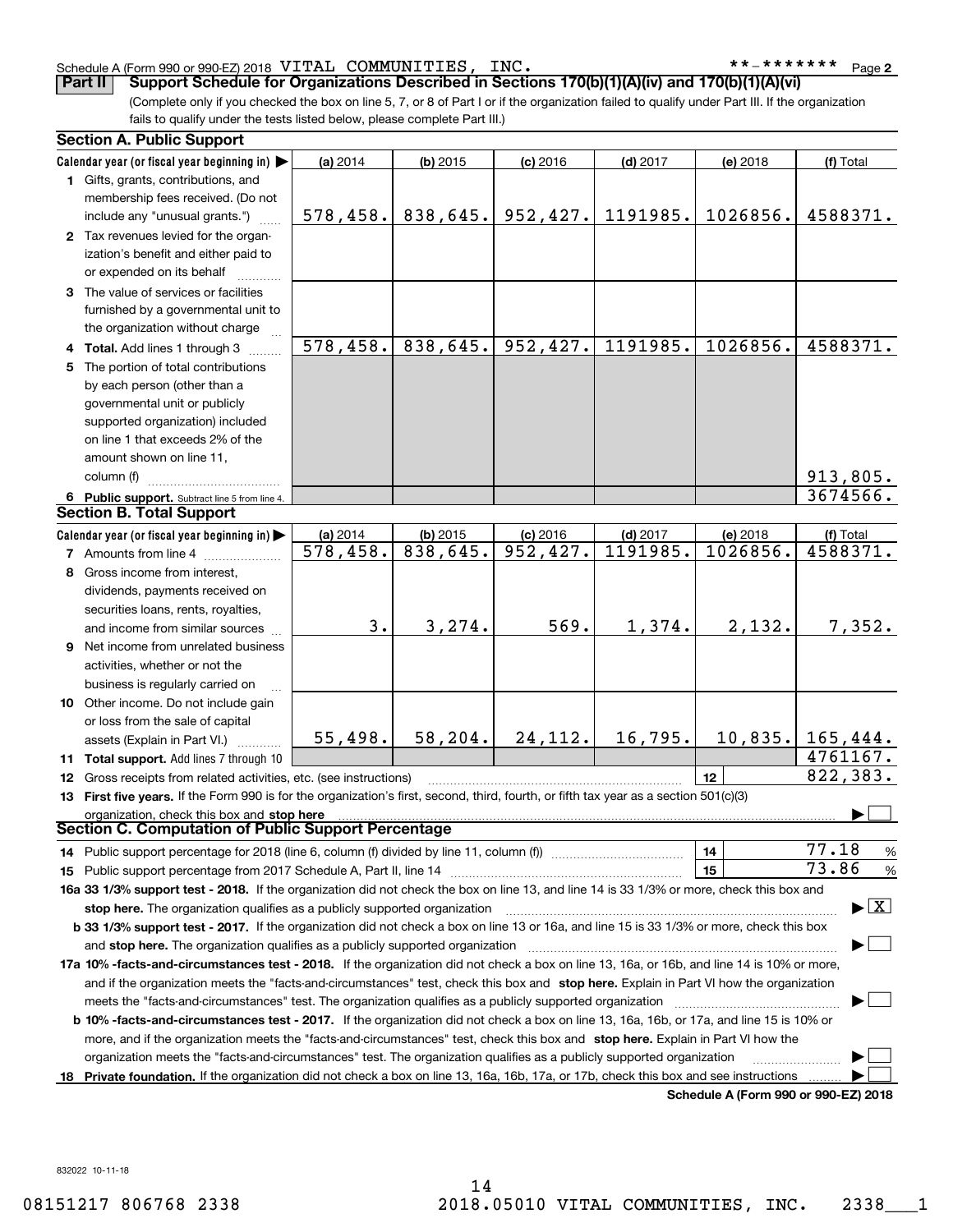Schedule A (Form 990 or 990-EZ) 2018 VITAL COMMUNITIES, INC. **-******* Page 2

## Part II Support Schedule for Organizations Described in Sections 170(b)(1)(A)(iv) and 170(b)(1)(A)(vi)

(Complete only if you checked the box on line 5, 7, or 8 of Part I or if the organization failed to qualify under Part III. If the organization fails to qualify under the tests listed below, please complete Part III.)

### Section A. Public Support

| Calendar year (or fiscal year beginning in) ▶ | (a) 2014 | (b) 2015 | (c) 2016 | (d) 2017 | (e) 2018 | (f) Total |
|---|---|---|---|---|---|---|
| **1** Gifts, grants, contributions, and membership fees received. (Do not include any "unusual grants.") | 578,458. | 838,645. | 952,427. | 1191985. | 1026856. | 4588371. |
| **2** Tax revenues levied for the organization's benefit and either paid to or expended on its behalf | | | | | | |
| **3** The value of services or facilities furnished by a governmental unit to the organization without charge | | | | | | |
| **4 Total.** Add lines 1 through 3 | 578,458. | 838,645. | 952,427. | 1191985. | 1026856. | 4588371. |
| **5** The portion of total contributions by each person (other than a governmental unit or publicly supported organization) included on line 1 that exceeds 2% of the amount shown on line 11, column (f) | | | | | | 913,805. |
| **6 Public support.** Subtract line 5 from line 4. | | | | | | 3674566. |

### Section B. Total Support

| Calendar year (or fiscal year beginning in) ▶ | (a) 2014 | (b) 2015 | (c) 2016 | (d) 2017 | (e) 2018 | (f) Total |
|---|---|---|---|---|---|---|
| **7** Amounts from line 4 | 578,458. | 838,645. | 952,427. | 1191985. | 1026856. | 4588371. |
| **8** Gross income from interest, dividends, payments received on securities loans, rents, royalties, and income from similar sources | 3. | 3,274. | 569. | 1,374. | 2,132. | 7,352. |
| **9** Net income from unrelated business activities, whether or not the business is regularly carried on | | | | | | |
| **10** Other income. Do not include gain or loss from the sale of capital assets (Explain in Part VI.) | 55,498. | 58,204. | 24,112. | 16,795. | 10,835. | 165,444. |
| **11 Total support.** Add lines 7 through 10 | | | | | | 4761167. |
| **12** Gross receipts from related activities, etc. (see instructions) | | | | | 12 | 822,383. |

**13 First five years.** If the Form 990 is for the organization's first, second, third, fourth, or fifth tax year as a section 501(c)(3) organization, check this box and **stop here** ▶ ☐

### Section C. Computation of Public Support Percentage

| | | |
|---|---|---|
| **14** Public support percentage for 2018 (line 6, column (f) divided by line 11, column (f)) | 14 | 77.18 % |
| **15** Public support percentage from 2017 Schedule A, Part II, line 14 | 15 | 73.86 % |

**16a 33 1/3% support test - 2018.** If the organization did not check the box on line 13, and line 14 is 33 1/3% or more, check this box and **stop here.** The organization qualifies as a publicly supported organization ▶ ☒

**b 33 1/3% support test - 2017.** If the organization did not check a box on line 13 or 16a, and line 15 is 33 1/3% or more, check this box and **stop here.** The organization qualifies as a publicly supported organization ▶ ☐

**17a 10% -facts-and-circumstances test - 2018.** If the organization did not check a box on line 13, 16a, or 16b, and line 14 is 10% or more, and if the organization meets the "facts-and-circumstances" test, check this box and **stop here.** Explain in Part VI how the organization meets the "facts-and-circumstances" test. The organization qualifies as a publicly supported organization ▶ ☐

**b 10% -facts-and-circumstances test - 2017.** If the organization did not check a box on line 13, 16a, 16b, or 17a, and line 15 is 10% or more, and if the organization meets the "facts-and-circumstances" test, check this box and **stop here.** Explain in Part VI how the organization meets the "facts-and-circumstances" test. The organization qualifies as a publicly supported organization ▶ ☐

**18 Private foundation.** If the organization did not check a box on line 13, 16a, 16b, 17a, or 17b, check this box and see instructions ▶ ☐

**Schedule A (Form 990 or 990-EZ) 2018**

832022 10-11-18

08151217 806768 2338 2018.05010 VITAL COMMUNITIES, INC. 2338___1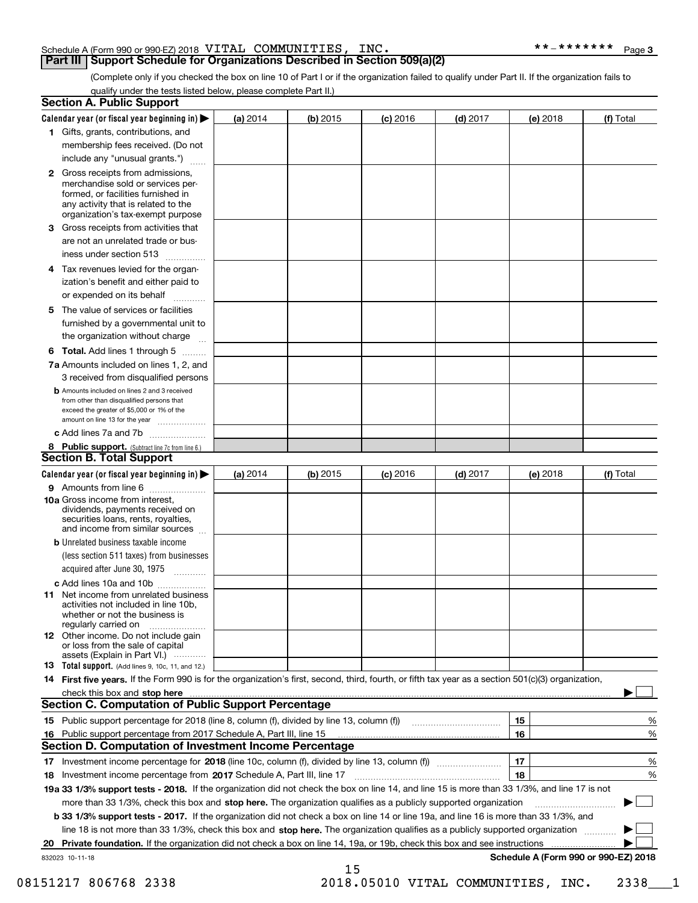Schedule A (Form 990 or 990-EZ) 2018 VITAL COMMUNITIES, INC. **-******* Page 3

## Part III Support Schedule for Organizations Described in Section 509(a)(2)

(Complete only if you checked the box on line 10 of Part I or if the organization failed to qualify under Part II. If the organization fails to qualify under the tests listed below, please complete Part II.)

### Section A. Public Support

| Calendar year (or fiscal year beginning in) ▶ | (a) 2014 | (b) 2015 | (c) 2016 | (d) 2017 | (e) 2018 | (f) Total |
|---|---|---|---|---|---|---|
| 1 Gifts, grants, contributions, and membership fees received. (Do not include any "unusual grants.") | | | | | | |
| 2 Gross receipts from admissions, merchandise sold or services performed, or facilities furnished in any activity that is related to the organization's tax-exempt purpose | | | | | | |
| 3 Gross receipts from activities that are not an unrelated trade or business under section 513 | | | | | | |
| 4 Tax revenues levied for the organization's benefit and either paid to or expended on its behalf | | | | | | |
| 5 The value of services or facilities furnished by a governmental unit to the organization without charge | | | | | | |
| 6 **Total.** Add lines 1 through 5 | | | | | | |
| 7a Amounts included on lines 1, 2, and 3 received from disqualified persons | | | | | | |
| b Amounts included on lines 2 and 3 received from other than disqualified persons that exceed the greater of $5,000 or 1% of the amount on line 13 for the year | | | | | | |
| c Add lines 7a and 7b | | | | | | |
| 8 **Public support.** (Subtract line 7c from line 6.) | | | | | | |

### Section B. Total Support

| Calendar year (or fiscal year beginning in) ▶ | (a) 2014 | (b) 2015 | (c) 2016 | (d) 2017 | (e) 2018 | (f) Total |
|---|---|---|---|---|---|---|
| 9 Amounts from line 6 | | | | | | |
| 10a Gross income from interest, dividends, payments received on securities loans, rents, royalties, and income from similar sources | | | | | | |
| b Unrelated business taxable income (less section 511 taxes) from businesses acquired after June 30, 1975 | | | | | | |
| c Add lines 10a and 10b | | | | | | |
| 11 Net income from unrelated business activities not included in line 10b, whether or not the business is regularly carried on | | | | | | |
| 12 Other income. Do not include gain or loss from the sale of capital assets (Explain in Part VI.) | | | | | | |
| 13 **Total support.** (Add lines 9, 10c, 11, and 12.) | | | | | | |

14 **First five years.** If the Form 990 is for the organization's first, second, third, fourth, or fifth tax year as a section 501(c)(3) organization, check this box and **stop here** ▶ ☐

### Section C. Computation of Public Support Percentage

| | | | |
|---|---|---|---|
| 15 | Public support percentage for 2018 (line 8, column (f), divided by line 13, column (f)) | 15 | % |
| 16 | Public support percentage from 2017 Schedule A, Part III, line 15 | 16 | % |

### Section D. Computation of Investment Income Percentage

| | | | |
|---|---|---|---|
| 17 | Investment income percentage for **2018** (line 10c, column (f), divided by line 13, column (f)) | 17 | % |
| 18 | Investment income percentage from **2017** Schedule A, Part III, line 17 | 18 | % |

**19a 33 1/3% support tests - 2018.** If the organization did not check the box on line 14, and line 15 is more than 33 1/3%, and line 17 is not more than 33 1/3%, check this box and **stop here.** The organization qualifies as a publicly supported organization ▶ ☐

**b 33 1/3% support tests - 2017.** If the organization did not check a box on line 14 or line 19a, and line 16 is more than 33 1/3%, and line 18 is not more than 33 1/3%, check this box and **stop here.** The organization qualifies as a publicly supported organization ▶ ☐

**20 Private foundation.** If the organization did not check a box on line 14, 19a, or 19b, check this box and see instructions ▶ ☐

832023 10-11-18

**Schedule A (Form 990 or 990-EZ) 2018**

08151217 806768 2338 2018.05010 VITAL COMMUNITIES, INC. 2338___1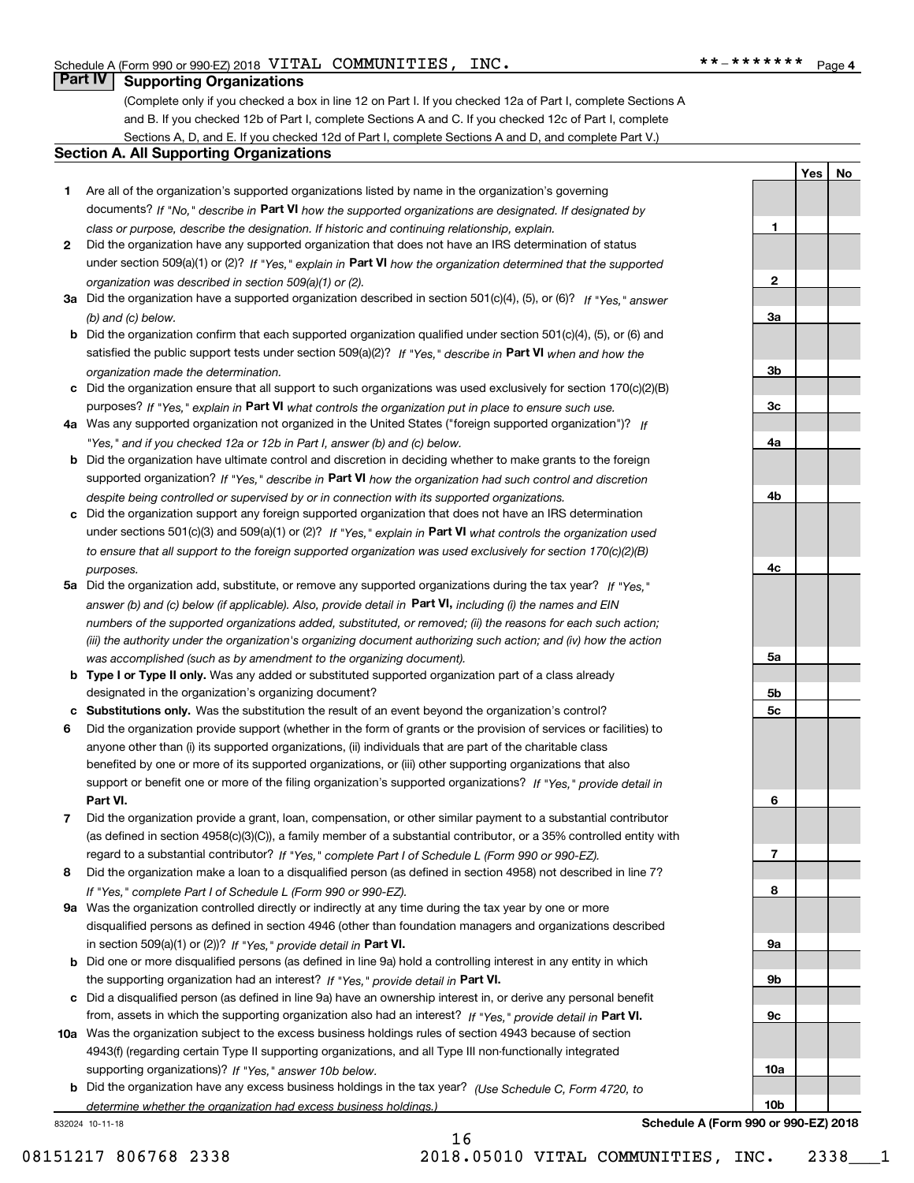Schedule A (Form 990 or 990-EZ) 2018 VITAL COMMUNITIES, INC. **-*******

## Part IV Supporting Organizations

(Complete only if you checked a box in line 12 on Part I. If you checked 12a of Part I, complete Sections A and B. If you checked 12b of Part I, complete Sections A and C. If you checked 12c of Part I, complete Sections A, D, and E. If you checked 12d of Part I, complete Sections A and D, and complete Part V.)

### Section A. All Supporting Organizations

| | | | Yes | No |
|---|---|---|---|---|
| **1** | Are all of the organization's supported organizations listed by name in the organization's governing documents? *If "No," describe in* **Part VI** *how the supported organizations are designated. If designated by class or purpose, describe the designation. If historic and continuing relationship, explain.* | 1 | | |
| **2** | Did the organization have any supported organization that does not have an IRS determination of status under section 509(a)(1) or (2)? *If "Yes," explain in* **Part VI** *how the organization determined that the supported organization was described in section 509(a)(1) or (2).* | 2 | | |
| **3a** | Did the organization have a supported organization described in section 501(c)(4), (5), or (6)? *If "Yes," answer (b) and (c) below.* | 3a | | |
| **b** | Did the organization confirm that each supported organization qualified under section 501(c)(4), (5), or (6) and satisfied the public support tests under section 509(a)(2)? *If "Yes," describe in* **Part VI** *when and how the organization made the determination.* | 3b | | |
| **c** | Did the organization ensure that all support to such organizations was used exclusively for section 170(c)(2)(B) purposes? *If "Yes," explain in* **Part VI** *what controls the organization put in place to ensure such use.* | 3c | | |
| **4a** | Was any supported organization not organized in the United States ("foreign supported organization")? *If "Yes," and if you checked 12a or 12b in Part I, answer (b) and (c) below.* | 4a | | |
| **b** | Did the organization have ultimate control and discretion in deciding whether to make grants to the foreign supported organization? *If "Yes," describe in* **Part VI** *how the organization had such control and discretion despite being controlled or supervised by or in connection with its supported organizations.* | 4b | | |
| **c** | Did the organization support any foreign supported organization that does not have an IRS determination under sections 501(c)(3) and 509(a)(1) or (2)? *If "Yes," explain in* **Part VI** *what controls the organization used to ensure that all support to the foreign supported organization was used exclusively for section 170(c)(2)(B) purposes.* | 4c | | |
| **5a** | Did the organization add, substitute, or remove any supported organizations during the tax year? *If "Yes," answer (b) and (c) below (if applicable). Also, provide detail in* **Part VI,** *including (i) the names and EIN numbers of the supported organizations added, substituted, or removed; (ii) the reasons for each such action; (iii) the authority under the organization's organizing document authorizing such action; and (iv) how the action was accomplished (such as by amendment to the organizing document).* | 5a | | |
| **b** | **Type I or Type II only.** Was any added or substituted supported organization part of a class already designated in the organization's organizing document? | 5b | | |
| **c** | **Substitutions only.** Was the substitution the result of an event beyond the organization's control? | 5c | | |
| **6** | Did the organization provide support (whether in the form of grants or the provision of services or facilities) to anyone other than (i) its supported organizations, (ii) individuals that are part of the charitable class benefited by one or more of its supported organizations, or (iii) other supporting organizations that also support or benefit one or more of the filing organization's supported organizations? *If "Yes," provide detail in* **Part VI.** | 6 | | |
| **7** | Did the organization provide a grant, loan, compensation, or other similar payment to a substantial contributor (as defined in section 4958(c)(3)(C)), a family member of a substantial contributor, or a 35% controlled entity with regard to a substantial contributor? *If "Yes," complete Part I of Schedule L (Form 990 or 990-EZ).* | 7 | | |
| **8** | Did the organization make a loan to a disqualified person (as defined in section 4958) not described in line 7? *If "Yes," complete Part I of Schedule L (Form 990 or 990-EZ).* | 8 | | |
| **9a** | Was the organization controlled directly or indirectly at any time during the tax year by one or more disqualified persons as defined in section 4946 (other than foundation managers and organizations described in section 509(a)(1) or (2))? *If "Yes," provide detail in* **Part VI.** | 9a | | |
| **b** | Did one or more disqualified persons (as defined in line 9a) hold a controlling interest in any entity in which the supporting organization had an interest? *If "Yes," provide detail in* **Part VI.** | 9b | | |
| **c** | Did a disqualified person (as defined in line 9a) have an ownership interest in, or derive any personal benefit from, assets in which the supporting organization also had an interest? *If "Yes," provide detail in* **Part VI.** | 9c | | |
| **10a** | Was the organization subject to the excess business holdings rules of section 4943 because of section 4943(f) (regarding certain Type II supporting organizations, and all Type III non-functionally integrated supporting organizations)? *If "Yes," answer 10b below.* | 10a | | |
| **b** | Did the organization have any excess business holdings in the tax year? *(Use Schedule C, Form 4720, to determine whether the organization had excess business holdings.)* | 10b | | |

832024 10-11-18

**Schedule A (Form 990 or 990-EZ) 2018**

08151217 806768 2338 2018.05010 VITAL COMMUNITIES, INC. 2338___1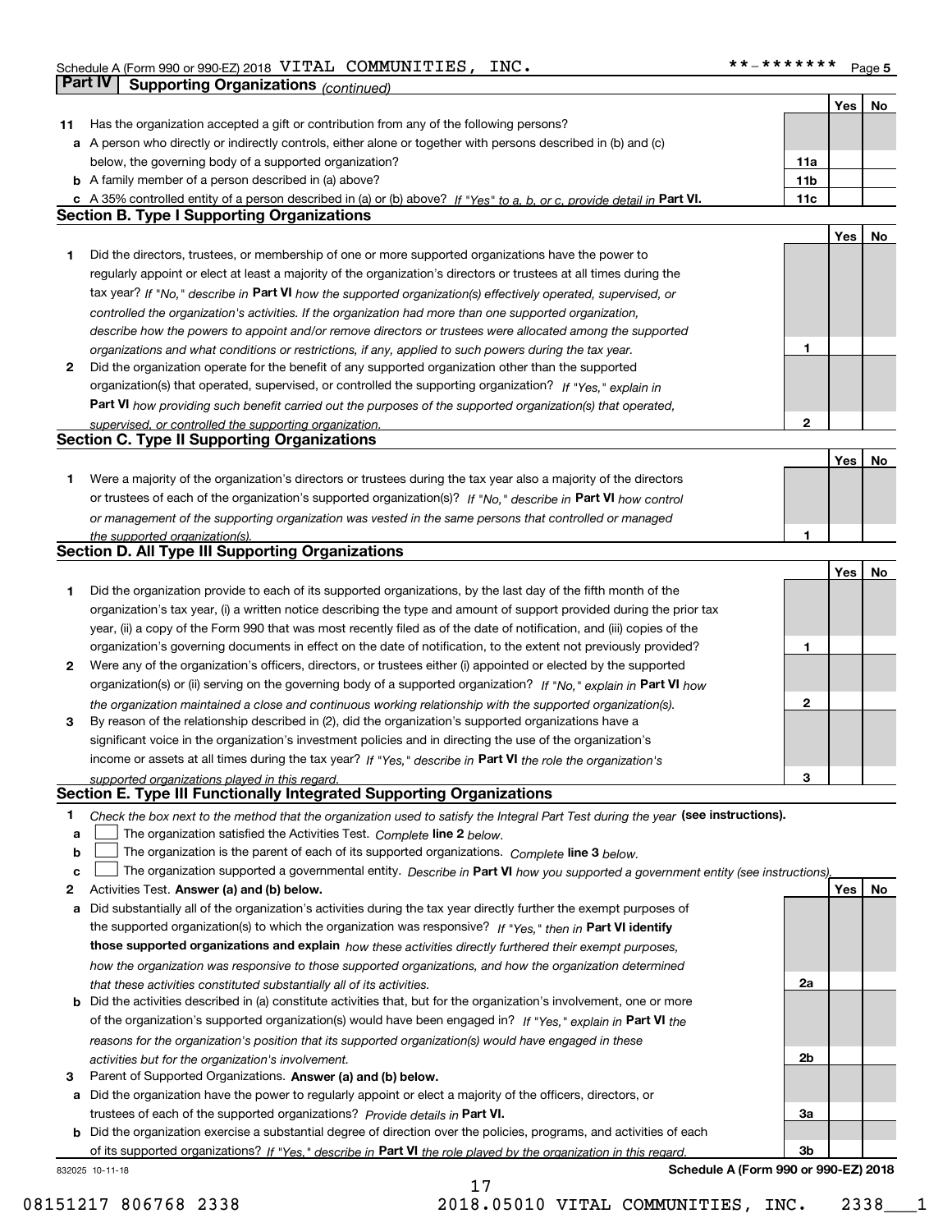## Part IV | Supporting Organizations *(continued)*

| | | | Yes | No |
|---|---|---|---|---|
| **11** | Has the organization accepted a gift or contribution from any of the following persons? | | | |
| **a** | A person who directly or indirectly controls, either alone or together with persons described in (b) and (c) below, the governing body of a supported organization? | 11a | | |
| **b** | A family member of a person described in (a) above? | 11b | | |
| **c** | A 35% controlled entity of a person described in (a) or (b) above? *If "Yes" to a, b, or c, provide detail in* **Part VI.** | 11c | | |

### Section B. Type I Supporting Organizations

| | | | Yes | No |
|---|---|---|---|---|
| **1** | Did the directors, trustees, or membership of one or more supported organizations have the power to regularly appoint or elect at least a majority of the organization's directors or trustees at all times during the tax year? *If "No," describe in* **Part VI** *how the supported organization(s) effectively operated, supervised, or controlled the organization's activities. If the organization had more than one supported organization, describe how the powers to appoint and/or remove directors or trustees were allocated among the supported organizations and what conditions or restrictions, if any, applied to such powers during the tax year.* | 1 | | |
| **2** | Did the organization operate for the benefit of any supported organization other than the supported organization(s) that operated, supervised, or controlled the supporting organization? *If "Yes," explain in* **Part VI** *how providing such benefit carried out the purposes of the supported organization(s) that operated, supervised, or controlled the supporting organization.* | 2 | | |

### Section C. Type II Supporting Organizations

| | | | Yes | No |
|---|---|---|---|---|
| **1** | Were a majority of the organization's directors or trustees during the tax year also a majority of the directors or trustees of each of the organization's supported organization(s)? *If "No," describe in* **Part VI** *how control or management of the supporting organization was vested in the same persons that controlled or managed the supported organization(s).* | 1 | | |

### Section D. All Type III Supporting Organizations

| | | | Yes | No |
|---|---|---|---|---|
| **1** | Did the organization provide to each of its supported organizations, by the last day of the fifth month of the organization's tax year, (i) a written notice describing the type and amount of support provided during the prior tax year, (ii) a copy of the Form 990 that was most recently filed as of the date of notification, and (iii) copies of the organization's governing documents in effect on the date of notification, to the extent not previously provided? | 1 | | |
| **2** | Were any of the organization's officers, directors, or trustees either (i) appointed or elected by the supported organization(s) or (ii) serving on the governing body of a supported organization? *If "No," explain in* **Part VI** *how the organization maintained a close and continuous working relationship with the supported organization(s).* | 2 | | |
| **3** | By reason of the relationship described in (2), did the organization's supported organizations have a significant voice in the organization's investment policies and in directing the use of the organization's income or assets at all times during the tax year? *If "Yes," describe in* **Part VI** *the role the organization's supported organizations played in this regard.* | 3 | | |

### Section E. Type III Functionally Integrated Supporting Organizations

**1** *Check the box next to the method that the organization used to satisfy the Integral Part Test during the year* **(see instructions).**

- **a** ☐ The organization satisfied the Activities Test. *Complete* **line 2** *below.*
- **b** ☐ The organization is the parent of each of its supported organizations. *Complete* **line 3** *below.*
- **c** ☐ The organization supported a governmental entity. *Describe in* **Part VI** *how you supported a government entity (see instructions).*

| | | | Yes | No |
|---|---|---|---|---|
| **2** | Activities Test. **Answer (a) and (b) below.** | | | |
| **a** | Did substantially all of the organization's activities during the tax year directly further the exempt purposes of the supported organization(s) to which the organization was responsive? *If "Yes," then in* **Part VI identify those supported organizations and explain** *how these activities directly furthered their exempt purposes, how the organization was responsive to those supported organizations, and how the organization determined that these activities constituted substantially all of its activities.* | 2a | | |
| **b** | Did the activities described in (a) constitute activities that, but for the organization's involvement, one or more of the organization's supported organization(s) would have been engaged in? *If "Yes," explain in* **Part VI** *the reasons for the organization's position that its supported organization(s) would have engaged in these activities but for the organization's involvement.* | 2b | | |
| **3** | Parent of Supported Organizations. **Answer (a) and (b) below.** | | | |
| **a** | Did the organization have the power to regularly appoint or elect a majority of the officers, directors, or trustees of each of the supported organizations? *Provide details in* **Part VI.** | 3a | | |
| **b** | Did the organization exercise a substantial degree of direction over the policies, programs, and activities of each of its supported organizations? *If "Yes," describe in* **Part VI** *the role played by the organization in this regard.* | 3b | | |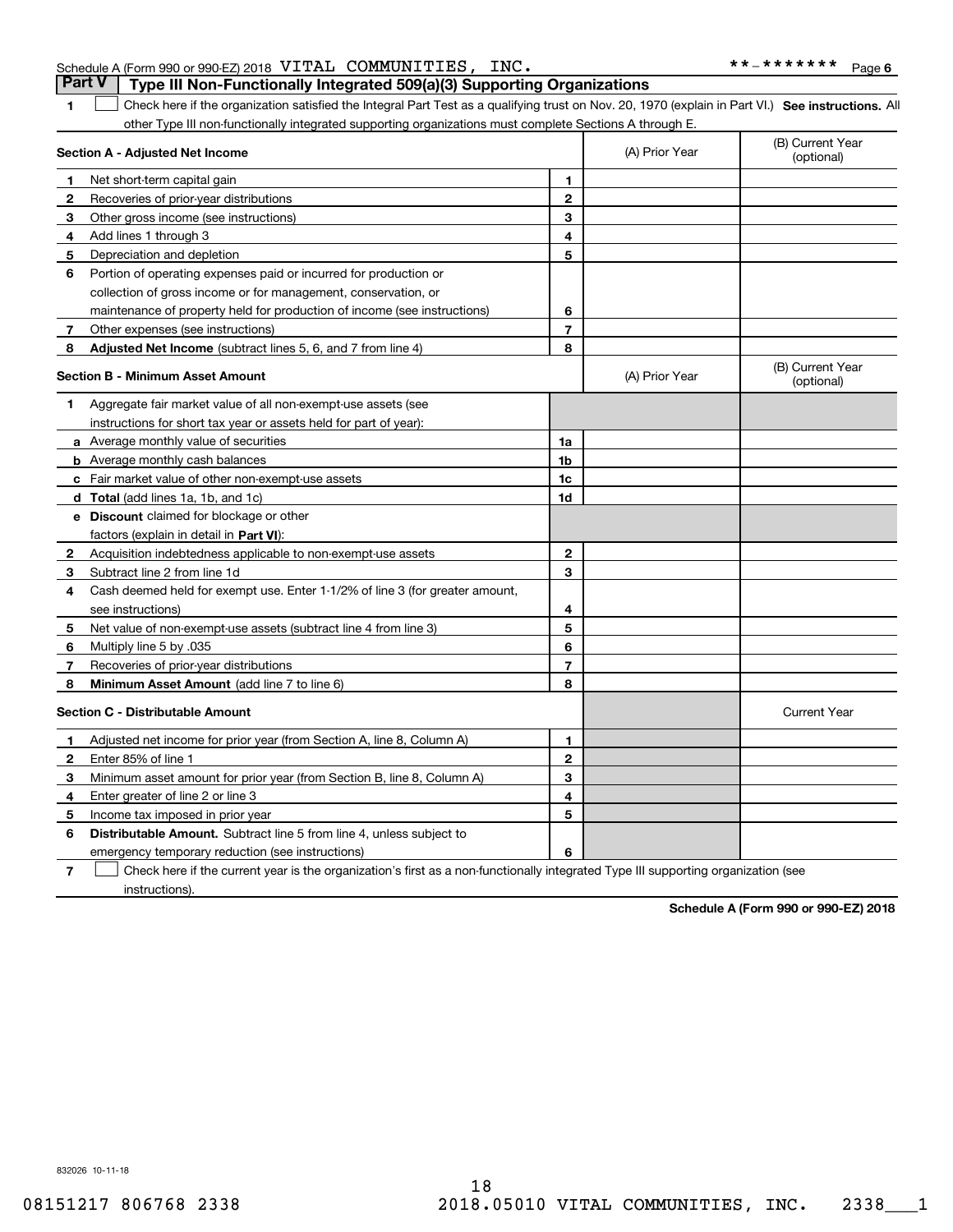Schedule A (Form 990 or 990-EZ) 2018 VITAL COMMUNITIES, INC. **-******* Page 6

## Part V Type III Non-Functionally Integrated 509(a)(3) Supporting Organizations

1 ☐ Check here if the organization satisfied the Integral Part Test as a qualifying trust on Nov. 20, 1970 (explain in Part VI.) **See instructions.** All other Type III non-functionally integrated supporting organizations must complete Sections A through E.

| **Section A - Adjusted Net Income** | | (A) Prior Year | (B) Current Year (optional) |
|---|---|---|---|
| **1** Net short-term capital gain | **1** | | |
| **2** Recoveries of prior-year distributions | **2** | | |
| **3** Other gross income (see instructions) | **3** | | |
| **4** Add lines 1 through 3 | **4** | | |
| **5** Depreciation and depletion | **5** | | |
| **6** Portion of operating expenses paid or incurred for production or collection of gross income or for management, conservation, or maintenance of property held for production of income (see instructions) | **6** | | |
| **7** Other expenses (see instructions) | **7** | | |
| **8** **Adjusted Net Income** (subtract lines 5, 6, and 7 from line 4) | **8** | | |

| **Section B - Minimum Asset Amount** | | (A) Prior Year | (B) Current Year (optional) |
|---|---|---|---|
| **1** Aggregate fair market value of all non-exempt-use assets (see instructions for short tax year or assets held for part of year): | | | |
| **a** Average monthly value of securities | **1a** | | |
| **b** Average monthly cash balances | **1b** | | |
| **c** Fair market value of other non-exempt-use assets | **1c** | | |
| **d** **Total** (add lines 1a, 1b, and 1c) | **1d** | | |
| **e** **Discount** claimed for blockage or other factors (explain in detail in **Part VI**): | | | |
| **2** Acquisition indebtedness applicable to non-exempt-use assets | **2** | | |
| **3** Subtract line 2 from line 1d | **3** | | |
| **4** Cash deemed held for exempt use. Enter 1-1/2% of line 3 (for greater amount, see instructions) | **4** | | |
| **5** Net value of non-exempt-use assets (subtract line 4 from line 3) | **5** | | |
| **6** Multiply line 5 by .035 | **6** | | |
| **7** Recoveries of prior-year distributions | **7** | | |
| **8** **Minimum Asset Amount** (add line 7 to line 6) | **8** | | |

| **Section C - Distributable Amount** | | | Current Year |
|---|---|---|---|
| **1** Adjusted net income for prior year (from Section A, line 8, Column A) | **1** | | |
| **2** Enter 85% of line 1 | **2** | | |
| **3** Minimum asset amount for prior year (from Section B, line 8, Column A) | **3** | | |
| **4** Enter greater of line 2 or line 3 | **4** | | |
| **5** Income tax imposed in prior year | **5** | | |
| **6** **Distributable Amount.** Subtract line 5 from line 4, unless subject to emergency temporary reduction (see instructions) | **6** | | |

7 ☐ Check here if the current year is the organization's first as a non-functionally integrated Type III supporting organization (see instructions).

**Schedule A (Form 990 or 990-EZ) 2018**

832026 10-11-18

08151217 806768 2338 2018.05010 VITAL COMMUNITIES, INC. 2338___1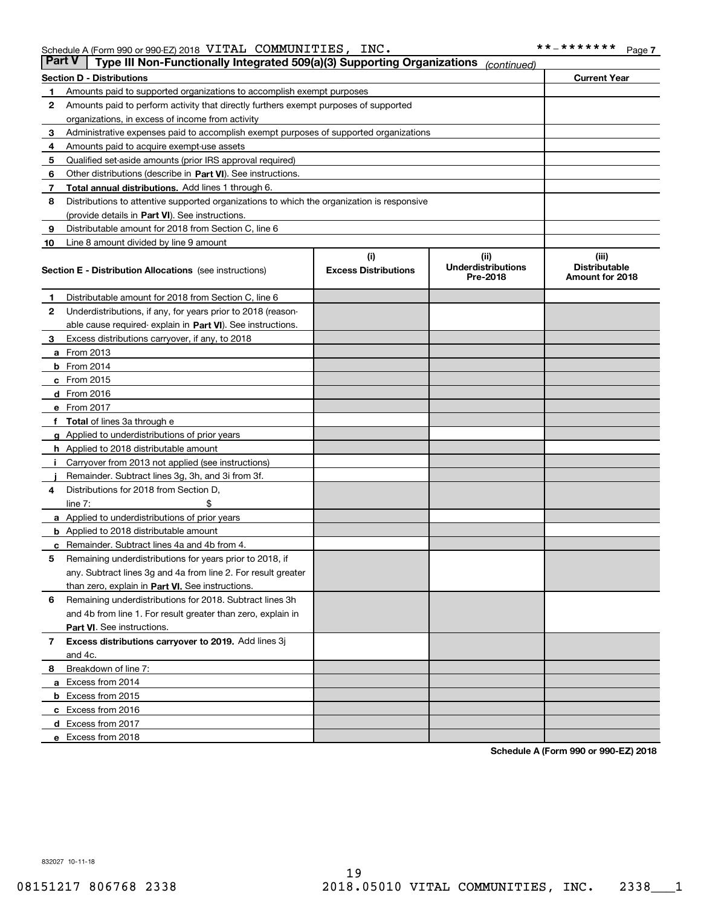Schedule A (Form 990 or 990-EZ) 2018 VITAL COMMUNITIES, INC. **-******* Page 7

## Part V Type III Non-Functionally Integrated 509(a)(3) Supporting Organizations *(continued)*

| Section D - Distributions | | Current Year |
|---|---|---|
| 1 | Amounts paid to supported organizations to accomplish exempt purposes | |
| 2 | Amounts paid to perform activity that directly furthers exempt purposes of supported organizations, in excess of income from activity | |
| 3 | Administrative expenses paid to accomplish exempt purposes of supported organizations | |
| 4 | Amounts paid to acquire exempt-use assets | |
| 5 | Qualified set-aside amounts (prior IRS approval required) | |
| 6 | Other distributions (describe in **Part VI**). See instructions. | |
| 7 | **Total annual distributions.** Add lines 1 through 6. | |
| 8 | Distributions to attentive supported organizations to which the organization is responsive (provide details in **Part VI**). See instructions. | |
| 9 | Distributable amount for 2018 from Section C, line 6 | |
| 10 | Line 8 amount divided by line 9 amount | |

| **Section E - Distribution Allocations** (see instructions) | (i) Excess Distributions | (ii) Underdistributions Pre-2018 | (iii) Distributable Amount for 2018 |
|---|---|---|---|
| **1** Distributable amount for 2018 from Section C, line 6 | | | |
| **2** Underdistributions, if any, for years prior to 2018 (reasonable cause required- explain in **Part VI**). See instructions. | | | |
| **3** Excess distributions carryover, if any, to 2018 | | | |
| **a** From 2013 | | | |
| **b** From 2014 | | | |
| **c** From 2015 | | | |
| **d** From 2016 | | | |
| **e** From 2017 | | | |
| **f Total** of lines 3a through e | | | |
| **g** Applied to underdistributions of prior years | | | |
| **h** Applied to 2018 distributable amount | | | |
| **i** Carryover from 2013 not applied (see instructions) | | | |
| **j** Remainder. Subtract lines 3g, 3h, and 3i from 3f. | | | |
| **4** Distributions for 2018 from Section D, line 7: $ | | | |
| **a** Applied to underdistributions of prior years | | | |
| **b** Applied to 2018 distributable amount | | | |
| **c** Remainder. Subtract lines 4a and 4b from 4. | | | |
| **5** Remaining underdistributions for years prior to 2018, if any. Subtract lines 3g and 4a from line 2. For result greater than zero, explain in **Part VI.** See instructions. | | | |
| **6** Remaining underdistributions for 2018. Subtract lines 3h and 4b from line 1. For result greater than zero, explain in **Part VI**. See instructions. | | | |
| **7 Excess distributions carryover to 2019.** Add lines 3j and 4c. | | | |
| **8** Breakdown of line 7: | | | |
| **a** Excess from 2014 | | | |
| **b** Excess from 2015 | | | |
| **c** Excess from 2016 | | | |
| **d** Excess from 2017 | | | |
| **e** Excess from 2018 | | | |

**Schedule A (Form 990 or 990-EZ) 2018**

832027 10-11-18

08151217 806768 2338 2018.05010 VITAL COMMUNITIES, INC. 2338___1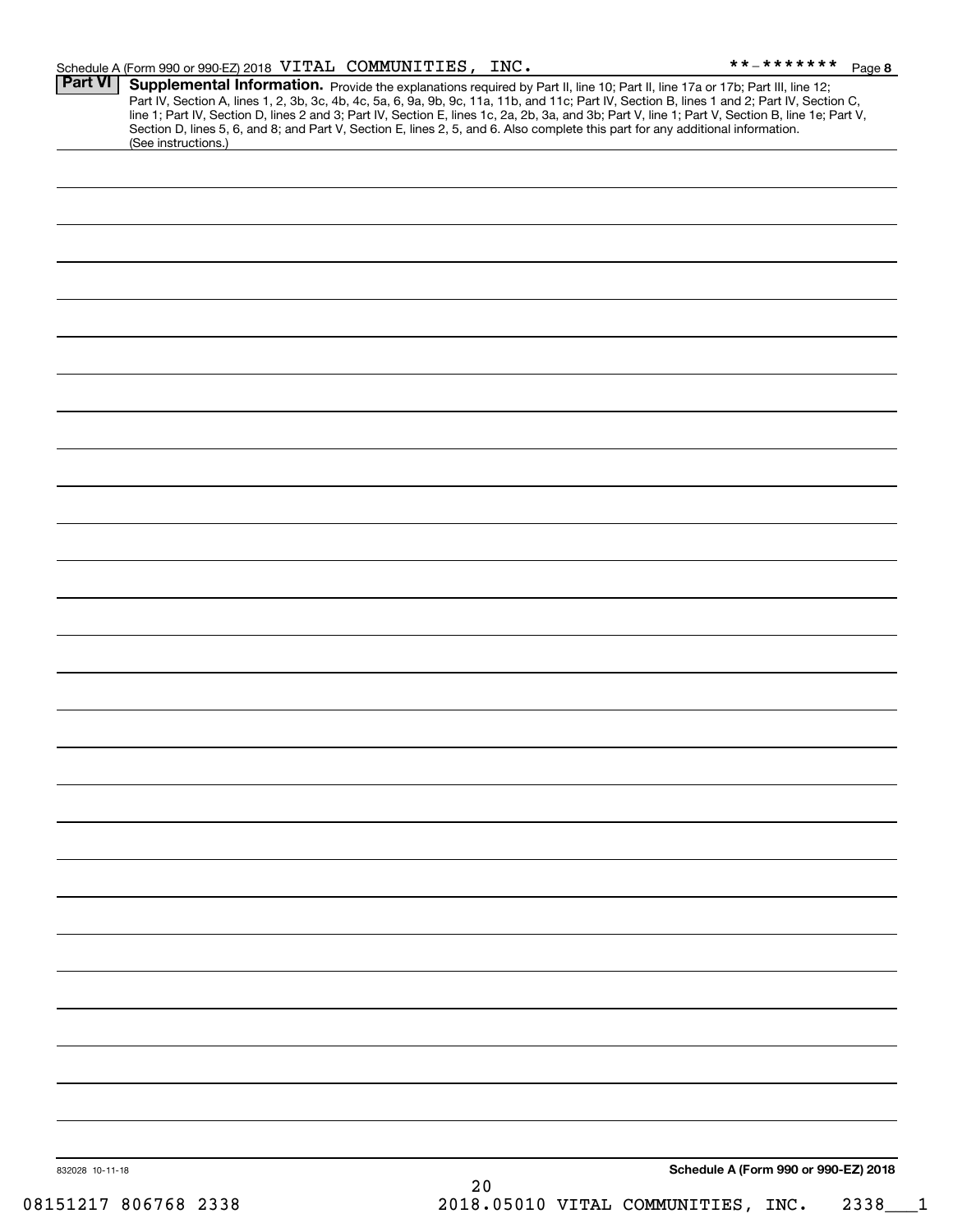## Part VI Supplemental Information.

Provide the explanations required by Part II, line 10; Part II, line 17a or 17b; Part III, line 12; Part IV, Section A, lines 1, 2, 3b, 3c, 4b, 4c, 5a, 6, 9a, 9b, 9c, 11a, 11b, and 11c; Part IV, Section B, lines 1 and 2; Part IV, Section C, line 1; Part IV, Section D, lines 2 and 3; Part IV, Section E, lines 1c, 2a, 2b, 3a, and 3b; Part V, line 1; Part V, Section B, line 1e; Part V, Section D, lines 5, 6, and 8; and Part V, Section E, lines 2, 5, and 6. Also complete this part for any additional information. (See instructions.)

832028 10-11-18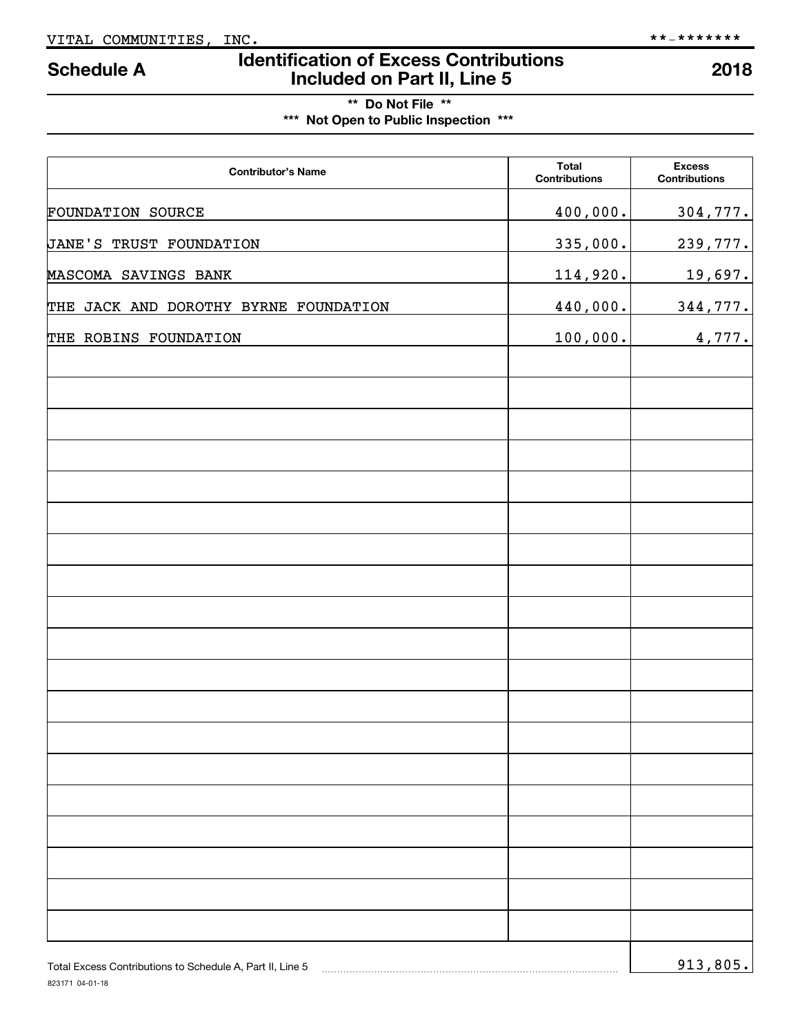VITAL COMMUNITIES, INC. **-*******

# Schedule A — Identification of Excess Contributions Included on Part II, Line 5 — 2018

** Do Not File **

*** Not Open to Public Inspection ***

| Contributor's Name | Total Contributions | Excess Contributions |
|---|---|---|
| FOUNDATION SOURCE | 400,000. | 304,777. |
| JANE'S TRUST FOUNDATION | 335,000. | 239,777. |
| MASCOMA SAVINGS BANK | 114,920. | 19,697. |
| THE JACK AND DOROTHY BYRNE FOUNDATION | 440,000. | 344,777. |
| THE ROBINS FOUNDATION | 100,000. | 4,777. |
| | | |
| | | |
| | | |
| | | |
| | | |
| | | |
| | | |
| | | |
| | | |
| | | |
| | | |
| | | |
| | | |
| | | |
| | | |
| | | |
| | | |
| | | |
| | | |

Total Excess Contributions to Schedule A, Part II, Line 5 ........ 913,805.

823171 04-01-18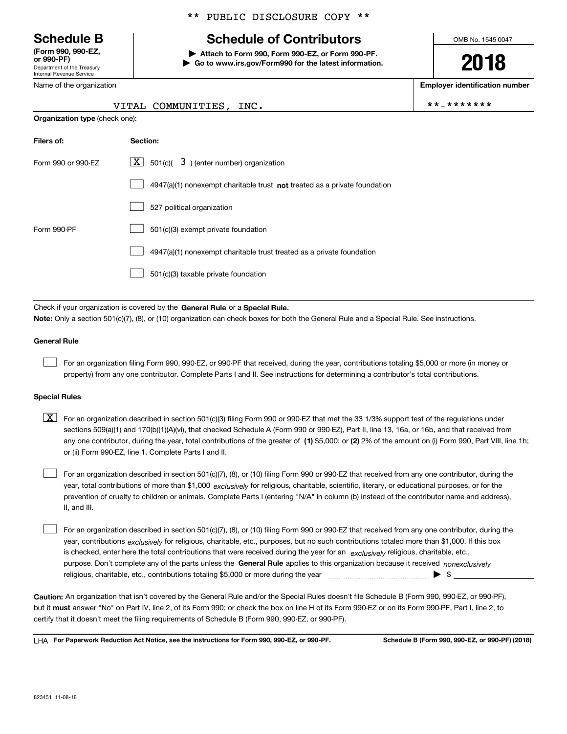** PUBLIC DISCLOSURE COPY **

# Schedule B

**(Form 990, 990-EZ, or 990-PF)**
Department of the Treasury
Internal Revenue Service

## Schedule of Contributors

▶ **Attach to Form 990, Form 990-EZ, or Form 990-PF.**
▶ **Go to www.irs.gov/Form990 for the latest information.**

OMB No. 1545-0047

**2018**

| Name of the organization | Employer identification number |
|---|---|
| VITAL COMMUNITIES, INC. | **-******* |

**Organization type** (check one):

| Filers of: | Section: |
|---|---|
| Form 990 or 990-EZ | [X] 501(c)( 3 ) (enter number) organization |
| | [ ] 4947(a)(1) nonexempt charitable trust **not** treated as a private foundation |
| | [ ] 527 political organization |
| Form 990-PF | [ ] 501(c)(3) exempt private foundation |
| | [ ] 4947(a)(1) nonexempt charitable trust treated as a private foundation |
| | [ ] 501(c)(3) taxable private foundation |

Check if your organization is covered by the **General Rule** or a **Special Rule.**

**Note:** Only a section 501(c)(7), (8), or (10) organization can check boxes for both the General Rule and a Special Rule. See instructions.

**General Rule**

[ ] For an organization filing Form 990, 990-EZ, or 990-PF that received, during the year, contributions totaling $5,000 or more (in money or property) from any one contributor. Complete Parts I and II. See instructions for determining a contributor's total contributions.

**Special Rules**

[X] For an organization described in section 501(c)(3) filing Form 990 or 990-EZ that met the 33 1/3% support test of the regulations under sections 509(a)(1) and 170(b)(1)(A)(vi), that checked Schedule A (Form 990 or 990-EZ), Part II, line 13, 16a, or 16b, and that received from any one contributor, during the year, total contributions of the greater of **(1)** $5,000; or **(2)** 2% of the amount on (i) Form 990, Part VIII, line 1h; or (ii) Form 990-EZ, line 1. Complete Parts I and II.

[ ] For an organization described in section 501(c)(7), (8), or (10) filing Form 990 or 990-EZ that received from any one contributor, during the year, total contributions of more than $1,000 *exclusively* for religious, charitable, scientific, literary, or educational purposes, or for the prevention of cruelty to children or animals. Complete Parts I (entering "N/A" in column (b) instead of the contributor name and address), II, and III.

[ ] For an organization described in section 501(c)(7), (8), or (10) filing Form 990 or 990-EZ that received from any one contributor, during the year, contributions *exclusively* for religious, charitable, etc., purposes, but no such contributions totaled more than $1,000. If this box is checked, enter here the total contributions that were received during the year for an *exclusively* religious, charitable, etc., purpose. Don't complete any of the parts unless the **General Rule** applies to this organization because it received *nonexclusively* religious, charitable, etc., contributions totaling $5,000 or more during the year ▶ $ ____________

**Caution:** An organization that isn't covered by the General Rule and/or the Special Rules doesn't file Schedule B (Form 990, 990-EZ, or 990-PF), but it **must** answer "No" on Part IV, line 2, of its Form 990; or check the box on line H of its Form 990-EZ or on its Form 990-PF, Part I, line 2, to certify that it doesn't meet the filing requirements of Schedule B (Form 990, 990-EZ, or 990-PF).

LHA **For Paperwork Reduction Act Notice, see the instructions for Form 990, 990-EZ, or 990-PF.** **Schedule B (Form 990, 990-EZ, or 990-PF) (2018)**

823451 11-08-18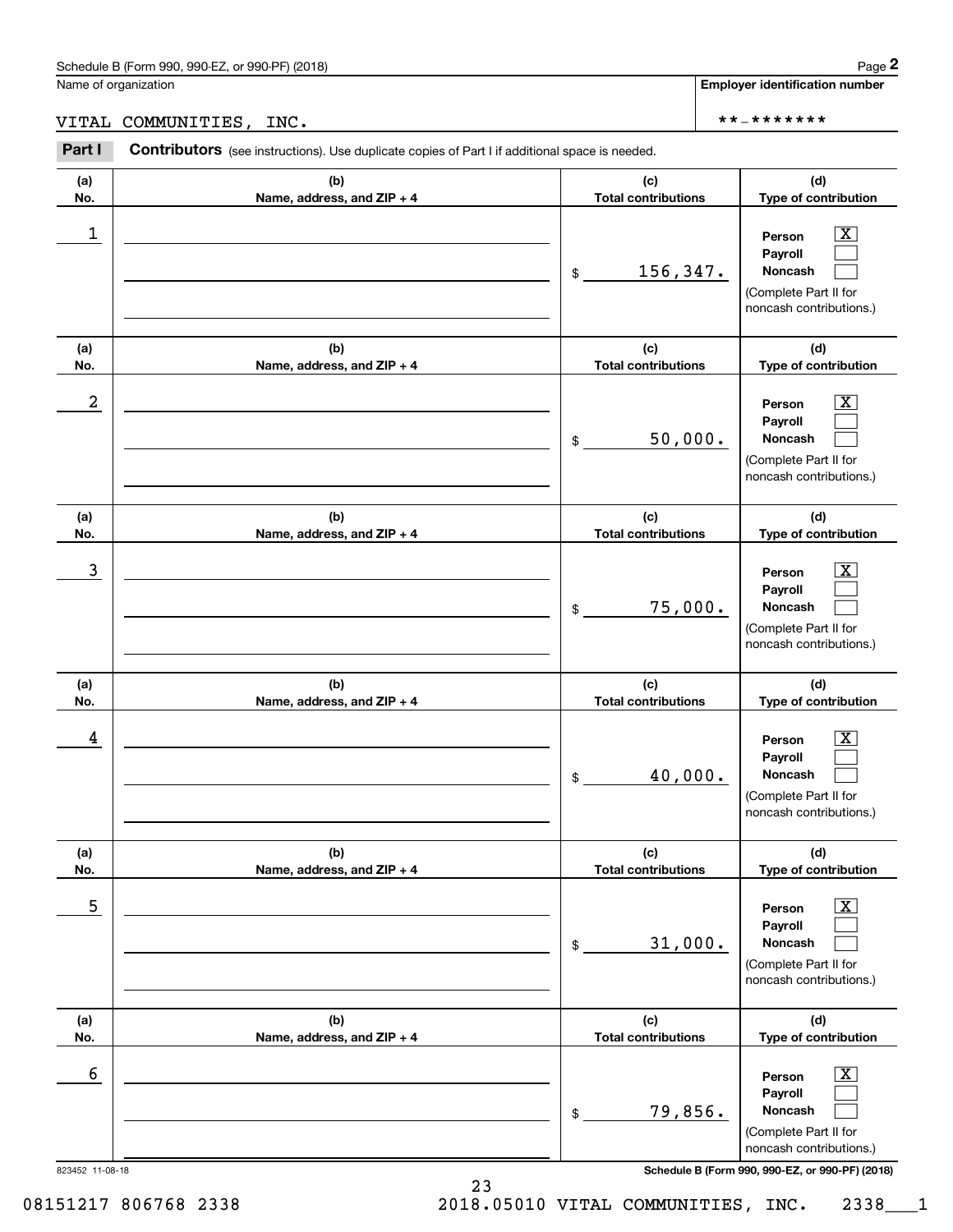Name of organization

VITAL COMMUNITIES, INC.

**Employer identification number**

**-*******

**Part I** **Contributors** (see instructions). Use duplicate copies of Part I if additional space is needed.

| (a) No. | (b) Name, address, and ZIP + 4 | (c) Total contributions | (d) Type of contribution |
|---|---|---|---|
| 1 | | $ 156,347. | Person [X] Payroll [ ] Noncash [ ] (Complete Part II for noncash contributions.) |
| 2 | | $ 50,000. | Person [X] Payroll [ ] Noncash [ ] (Complete Part II for noncash contributions.) |
| 3 | | $ 75,000. | Person [X] Payroll [ ] Noncash [ ] (Complete Part II for noncash contributions.) |
| 4 | | $ 40,000. | Person [X] Payroll [ ] Noncash [ ] (Complete Part II for noncash contributions.) |
| 5 | | $ 31,000. | Person [X] Payroll [ ] Noncash [ ] (Complete Part II for noncash contributions.) |
| 6 | | $ 79,856. | Person [X] Payroll [ ] Noncash [ ] (Complete Part II for noncash contributions.) |

823452 11-08-18

08151217 806768 2338 2018.05010 VITAL COMMUNITIES, INC. 2338___1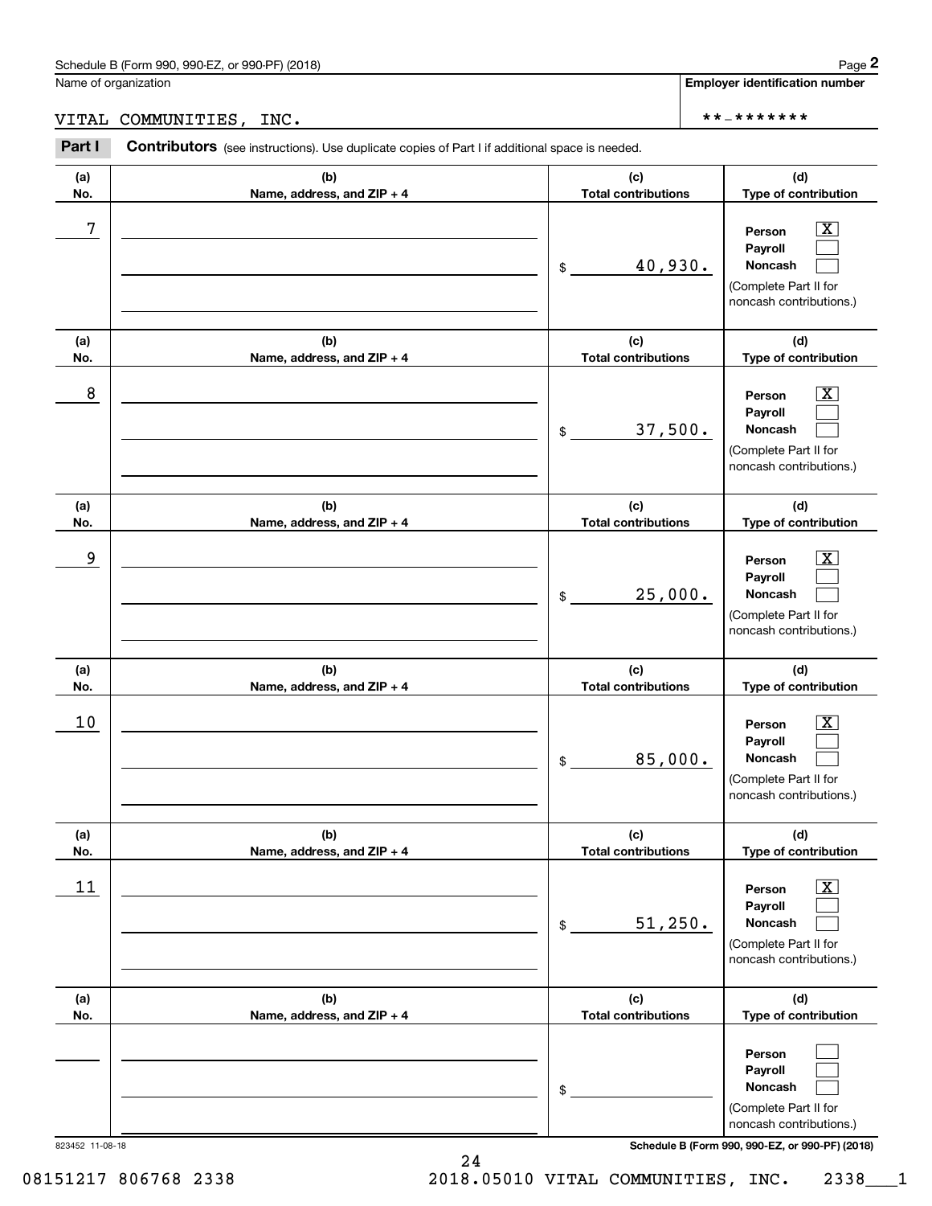Schedule B (Form 990, 990-EZ, or 990-PF) (2018)

Name of organization: VITAL COMMUNITIES, INC.

Employer identification number: **-*******

**Part I** **Contributors** (see instructions). Use duplicate copies of Part I if additional space is needed.

| (a) No. | (b) Name, address, and ZIP + 4 | (c) Total contributions | (d) Type of contribution |
|---|---|---|---|
| 7 | | $ 40,930. | Person [X] Payroll [ ] Noncash [ ] (Complete Part II for noncash contributions.) |
| 8 | | $ 37,500. | Person [X] Payroll [ ] Noncash [ ] (Complete Part II for noncash contributions.) |
| 9 | | $ 25,000. | Person [X] Payroll [ ] Noncash [ ] (Complete Part II for noncash contributions.) |
| 10 | | $ 85,000. | Person [X] Payroll [ ] Noncash [ ] (Complete Part II for noncash contributions.) |
| 11 | | $ 51,250. | Person [X] Payroll [ ] Noncash [ ] (Complete Part II for noncash contributions.) |
| | | $ | Person [ ] Payroll [ ] Noncash [ ] (Complete Part II for noncash contributions.) |

823452 11-08-18

Schedule B (Form 990, 990-EZ, or 990-PF) (2018)

08151217 806768 2338 2018.05010 VITAL COMMUNITIES, INC. 2338___1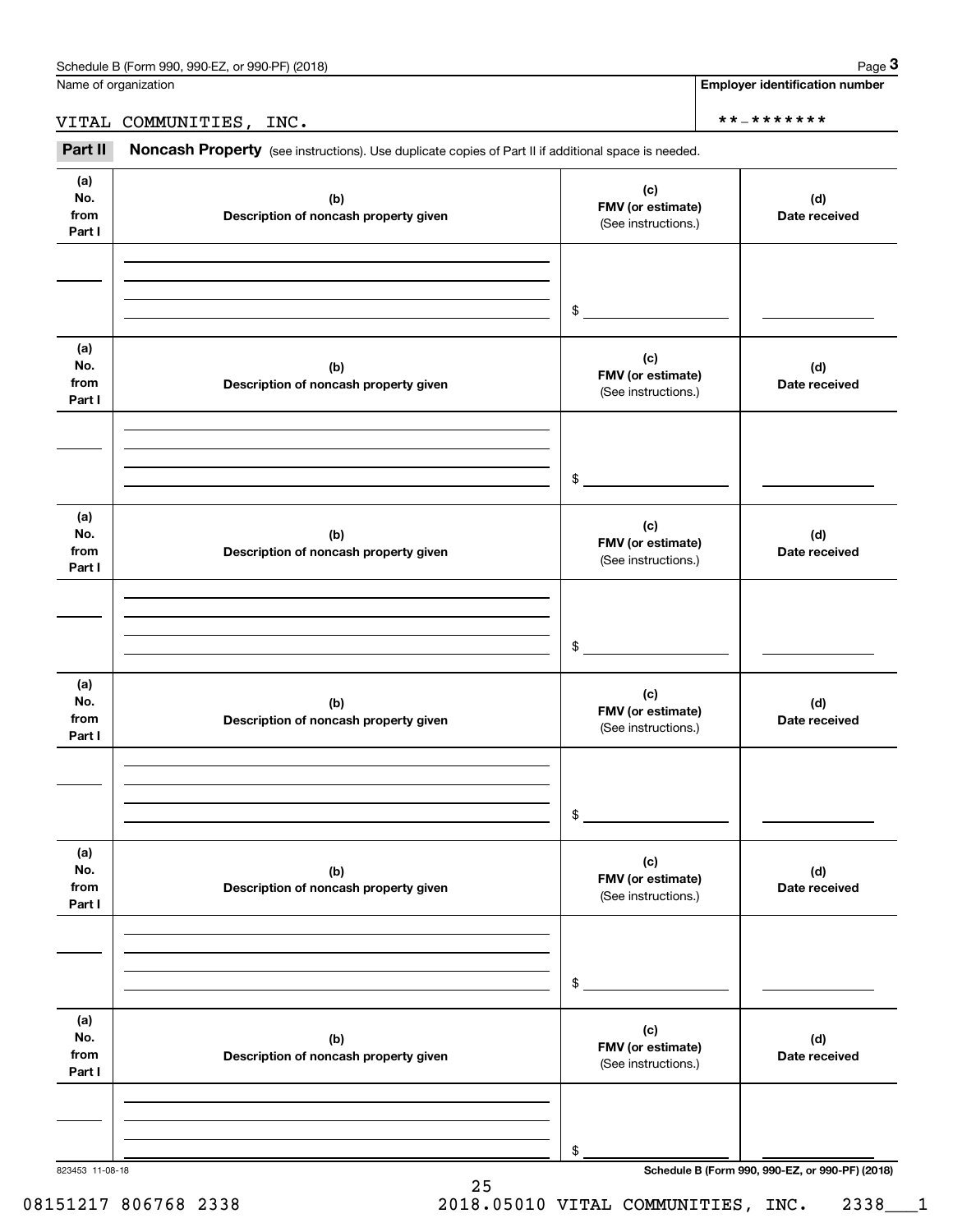Schedule B (Form 990, 990-EZ, or 990-PF) (2018)

Name of organization: VITAL COMMUNITIES, INC.

Employer identification number: **-*******

**Part II** **Noncash Property** (see instructions). Use duplicate copies of Part II if additional space is needed.

| (a) No. from Part I | (b) Description of noncash property given | (c) FMV (or estimate) (See instructions.) | (d) Date received |
|---|---|---|---|
| | | $ | |

| (a) No. from Part I | (b) Description of noncash property given | (c) FMV (or estimate) (See instructions.) | (d) Date received |
|---|---|---|---|
| | | $ | |

| (a) No. from Part I | (b) Description of noncash property given | (c) FMV (or estimate) (See instructions.) | (d) Date received |
|---|---|---|---|
| | | $ | |

| (a) No. from Part I | (b) Description of noncash property given | (c) FMV (or estimate) (See instructions.) | (d) Date received |
|---|---|---|---|
| | | $ | |

| (a) No. from Part I | (b) Description of noncash property given | (c) FMV (or estimate) (See instructions.) | (d) Date received |
|---|---|---|---|
| | | $ | |

| (a) No. from Part I | (b) Description of noncash property given | (c) FMV (or estimate) (See instructions.) | (d) Date received |
|---|---|---|---|
| | | $ | |

823453 11-08-18

Schedule B (Form 990, 990-EZ, or 990-PF) (2018)

08151217 806768 2338 2018.05010 VITAL COMMUNITIES, INC. 2338___1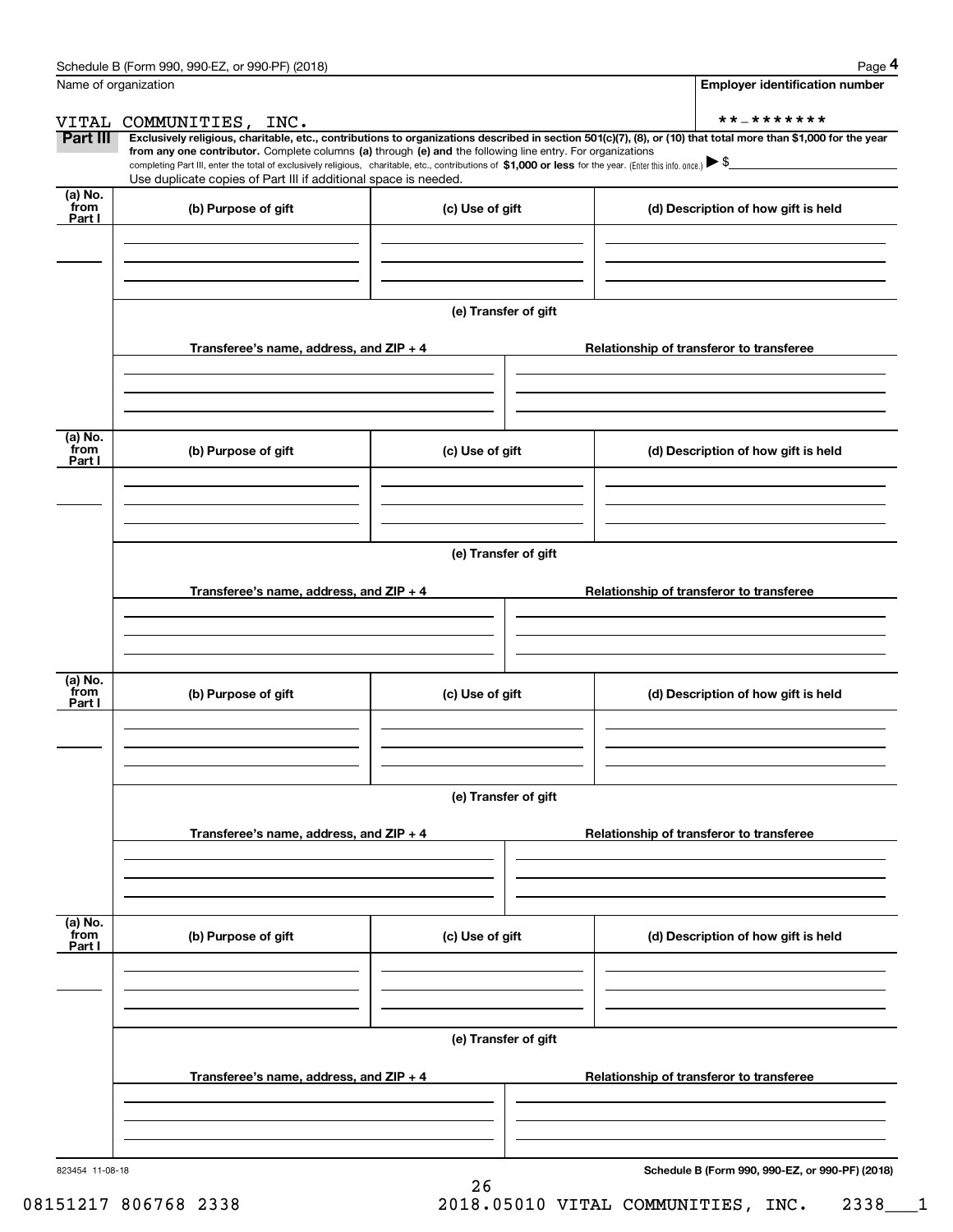Name of organization

VITAL COMMUNITIES, INC.

**Employer identification number**

**-*******

**Part III** **Exclusively religious, charitable, etc., contributions to organizations described in section 501(c)(7), (8), or (10) that total more than $1,000 for the year from any one contributor.** Complete columns **(a)** through **(e) and** the following line entry. For organizations completing Part III, enter the total of exclusively religious, charitable, etc., contributions of **$1,000 or less** for the year. (Enter this info. once.) ▶ $

Use duplicate copies of Part III if additional space is needed.

| (a) No. from Part I | (b) Purpose of gift | (c) Use of gift | (d) Description of how gift is held |
|---|---|---|---|
| | | | |

**(e) Transfer of gift**

| Transferee's name, address, and ZIP + 4 | Relationship of transferor to transferee |
|---|---|
| | |

| (a) No. from Part I | (b) Purpose of gift | (c) Use of gift | (d) Description of how gift is held |
|---|---|---|---|
| | | | |

**(e) Transfer of gift**

| Transferee's name, address, and ZIP + 4 | Relationship of transferor to transferee |
|---|---|
| | |

| (a) No. from Part I | (b) Purpose of gift | (c) Use of gift | (d) Description of how gift is held |
|---|---|---|---|
| | | | |

**(e) Transfer of gift**

| Transferee's name, address, and ZIP + 4 | Relationship of transferor to transferee |
|---|---|
| | |

| (a) No. from Part I | (b) Purpose of gift | (c) Use of gift | (d) Description of how gift is held |
|---|---|---|---|
| | | | |

**(e) Transfer of gift**

| Transferee's name, address, and ZIP + 4 | Relationship of transferor to transferee |
|---|---|
| | |

823454 11-08-18

**Schedule B (Form 990, 990-EZ, or 990-PF) (2018)**

08151217 806768 2338 2018.05010 VITAL COMMUNITIES, INC. 2338___1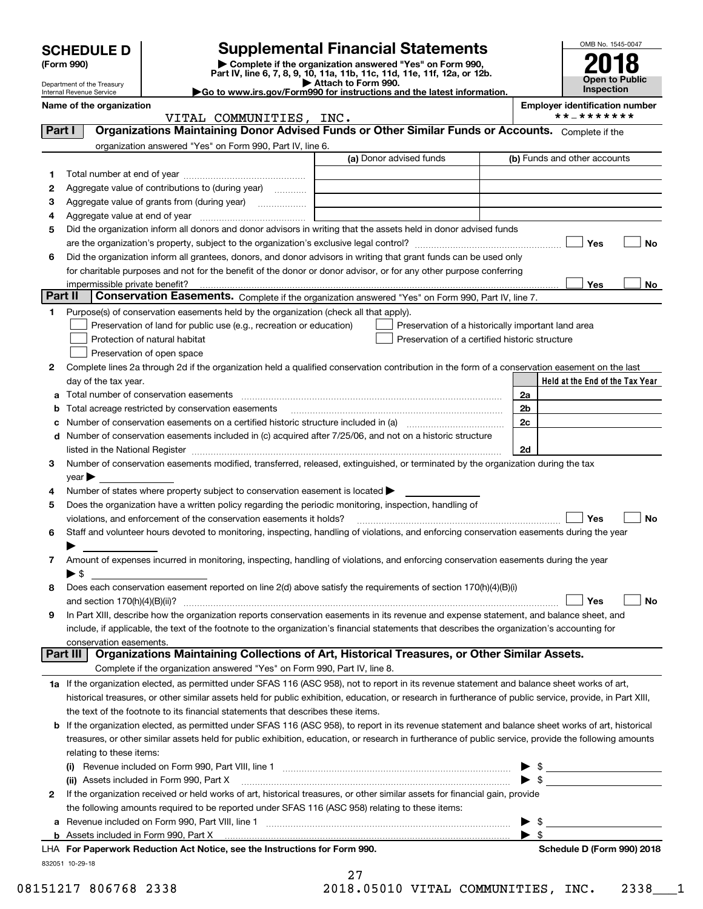# SCHEDULE D (Form 990)

Department of the Treasury
Internal Revenue Service

# Supplemental Financial Statements

▶ Complete if the organization answered "Yes" on Form 990, Part IV, line 6, 7, 8, 9, 10, 11a, 11b, 11c, 11d, 11e, 11f, 12a, or 12b.
▶ Attach to Form 990.
▶Go to www.irs.gov/Form990 for instructions and the latest information.

OMB No. 1545-0047

**2018**

**Open to Public Inspection**

**Name of the organization**
VITAL COMMUNITIES, INC.

**Employer identification number**
**-*******

## Part I — Organizations Maintaining Donor Advised Funds or Other Similar Funds or Accounts.
Complete if the organization answered "Yes" on Form 990, Part IV, line 6.

| | | (a) Donor advised funds | (b) Funds and other accounts |
|---|---|---|---|
| 1 | Total number at end of year | | |
| 2 | Aggregate value of contributions to (during year) | | |
| 3 | Aggregate value of grants from (during year) | | |
| 4 | Aggregate value at end of year | | |

5 Did the organization inform all donors and donor advisors in writing that the assets held in donor advised funds are the organization's property, subject to the organization's exclusive legal control? ☐ Yes ☐ No

6 Did the organization inform all grantees, donors, and donor advisors in writing that grant funds can be used only for charitable purposes and not for the benefit of the donor or donor advisor, or for any other purpose conferring impermissible private benefit? ☐ Yes ☐ No

## Part II — Conservation Easements.
Complete if the organization answered "Yes" on Form 990, Part IV, line 7.

1 Purpose(s) of conservation easements held by the organization (check all that apply).

- ☐ Preservation of land for public use (e.g., recreation or education)
- ☐ Protection of natural habitat
- ☐ Preservation of open space
- ☐ Preservation of a historically important land area
- ☐ Preservation of a certified historic structure

2 Complete lines 2a through 2d if the organization held a qualified conservation contribution in the form of a conservation easement on the last day of the tax year.

| | | | Held at the End of the Tax Year |
|---|---|---|---|
| a | Total number of conservation easements | 2a | |
| b | Total acreage restricted by conservation easements | 2b | |
| c | Number of conservation easements on a certified historic structure included in (a) | 2c | |
| d | Number of conservation easements included in (c) acquired after 7/25/06, and not on a historic structure listed in the National Register | 2d | |

3 Number of conservation easements modified, transferred, released, extinguished, or terminated by the organization during the tax year ▶

4 Number of states where property subject to conservation easement is located ▶

5 Does the organization have a written policy regarding the periodic monitoring, inspection, handling of violations, and enforcement of the conservation easements it holds? ☐ Yes ☐ No

6 Staff and volunteer hours devoted to monitoring, inspecting, handling of violations, and enforcing conservation easements during the year ▶

7 Amount of expenses incurred in monitoring, inspecting, handling of violations, and enforcing conservation easements during the year ▶ $

8 Does each conservation easement reported on line 2(d) above satisfy the requirements of section 170(h)(4)(B)(i) and section 170(h)(4)(B)(ii)? ☐ Yes ☐ No

9 In Part XIII, describe how the organization reports conservation easements in its revenue and expense statement, and balance sheet, and include, if applicable, the text of the footnote to the organization's financial statements that describes the organization's accounting for conservation easements.

## Part III — Organizations Maintaining Collections of Art, Historical Treasures, or Other Similar Assets.
Complete if the organization answered "Yes" on Form 990, Part IV, line 8.

1a If the organization elected, as permitted under SFAS 116 (ASC 958), not to report in its revenue statement and balance sheet works of art, historical treasures, or other similar assets held for public exhibition, education, or research in furtherance of public service, provide, in Part XIII, the text of the footnote to its financial statements that describes these items.

b If the organization elected, as permitted under SFAS 116 (ASC 958), to report in its revenue statement and balance sheet works of art, historical treasures, or other similar assets held for public exhibition, education, or research in furtherance of public service, provide the following amounts relating to these items:

(i) Revenue included on Form 990, Part VIII, line 1 ▶ $

(ii) Assets included in Form 990, Part X ▶ $

2 If the organization received or held works of art, historical treasures, or other similar assets for financial gain, provide the following amounts required to be reported under SFAS 116 (ASC 958) relating to these items:

a Revenue included on Form 990, Part VIII, line 1 ▶ $

b Assets included in Form 990, Part X ▶ $

LHA **For Paperwork Reduction Act Notice, see the Instructions for Form 990.** **Schedule D (Form 990) 2018**

832051 10-29-18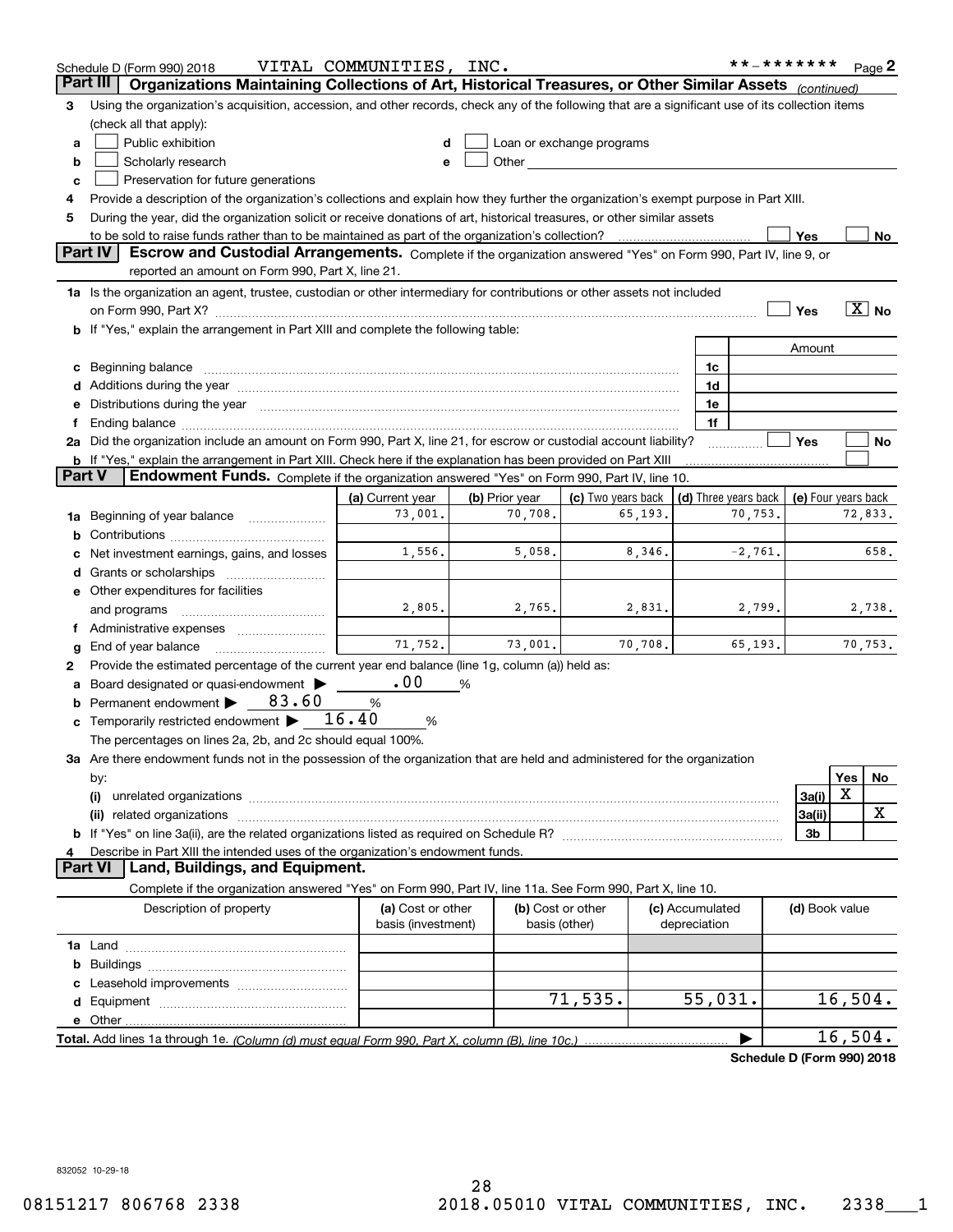Schedule D (Form 990) 2018 VITAL COMMUNITIES, INC. **-******* Page 2

## Part III Organizations Maintaining Collections of Art, Historical Treasures, or Other Similar Assets *(continued)*

3 Using the organization's acquisition, accession, and other records, check any of the following that are a significant use of its collection items (check all that apply):

- a ☐ Public exhibition
- b ☐ Scholarly research
- c ☐ Preservation for future generations
- d ☐ Loan or exchange programs
- e ☐ Other

4 Provide a description of the organization's collections and explain how they further the organization's exempt purpose in Part XIII.

5 During the year, did the organization solicit or receive donations of art, historical treasures, or other similar assets to be sold to raise funds rather than to be maintained as part of the organization's collection? ☐ Yes ☐ No

## Part IV Escrow and Custodial Arrangements.

Complete if the organization answered "Yes" on Form 990, Part IV, line 9, or reported an amount on Form 990, Part X, line 21.

1a Is the organization an agent, trustee, custodian or other intermediary for contributions or other assets not included on Form 990, Part X? ☐ Yes ☒ No

b If "Yes," explain the arrangement in Part XIII and complete the following table:

| | | Amount |
|---|---|---|
| c Beginning balance | 1c | |
| d Additions during the year | 1d | |
| e Distributions during the year | 1e | |
| f Ending balance | 1f | |

2a Did the organization include an amount on Form 990, Part X, line 21, for escrow or custodial account liability? ☐ Yes ☐ No

b If "Yes," explain the arrangement in Part XIII. Check here if the explanation has been provided on Part XIII ☐

## Part V Endowment Funds.

Complete if the organization answered "Yes" on Form 990, Part IV, line 10.

| | (a) Current year | (b) Prior year | (c) Two years back | (d) Three years back | (e) Four years back |
|---|---|---|---|---|---|
| 1a Beginning of year balance | 73,001. | 70,708. | 65,193. | 70,753. | 72,833. |
| b Contributions | | | | | |
| c Net investment earnings, gains, and losses | 1,556. | 5,058. | 8,346. | -2,761. | 658. |
| d Grants or scholarships | | | | | |
| e Other expenditures for facilities and programs | 2,805. | 2,765. | 2,831. | 2,799. | 2,738. |
| f Administrative expenses | | | | | |
| g End of year balance | 71,752. | 73,001. | 70,708. | 65,193. | 70,753. |

2 Provide the estimated percentage of the current year end balance (line 1g, column (a)) held as:

- a Board designated or quasi-endowment ▶ .00 %
- b Permanent endowment ▶ 83.60 %
- c Temporarily restricted endowment ▶ 16.40 %

The percentages on lines 2a, 2b, and 2c should equal 100%.

3a Are there endowment funds not in the possession of the organization that are held and administered for the organization by:

| | | Yes | No |
|---|---|---|---|
| (i) unrelated organizations | 3a(i) | X | |
| (ii) related organizations | 3a(ii) | | X |
| b If "Yes" on line 3a(ii), are the related organizations listed as required on Schedule R? | 3b | | |

4 Describe in Part XIII the intended uses of the organization's endowment funds.

## Part VI Land, Buildings, and Equipment.

Complete if the organization answered "Yes" on Form 990, Part IV, line 11a. See Form 990, Part X, line 10.

| Description of property | (a) Cost or other basis (investment) | (b) Cost or other basis (other) | (c) Accumulated depreciation | (d) Book value |
|---|---|---|---|---|
| 1a Land | | | | |
| b Buildings | | | | |
| c Leasehold improvements | | | | |
| d Equipment | | 71,535. | 55,031. | 16,504. |
| e Other | | | | |
| **Total.** Add lines 1a through 1e. *(Column (d) must equal Form 990, Part X, column (B), line 10c.)* | | | ▶ | 16,504. |

**Schedule D (Form 990) 2018**

832052 10-29-18

08151217 806768 2338 2018.05010 VITAL COMMUNITIES, INC. 2338___1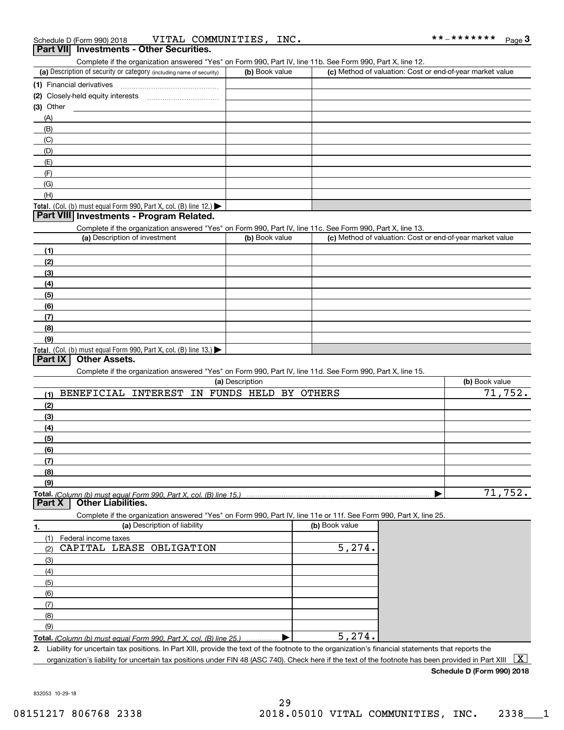Schedule D (Form 990) 2018 VITAL COMMUNITIES, INC. **-******* Page 3

## Part VII Investments - Other Securities.

Complete if the organization answered "Yes" on Form 990, Part IV, line 11b. See Form 990, Part X, line 12.

| (a) Description of security or category (including name of security) | (b) Book value | (c) Method of valuation: Cost or end-of-year market value |
|---|---|---|
| (1) Financial derivatives | | |
| (2) Closely-held equity interests | | |
| (3) Other | | |
| (A) | | |
| (B) | | |
| (C) | | |
| (D) | | |
| (E) | | |
| (F) | | |
| (G) | | |
| (H) | | |
| **Total.** (Col. (b) must equal Form 990, Part X, col. (B) line 12.) ▶ | | |

## Part VIII Investments - Program Related.

Complete if the organization answered "Yes" on Form 990, Part IV, line 11c. See Form 990, Part X, line 13.

| (a) Description of investment | (b) Book value | (c) Method of valuation: Cost or end-of-year market value |
|---|---|---|
| (1) | | |
| (2) | | |
| (3) | | |
| (4) | | |
| (5) | | |
| (6) | | |
| (7) | | |
| (8) | | |
| (9) | | |
| **Total.** (Col. (b) must equal Form 990, Part X, col. (B) line 13.) ▶ | | |

## Part IX Other Assets.

Complete if the organization answered "Yes" on Form 990, Part IV, line 11d. See Form 990, Part X, line 15.

| (a) Description | (b) Book value |
|---|---|
| (1) BENEFICIAL INTEREST IN FUNDS HELD BY OTHERS | 71,752. |
| (2) | |
| (3) | |
| (4) | |
| (5) | |
| (6) | |
| (7) | |
| (8) | |
| (9) | |
| **Total.** *(Column (b) must equal Form 990, Part X, col. (B) line 15.)* ▶ | 71,752. |

## Part X Other Liabilities.

Complete if the organization answered "Yes" on Form 990, Part IV, line 11e or 11f. See Form 990, Part X, line 25.

| 1. (a) Description of liability | (b) Book value |
|---|---|
| (1) Federal income taxes | |
| (2) CAPITAL LEASE OBLIGATION | 5,274. |
| (3) | |
| (4) | |
| (5) | |
| (6) | |
| (7) | |
| (8) | |
| (9) | |
| **Total.** *(Column (b) must equal Form 990, Part X, col. (B) line 25.)* ▶ | 5,274. |

2. Liability for uncertain tax positions. In Part XIII, provide the text of the footnote to the organization's financial statements that reports the organization's liability for uncertain tax positions under FIN 48 (ASC 740). Check here if the text of the footnote has been provided in Part XIII [X]

**Schedule D (Form 990) 2018**

832053 10-29-18

08151217 806768 2338 2018.05010 VITAL COMMUNITIES, INC. 2338___1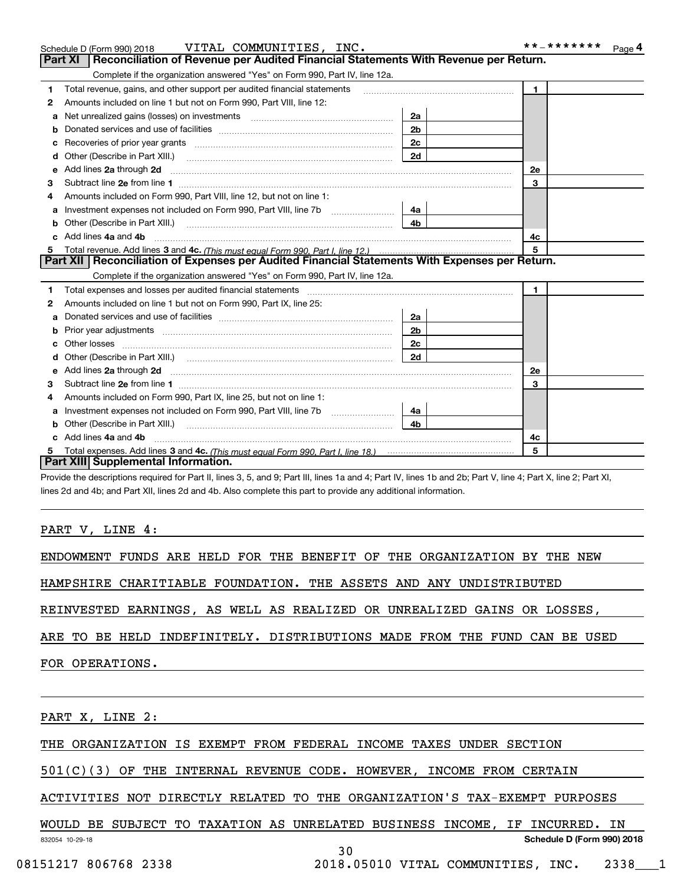Schedule D (Form 990) 2018 VITAL COMMUNITIES, INC. **-******* Page 4

## Part XI Reconciliation of Revenue per Audited Financial Statements With Revenue per Return.

Complete if the organization answered "Yes" on Form 990, Part IV, line 12a.

| | | | | | |
|---|---|---|---|---|---|
| 1 | Total revenue, gains, and other support per audited financial statements | | | 1 | |
| 2 | Amounts included on line 1 but not on Form 990, Part VIII, line 12: | | | | |
| a | Net unrealized gains (losses) on investments | 2a | | | |
| b | Donated services and use of facilities | 2b | | | |
| c | Recoveries of prior year grants | 2c | | | |
| d | Other (Describe in Part XIII.) | 2d | | | |
| e | Add lines 2a through 2d | | | 2e | |
| 3 | Subtract line 2e from line 1 | | | 3 | |
| 4 | Amounts included on Form 990, Part VIII, line 12, but not on line 1: | | | | |
| a | Investment expenses not included on Form 990, Part VIII, line 7b | 4a | | | |
| b | Other (Describe in Part XIII.) | 4b | | | |
| c | Add lines 4a and 4b | | | 4c | |
| 5 | Total revenue. Add lines 3 and 4c. *(This must equal Form 990, Part I, line 12.)* | | | 5 | |

## Part XII Reconciliation of Expenses per Audited Financial Statements With Expenses per Return.

Complete if the organization answered "Yes" on Form 990, Part IV, line 12a.

| | | | | | |
|---|---|---|---|---|---|
| 1 | Total expenses and losses per audited financial statements | | | 1 | |
| 2 | Amounts included on line 1 but not on Form 990, Part IX, line 25: | | | | |
| a | Donated services and use of facilities | 2a | | | |
| b | Prior year adjustments | 2b | | | |
| c | Other losses | 2c | | | |
| d | Other (Describe in Part XIII.) | 2d | | | |
| e | Add lines 2a through 2d | | | 2e | |
| 3 | Subtract line 2e from line 1 | | | 3 | |
| 4 | Amounts included on Form 990, Part IX, line 25, but not on line 1: | | | | |
| a | Investment expenses not included on Form 990, Part VIII, line 7b | 4a | | | |
| b | Other (Describe in Part XIII.) | 4b | | | |
| c | Add lines 4a and 4b | | | 4c | |
| 5 | Total expenses. Add lines 3 and 4c. *(This must equal Form 990, Part I, line 18.)* | | | 5 | |

## Part XIII Supplemental Information.

Provide the descriptions required for Part II, lines 3, 5, and 9; Part III, lines 1a and 4; Part IV, lines 1b and 2b; Part V, line 4; Part X, line 2; Part XI, lines 2d and 4b; and Part XII, lines 2d and 4b. Also complete this part to provide any additional information.

PART V, LINE 4:

ENDOWMENT FUNDS ARE HELD FOR THE BENEFIT OF THE ORGANIZATION BY THE NEW HAMPSHIRE CHARITIABLE FOUNDATION. THE ASSETS AND ANY UNDISTRIBUTED REINVESTED EARNINGS, AS WELL AS REALIZED OR UNREALIZED GAINS OR LOSSES, ARE TO BE HELD INDEFINITELY. DISTRIBUTIONS MADE FROM THE FUND CAN BE USED FOR OPERATIONS.

PART X, LINE 2:

THE ORGANIZATION IS EXEMPT FROM FEDERAL INCOME TAXES UNDER SECTION 501(C)(3) OF THE INTERNAL REVENUE CODE. HOWEVER, INCOME FROM CERTAIN ACTIVITIES NOT DIRECTLY RELATED TO THE ORGANIZATION'S TAX-EXEMPT PURPOSES WOULD BE SUBJECT TO TAXATION AS UNRELATED BUSINESS INCOME, IF INCURRED. IN

832054 10-29-18 Schedule D (Form 990) 2018

08151217 806768 2338 2018.05010 VITAL COMMUNITIES, INC. 2338___1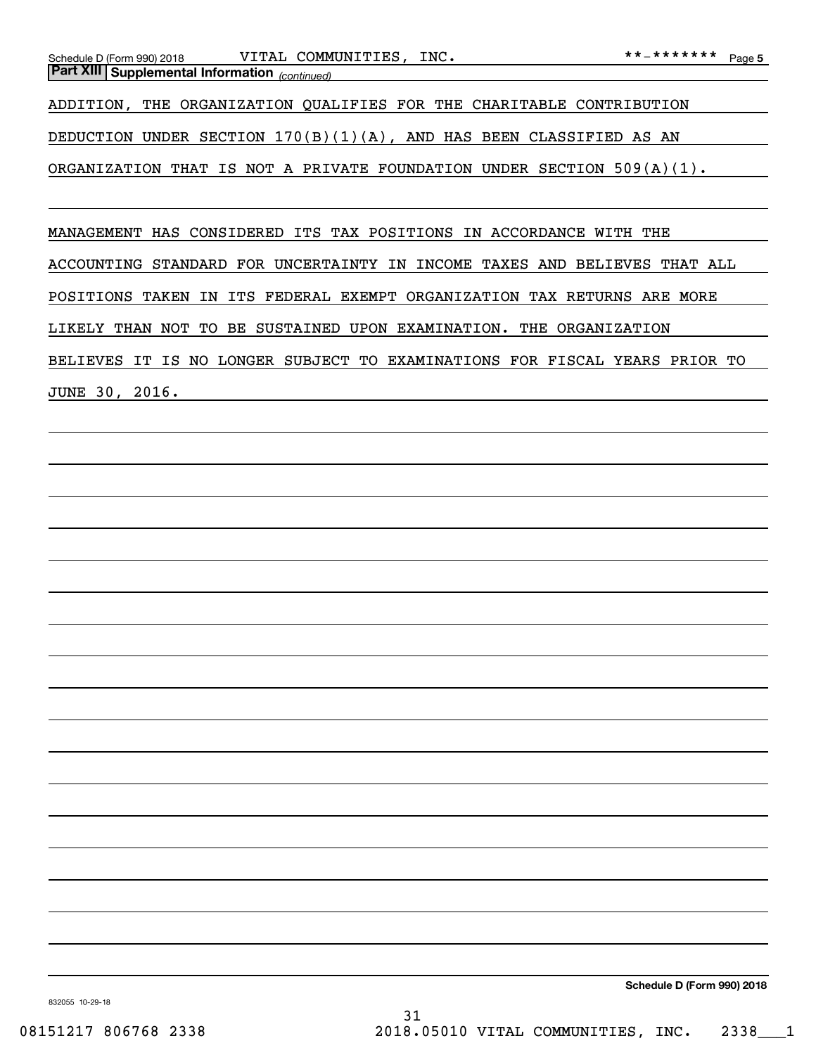**Part XIII | Supplemental Information** *(continued)*

ADDITION, THE ORGANIZATION QUALIFIES FOR THE CHARITABLE CONTRIBUTION DEDUCTION UNDER SECTION 170(B)(1)(A), AND HAS BEEN CLASSIFIED AS AN ORGANIZATION THAT IS NOT A PRIVATE FOUNDATION UNDER SECTION 509(A)(1).

MANAGEMENT HAS CONSIDERED ITS TAX POSITIONS IN ACCORDANCE WITH THE ACCOUNTING STANDARD FOR UNCERTAINTY IN INCOME TAXES AND BELIEVES THAT ALL POSITIONS TAKEN IN ITS FEDERAL EXEMPT ORGANIZATION TAX RETURNS ARE MORE LIKELY THAN NOT TO BE SUSTAINED UPON EXAMINATION. THE ORGANIZATION BELIEVES IT IS NO LONGER SUBJECT TO EXAMINATIONS FOR FISCAL YEARS PRIOR TO JUNE 30, 2016.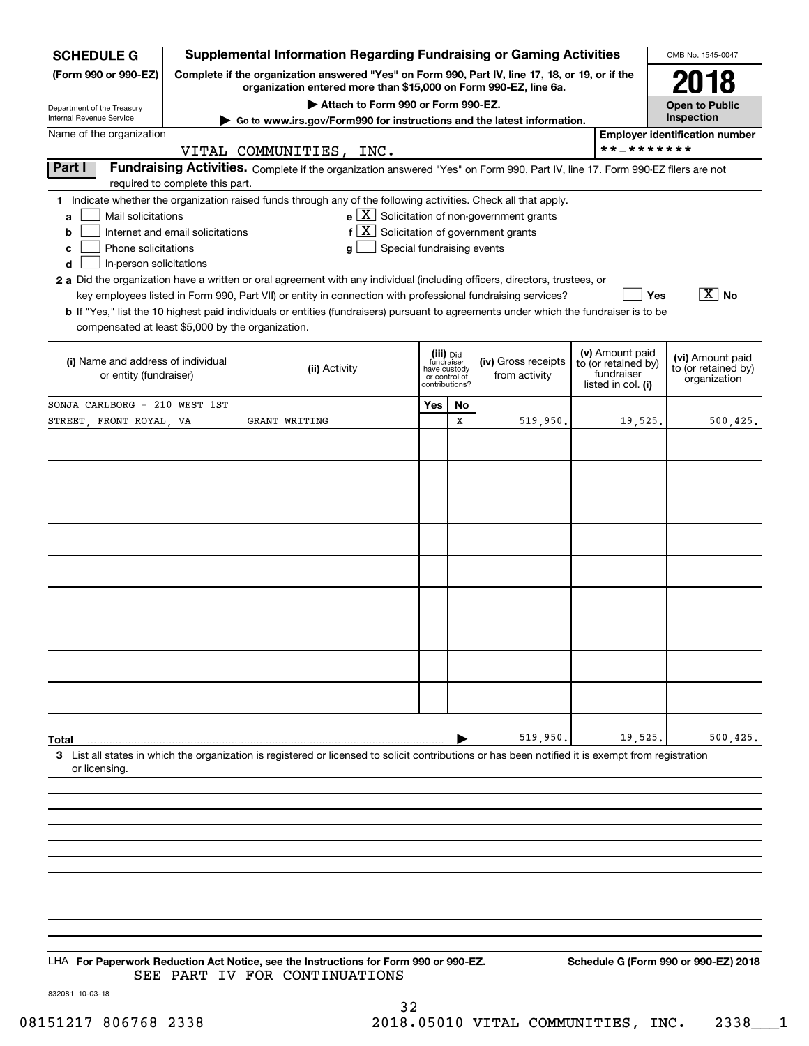**SCHEDULE G**
**(Form 990 or 990-EZ)**

Department of the Treasury
Internal Revenue Service

## Supplemental Information Regarding Fundraising or Gaming Activities

**Complete if the organization answered "Yes" on Form 990, Part IV, line 17, 18, or 19, or if the organization entered more than $15,000 on Form 990-EZ, line 6a.**

▶ **Attach to Form 990 or Form 990-EZ.**

▶ **Go to www.irs.gov/Form990 for instructions and the latest information.**

OMB No. 1545-0047

**2018**

**Open to Public Inspection**

Name of the organization: VITAL COMMUNITIES, INC.

Employer identification number: **-*******

### Part I Fundraising Activities.

Complete if the organization answered "Yes" on Form 990, Part IV, line 17. Form 990-EZ filers are not required to complete this part.

**1** Indicate whether the organization raised funds through any of the following activities. Check all that apply.

- **a** [ ] Mail solicitations
- **b** [ ] Internet and email solicitations
- **c** [ ] Phone solicitations
- **d** [ ] In-person solicitations
- **e** [X] Solicitation of non-government grants
- **f** [X] Solicitation of government grants
- **g** [ ] Special fundraising events

**2 a** Did the organization have a written or oral agreement with any individual (including officers, directors, trustees, or key employees listed in Form 990, Part VII) or entity in connection with professional fundraising services? [ ] Yes [X] No

**b** If "Yes," list the 10 highest paid individuals or entities (fundraisers) pursuant to agreements under which the fundraiser is to be compensated at least $5,000 by the organization.

| (i) Name and address of individual or entity (fundraiser) | (ii) Activity | (iii) Did fundraiser have custody or control of contributions? Yes | No | (iv) Gross receipts from activity | (v) Amount paid to (or retained by) fundraiser listed in col. (i) | (vi) Amount paid to (or retained by) organization |
|---|---|---|---|---|---|---|
| SONJA CARLBORG - 210 WEST 1ST STREET, FRONT ROYAL, VA | GRANT WRITING | | X | 519,950. | 19,525. | 500,425. |
| | | | | | | |
| | | | | | | |
| | | | | | | |
| | | | | | | |
| | | | | | | |
| | | | | | | |
| | | | | | | |
| | | | | | | |
| | | | | | | |
| **Total** | | | | 519,950. | 19,525. | 500,425. |

**3** List all states in which the organization is registered or licensed to solicit contributions or has been notified it is exempt from registration or licensing.

LHA **For Paperwork Reduction Act Notice, see the Instructions for Form 990 or 990-EZ.**

SEE PART IV FOR CONTINUATIONS

**Schedule G (Form 990 or 990-EZ) 2018**

832081 10-03-18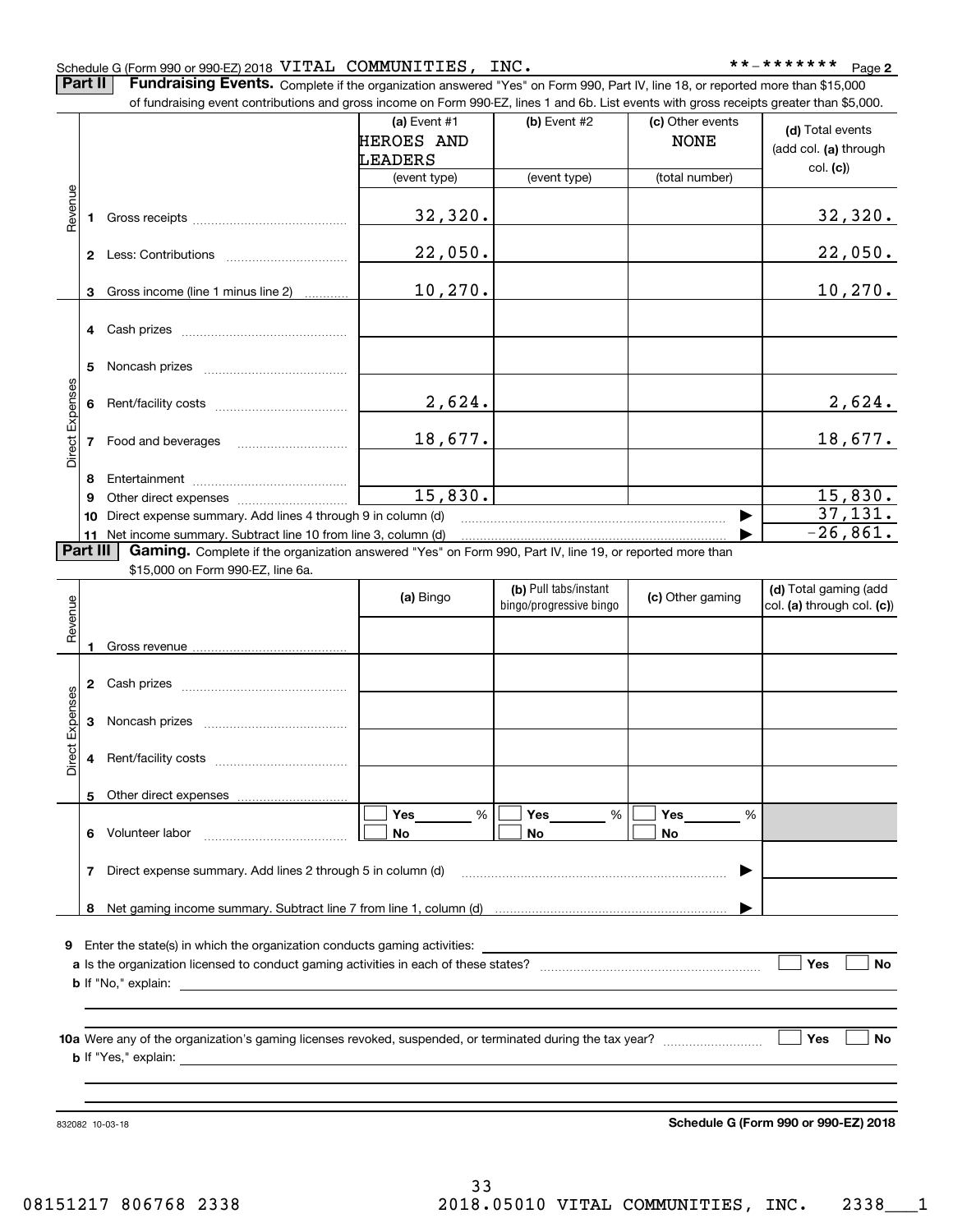Schedule G (Form 990 or 990-EZ) 2018 VITAL COMMUNITIES, INC. **-******* Page 2

**Part II** **Fundraising Events.** Complete if the organization answered "Yes" on Form 990, Part IV, line 18, or reported more than $15,000 of fundraising event contributions and gross income on Form 990-EZ, lines 1 and 6b. List events with gross receipts greater than $5,000.

| | | (a) Event #1 HEROES AND LEADERS (event type) | (b) Event #2 (event type) | (c) Other events NONE (total number) | (d) Total events (add col. (a) through col. (c)) |
|---|---|---|---|---|---|
| Revenue | 1 Gross receipts | 32,320. | | | 32,320. |
| | 2 Less: Contributions | 22,050. | | | 22,050. |
| | 3 Gross income (line 1 minus line 2) | 10,270. | | | 10,270. |
| Direct Expenses | 4 Cash prizes | | | | |
| | 5 Noncash prizes | | | | |
| | 6 Rent/facility costs | 2,624. | | | 2,624. |
| | 7 Food and beverages | 18,677. | | | 18,677. |
| | 8 Entertainment | | | | |
| | 9 Other direct expenses | 15,830. | | | 15,830. |
| | 10 Direct expense summary. Add lines 4 through 9 in column (d) | | | | 37,131. |
| | 11 Net income summary. Subtract line 10 from line 3, column (d) | | | | -26,861. |

**Part III** **Gaming.** Complete if the organization answered "Yes" on Form 990, Part IV, line 19, or reported more than $15,000 on Form 990-EZ, line 6a.

| | | (a) Bingo | (b) Pull tabs/instant bingo/progressive bingo | (c) Other gaming | (d) Total gaming (add col. (a) through col. (c)) |
|---|---|---|---|---|---|
| Revenue | 1 Gross revenue | | | | |
| Direct Expenses | 2 Cash prizes | | | | |
| | 3 Noncash prizes | | | | |
| | 4 Rent/facility costs | | | | |
| | 5 Other direct expenses | | | | |
| | 6 Volunteer labor | Yes ____ % No | Yes ____ % No | Yes ____ % No | |
| | 7 Direct expense summary. Add lines 2 through 5 in column (d) | | | | |
| | 8 Net gaming income summary. Subtract line 7 from line 1, column (d) | | | | |

9 Enter the state(s) in which the organization conducts gaming activities:

a Is the organization licensed to conduct gaming activities in each of these states? Yes No

b If "No," explain:

10a Were any of the organization's gaming licenses revoked, suspended, or terminated during the tax year? Yes No

b If "Yes," explain:

832082 10-03-18 **Schedule G (Form 990 or 990-EZ) 2018**

08151217 806768 2338 2018.05010 VITAL COMMUNITIES, INC. 2338___1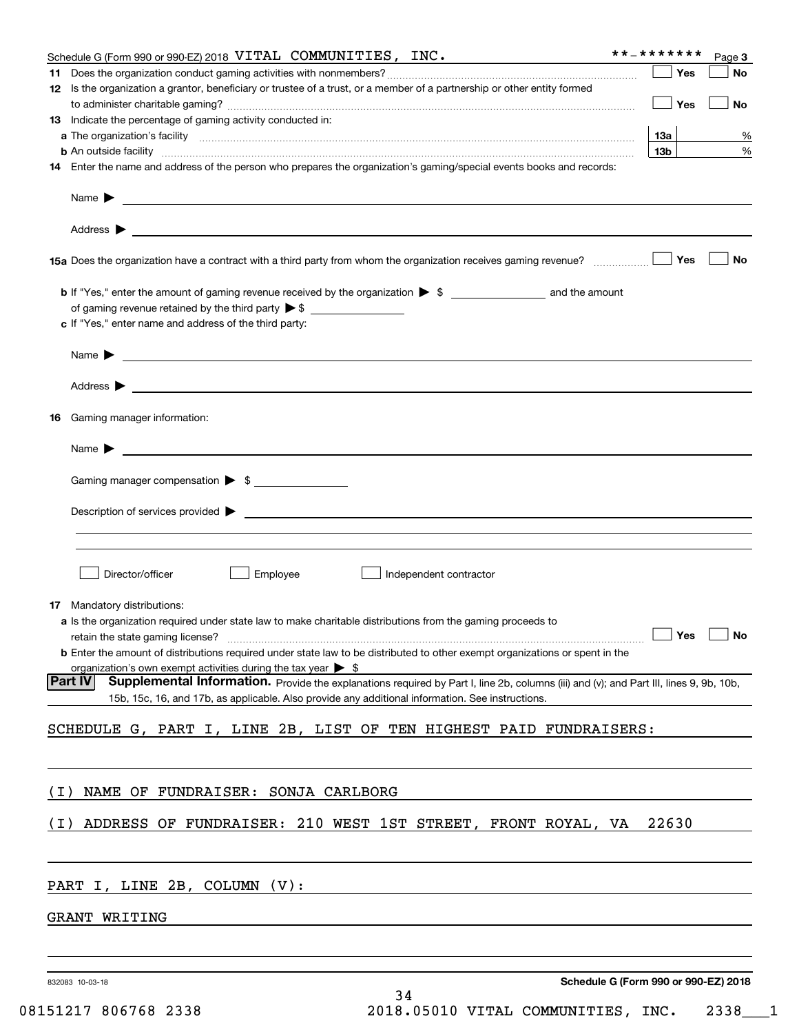Schedule G (Form 990 or 990-EZ) 2018 VITAL COMMUNITIES, INC. **-******* Page 3

**11** Does the organization conduct gaming activities with nonmembers? ☐ Yes ☐ No

**12** Is the organization a grantor, beneficiary or trustee of a trust, or a member of a partnership or other entity formed to administer charitable gaming? ☐ Yes ☐ No

**13** Indicate the percentage of gaming activity conducted in:

**a** The organization's facility **13a** %

**b** An outside facility **13b** %

**14** Enter the name and address of the person who prepares the organization's gaming/special events books and records:

Name ▶

Address ▶

**15a** Does the organization have a contract with a third party from whom the organization receives gaming revenue? ☐ Yes ☐ No

**b** If "Yes," enter the amount of gaming revenue received by the organization ▶ $ ______ and the amount of gaming revenue retained by the third party ▶ $ ______

**c** If "Yes," enter name and address of the third party:

Name ▶

Address ▶

**16** Gaming manager information:

Name ▶

Gaming manager compensation ▶ $

Description of services provided ▶

☐ Director/officer ☐ Employee ☐ Independent contractor

**17** Mandatory distributions:

**a** Is the organization required under state law to make charitable distributions from the gaming proceeds to retain the state gaming license? ☐ Yes ☐ No

**b** Enter the amount of distributions required under state law to be distributed to other exempt organizations or spent in the organization's own exempt activities during the tax year ▶ $

**Part IV** **Supplemental Information.** Provide the explanations required by Part I, line 2b, columns (iii) and (v); and Part III, lines 9, 9b, 10b, 15b, 15c, 16, and 17b, as applicable. Also provide any additional information. See instructions.

SCHEDULE G, PART I, LINE 2B, LIST OF TEN HIGHEST PAID FUNDRAISERS:

(I) NAME OF FUNDRAISER: SONJA CARLBORG

(I) ADDRESS OF FUNDRAISER: 210 WEST 1ST STREET, FRONT ROYAL, VA 22630

PART I, LINE 2B, COLUMN (V):

GRANT WRITING

832083 10-03-18 **Schedule G (Form 990 or 990-EZ) 2018**

08151217 806768 2338 2018.05010 VITAL COMMUNITIES, INC. 2338___1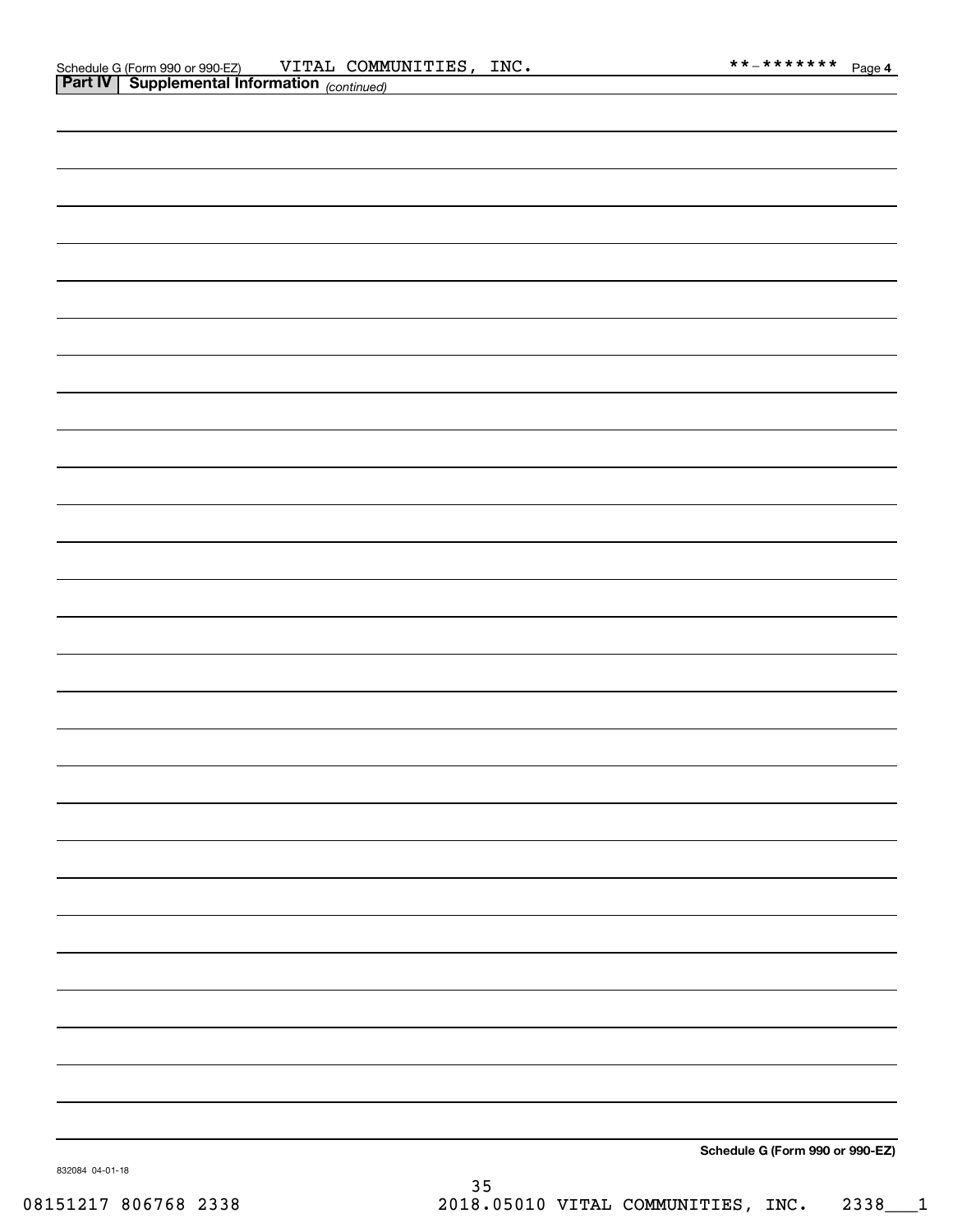Schedule G (Form 990 or 990-EZ) VITAL COMMUNITIES, INC. **-******* Page 4

**Part IV | Supplemental Information** *(continued)*

**Schedule G (Form 990 or 990-EZ)**

832084 04-01-18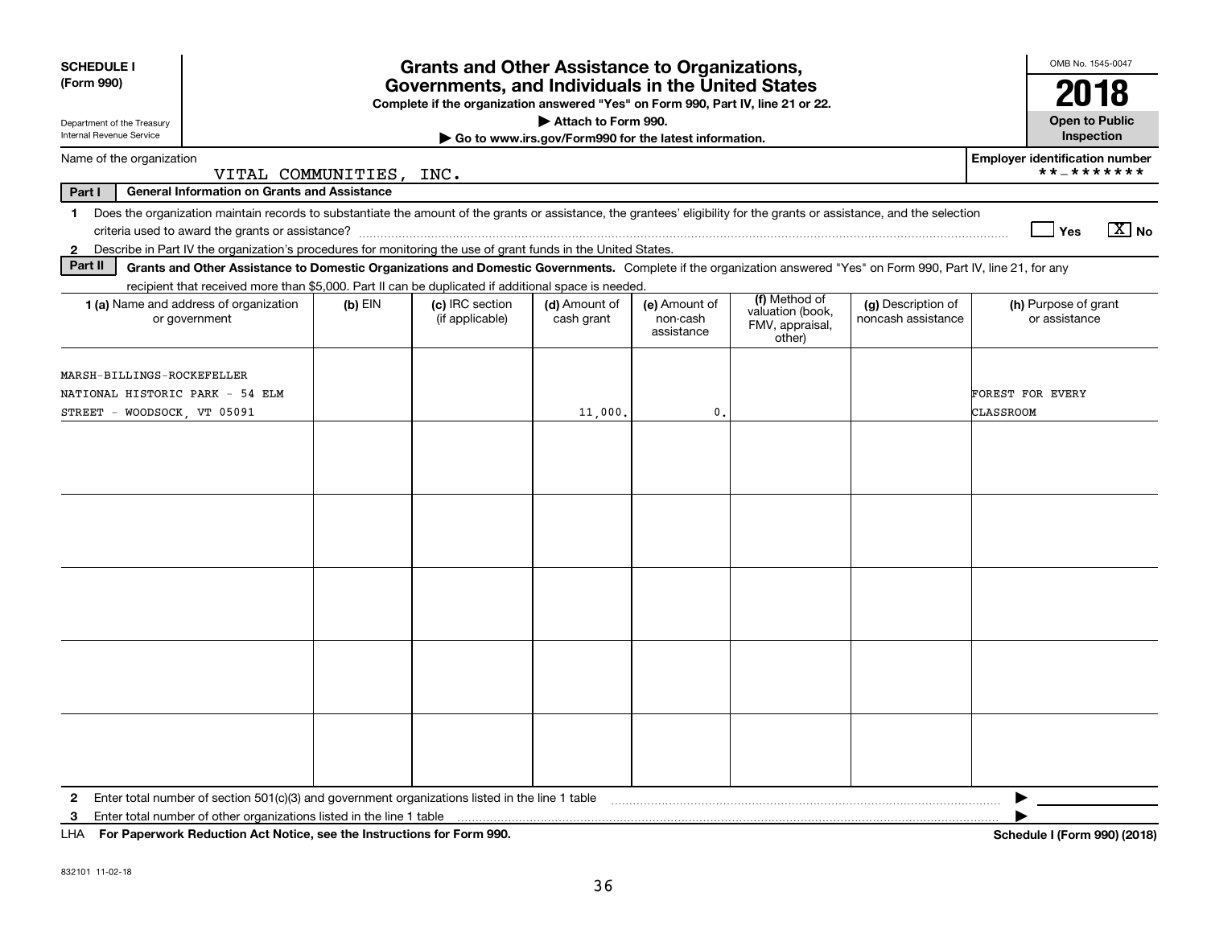**SCHEDULE I (Form 990)**

Department of the Treasury
Internal Revenue Service

# Grants and Other Assistance to Organizations, Governments, and Individuals in the United States

**Complete if the organization answered "Yes" on Form 990, Part IV, line 21 or 22.**

**▶ Attach to Form 990.**

**▶ Go to www.irs.gov/Form990 for the latest information.**

OMB No. 1545-0047

**2018**

**Open to Public Inspection**

Name of the organization: VITAL COMMUNITIES, INC.

**Employer identification number:** **-*******

**Part I — General Information on Grants and Assistance**

1 Does the organization maintain records to substantiate the amount of the grants or assistance, the grantees' eligibility for the grants or assistance, and the selection criteria used to award the grants or assistance? ☐ Yes ☒ No

2 Describe in Part IV the organization's procedures for monitoring the use of grant funds in the United States.

**Part II — Grants and Other Assistance to Domestic Organizations and Domestic Governments.** Complete if the organization answered "Yes" on Form 990, Part IV, line 21, for any recipient that received more than $5,000. Part II can be duplicated if additional space is needed.

| 1 (a) Name and address of organization or government | (b) EIN | (c) IRC section (if applicable) | (d) Amount of cash grant | (e) Amount of non-cash assistance | (f) Method of valuation (book, FMV, appraisal, other) | (g) Description of noncash assistance | (h) Purpose of grant or assistance |
|---|---|---|---|---|---|---|---|
| MARSH-BILLINGS-ROCKEFELLER NATIONAL HISTORIC PARK - 54 ELM STREET - WOODSOCK, VT 05091 | | | 11,000. | 0. | | | FOREST FOR EVERY CLASSROOM |
| | | | | | | | |
| | | | | | | | |
| | | | | | | | |
| | | | | | | | |
| | | | | | | | |

2 Enter total number of section 501(c)(3) and government organizations listed in the line 1 table ▶

3 Enter total number of other organizations listed in the line 1 table ▶

LHA **For Paperwork Reduction Act Notice, see the Instructions for Form 990.** **Schedule I (Form 990) (2018)**

832101 11-02-18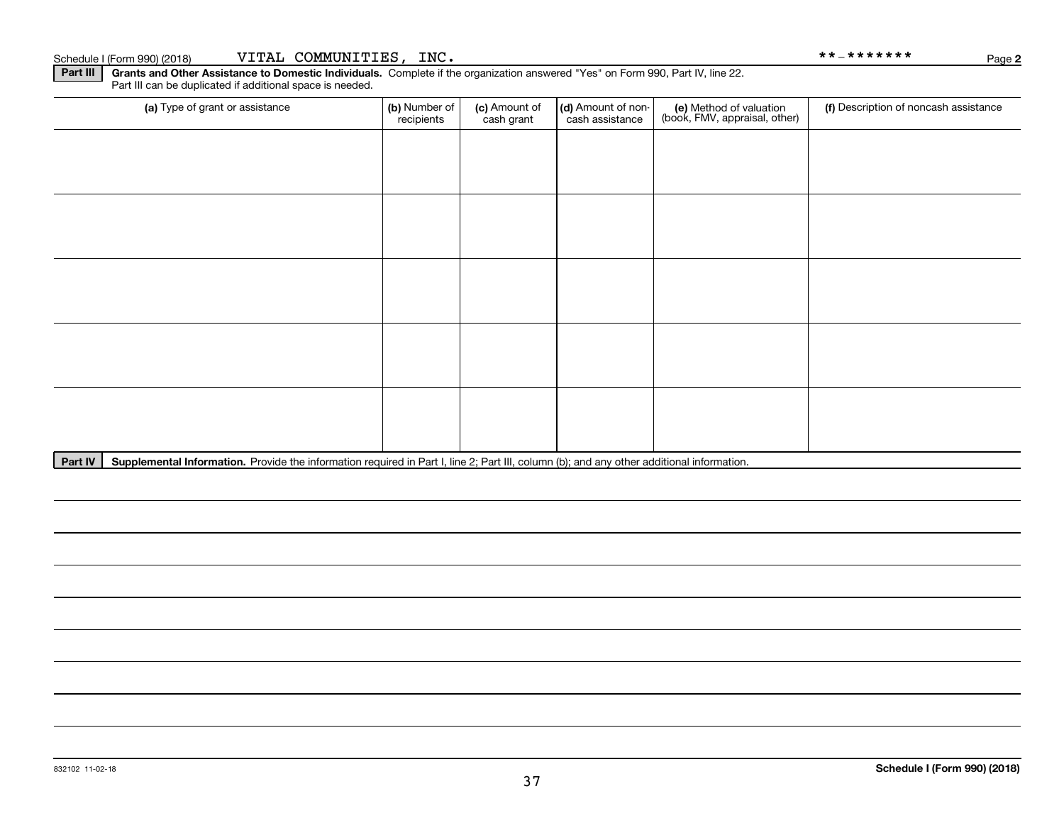Schedule I (Form 990) (2018) VITAL COMMUNITIES, INC. **-******* Page 2

**Part III** **Grants and Other Assistance to Domestic Individuals.** Complete if the organization answered "Yes" on Form 990, Part IV, line 22. Part III can be duplicated if additional space is needed.

| (a) Type of grant or assistance | (b) Number of recipients | (c) Amount of cash grant | (d) Amount of non-cash assistance | (e) Method of valuation (book, FMV, appraisal, other) | (f) Description of noncash assistance |
|---|---|---|---|---|---|
| | | | | | |
| | | | | | |
| | | | | | |
| | | | | | |
| | | | | | |

**Part IV** **Supplemental Information.** Provide the information required in Part I, line 2; Part III, column (b); and any other additional information.

832102 11-02-18 **Schedule I (Form 990) (2018)**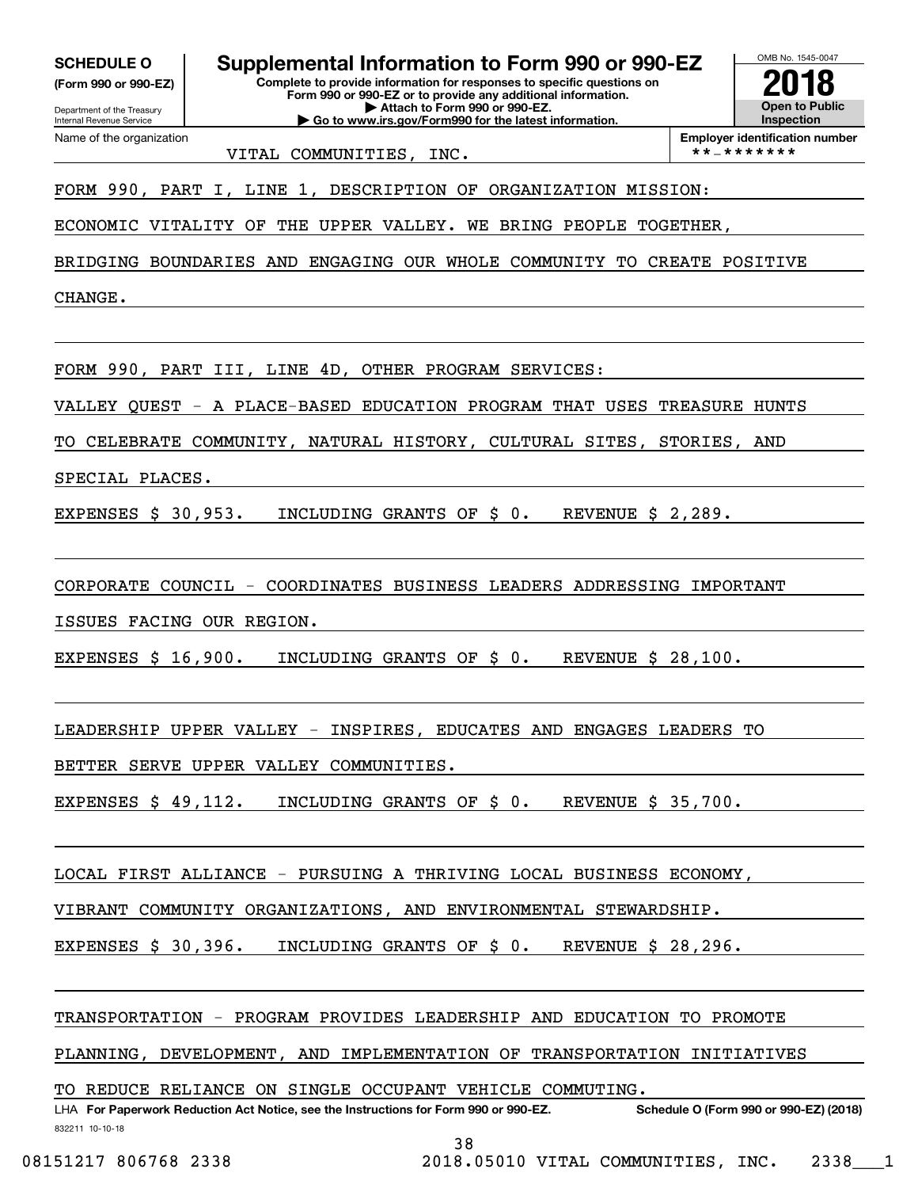**SCHEDULE O**
**(Form 990 or 990-EZ)**

Department of the Treasury
Internal Revenue Service

# Supplemental Information to Form 990 or 990-EZ

**Complete to provide information for responses to specific questions on Form 990 or 990-EZ or to provide any additional information.**
**▶ Attach to Form 990 or 990-EZ.**
**▶ Go to www.irs.gov/Form990 for the latest information.**

OMB No. 1545-0047

**2018**

**Open to Public Inspection**

Name of the organization: VITAL COMMUNITIES, INC.

**Employer identification number**: **-*******

FORM 990, PART I, LINE 1, DESCRIPTION OF ORGANIZATION MISSION:

ECONOMIC VITALITY OF THE UPPER VALLEY. WE BRING PEOPLE TOGETHER, BRIDGING BOUNDARIES AND ENGAGING OUR WHOLE COMMUNITY TO CREATE POSITIVE CHANGE.

FORM 990, PART III, LINE 4D, OTHER PROGRAM SERVICES:

VALLEY QUEST - A PLACE-BASED EDUCATION PROGRAM THAT USES TREASURE HUNTS TO CELEBRATE COMMUNITY, NATURAL HISTORY, CULTURAL SITES, STORIES, AND SPECIAL PLACES.

EXPENSES $ 30,953. INCLUDING GRANTS OF $ 0. REVENUE $ 2,289.

CORPORATE COUNCIL - COORDINATES BUSINESS LEADERS ADDRESSING IMPORTANT ISSUES FACING OUR REGION.

EXPENSES $ 16,900. INCLUDING GRANTS OF $ 0. REVENUE $ 28,100.

LEADERSHIP UPPER VALLEY - INSPIRES, EDUCATES AND ENGAGES LEADERS TO BETTER SERVE UPPER VALLEY COMMUNITIES.

EXPENSES $ 49,112. INCLUDING GRANTS OF $ 0. REVENUE $ 35,700.

LOCAL FIRST ALLIANCE - PURSUING A THRIVING LOCAL BUSINESS ECONOMY, VIBRANT COMMUNITY ORGANIZATIONS, AND ENVIRONMENTAL STEWARDSHIP.

EXPENSES $ 30,396. INCLUDING GRANTS OF $ 0. REVENUE $ 28,296.

TRANSPORTATION - PROGRAM PROVIDES LEADERSHIP AND EDUCATION TO PROMOTE PLANNING, DEVELOPMENT, AND IMPLEMENTATION OF TRANSPORTATION INITIATIVES TO REDUCE RELIANCE ON SINGLE OCCUPANT VEHICLE COMMUTING.

LHA **For Paperwork Reduction Act Notice, see the Instructions for Form 990 or 990-EZ.** **Schedule O (Form 990 or 990-EZ) (2018)**

832211 10-10-18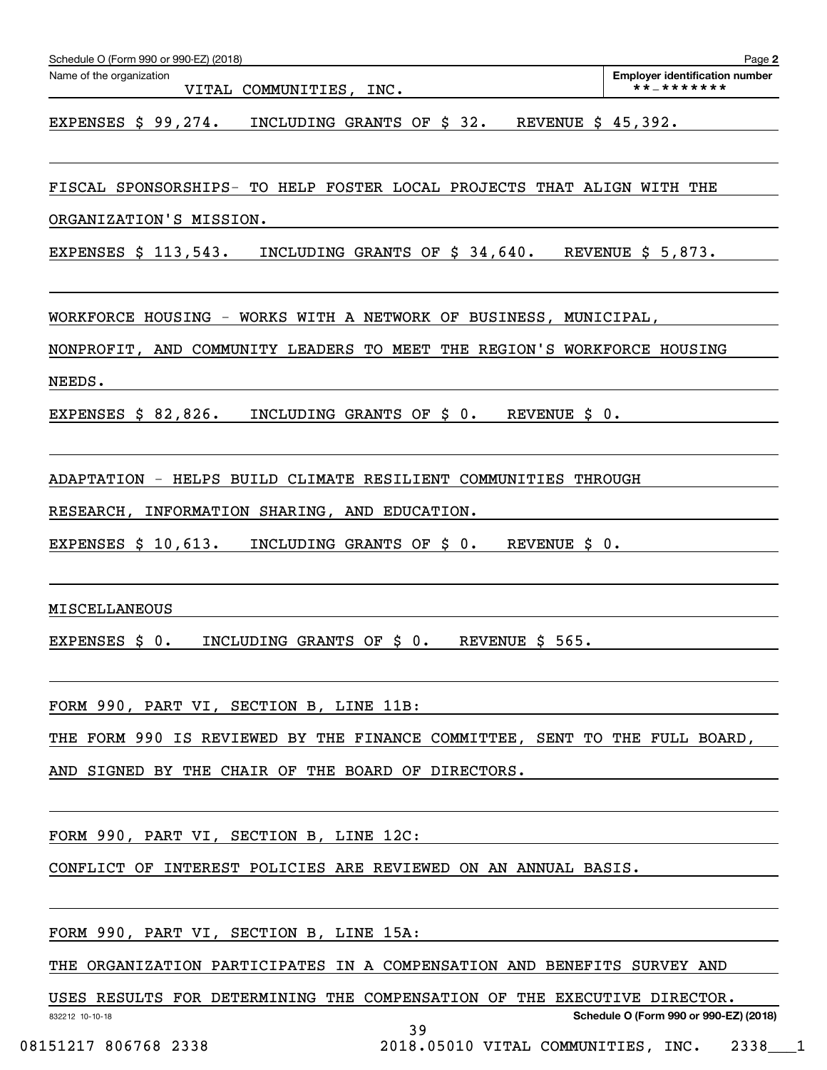Schedule O (Form 990 or 990-EZ) (2018)

Name of the organization: VITAL COMMUNITIES, INC.

Employer identification number: **-*******

EXPENSES $ 99,274. INCLUDING GRANTS OF $ 32. REVENUE $ 45,392.

FISCAL SPONSORSHIPS- TO HELP FOSTER LOCAL PROJECTS THAT ALIGN WITH THE ORGANIZATION'S MISSION.

EXPENSES $ 113,543. INCLUDING GRANTS OF $ 34,640. REVENUE $ 5,873.

WORKFORCE HOUSING - WORKS WITH A NETWORK OF BUSINESS, MUNICIPAL, NONPROFIT, AND COMMUNITY LEADERS TO MEET THE REGION'S WORKFORCE HOUSING NEEDS.

EXPENSES $ 82,826. INCLUDING GRANTS OF $ 0. REVENUE $ 0.

ADAPTATION - HELPS BUILD CLIMATE RESILIENT COMMUNITIES THROUGH RESEARCH, INFORMATION SHARING, AND EDUCATION.

EXPENSES $ 10,613. INCLUDING GRANTS OF $ 0. REVENUE $ 0.

MISCELLANEOUS

EXPENSES $ 0. INCLUDING GRANTS OF $ 0. REVENUE $ 565.

FORM 990, PART VI, SECTION B, LINE 11B:

THE FORM 990 IS REVIEWED BY THE FINANCE COMMITTEE, SENT TO THE FULL BOARD, AND SIGNED BY THE CHAIR OF THE BOARD OF DIRECTORS.

FORM 990, PART VI, SECTION B, LINE 12C:

CONFLICT OF INTEREST POLICIES ARE REVIEWED ON AN ANNUAL BASIS.

FORM 990, PART VI, SECTION B, LINE 15A:

THE ORGANIZATION PARTICIPATES IN A COMPENSATION AND BENEFITS SURVEY AND USES RESULTS FOR DETERMINING THE COMPENSATION OF THE EXECUTIVE DIRECTOR.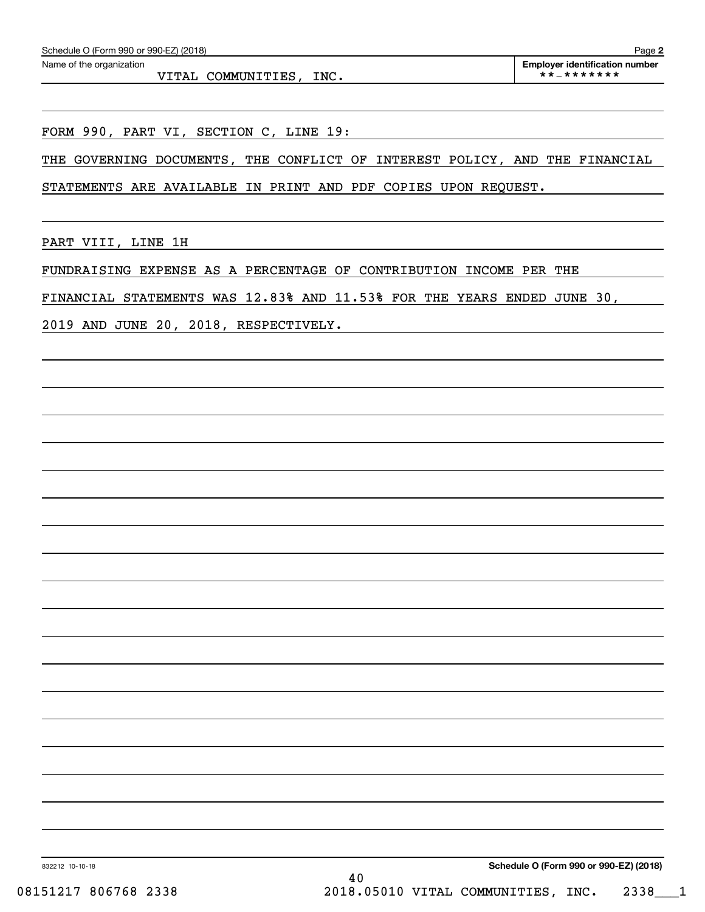Name of the organization

VITAL COMMUNITIES, INC.

Employer identification number

**-*******

FORM 990, PART VI, SECTION C, LINE 19:

THE GOVERNING DOCUMENTS, THE CONFLICT OF INTEREST POLICY, AND THE FINANCIAL STATEMENTS ARE AVAILABLE IN PRINT AND PDF COPIES UPON REQUEST.

PART VIII, LINE 1H

FUNDRAISING EXPENSE AS A PERCENTAGE OF CONTRIBUTION INCOME PER THE FINANCIAL STATEMENTS WAS 12.83% AND 11.53% FOR THE YEARS ENDED JUNE 30, 2019 AND JUNE 20, 2018, RESPECTIVELY.

832212 10-10-18

Schedule O (Form 990 or 990-EZ) (2018)

08151217 806768 2338     2018.05010 VITAL COMMUNITIES, INC.     2338___1